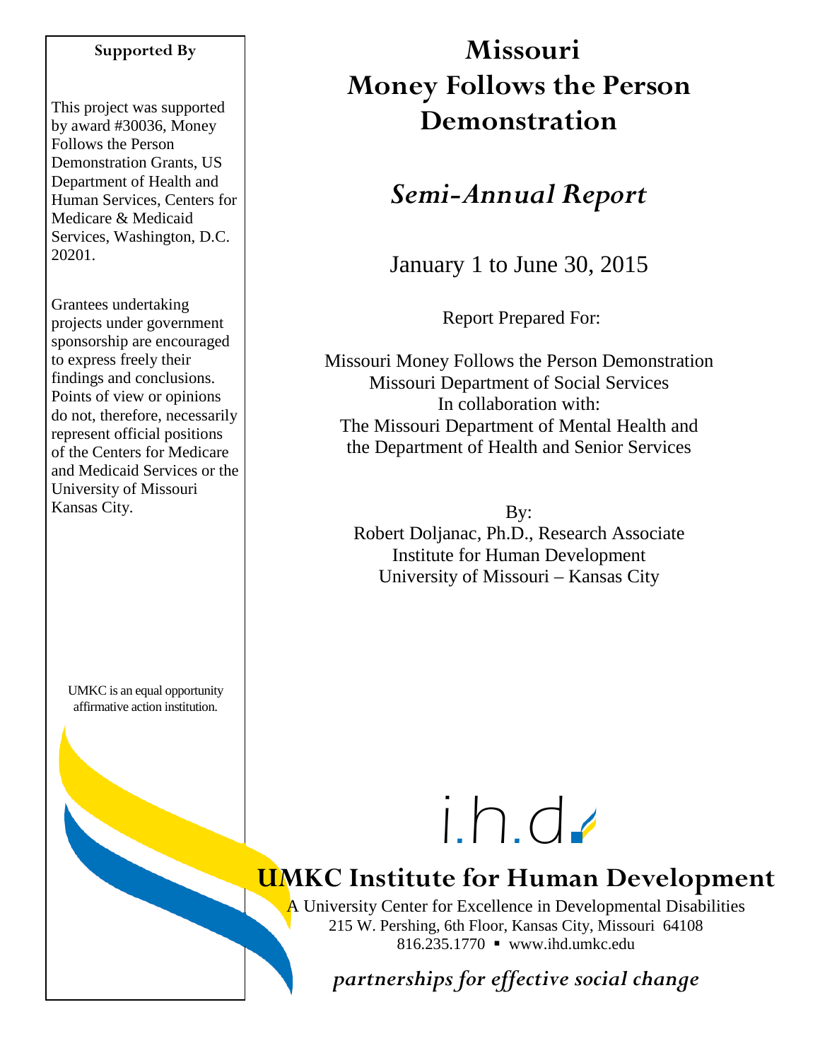# Missouri Money Follows the Person Demonstration

## *Semi-Annual Report*

January 1 to June 30, 2015

Report Prepared For:

Missouri Money Follows the Person Demonstration
Missouri Department of Social Services
In collaboration with:
The Missouri Department of Mental Health and
the Department of Health and Senior Services

By:
Robert Doljanac, Ph.D., Research Associate
Institute for Human Development
University of Missouri – Kansas City

**Supported By**

This project was supported by award #30036, Money Follows the Person Demonstration Grants, US Department of Health and Human Services, Centers for Medicare & Medicaid Services, Washington, D.C. 20201.

Grantees undertaking projects under government sponsorship are encouraged to express freely their findings and conclusions. Points of view or opinions do not, therefore, necessarily represent official positions of the Centers for Medicare and Medicaid Services or the University of Missouri Kansas City.

UMKC is an equal opportunity affirmative action institution.

i.h.d.

**UMKC Institute for Human Development**

A University Center for Excellence in Developmental Disabilities
215 W. Pershing, 6th Floor, Kansas City, Missouri 64108
816.235.1770 ▪ www.ihd.umkc.edu

*partnerships for effective social change*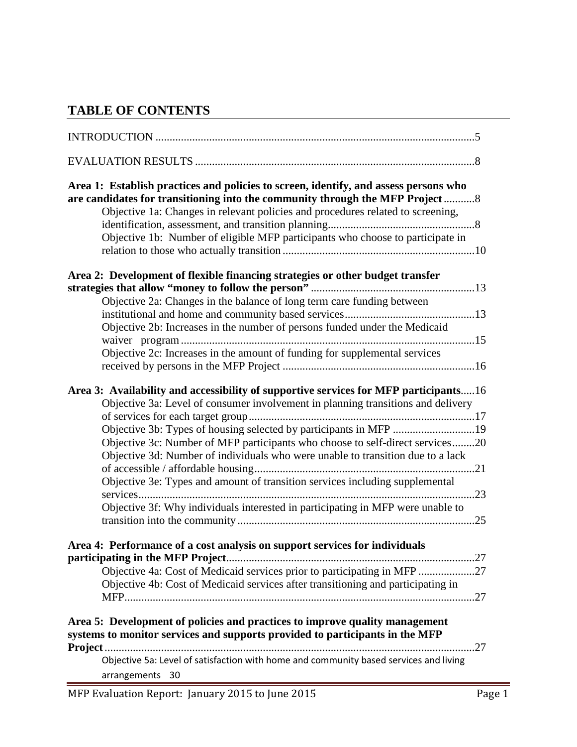## TABLE OF CONTENTS

INTRODUCTION ....................................................................................................5

EVALUATION RESULTS ......................................................................................8

**Area 1: Establish practices and policies to screen, identify, and assess persons who are candidates for transitioning into the community through the MFP Project** ...........8

- Objective 1a: Changes in relevant policies and procedures related to screening, identification, assessment, and transition planning....................................................8
- Objective 1b: Number of eligible MFP participants who choose to participate in relation to those who actually transition ....................................................................10

**Area 2: Development of flexible financing strategies or other budget transfer strategies that allow "money to follow the person"** .........................................................13

- Objective 2a: Changes in the balance of long term care funding between institutional and home and community based services..............................................13
- Objective 2b: Increases in the number of persons funded under the Medicaid waiver program .......................................................................................................15
- Objective 2c: Increases in the amount of funding for supplemental services received by persons in the MFP Project ....................................................................16

**Area 3: Availability and accessibility of supportive services for MFP participants**.....16

- Objective 3a: Level of consumer involvement in planning transitions and delivery of services for each target group................................................................................17
- Objective 3b: Types of housing selected by participants in MFP .............................19
- Objective 3c: Number of MFP participants who choose to self-direct services........20
- Objective 3d: Number of individuals who were unable to transition due to a lack of accessible / affordable housing..............................................................................21
- Objective 3e: Types and amount of transition services including supplemental services.......................................................................................................................23
- Objective 3f: Why individuals interested in participating in MFP were unable to transition into the community ....................................................................................25

**Area 4: Performance of a cost analysis on support services for individuals participating in the MFP Project**.......................................................................................27

- Objective 4a: Cost of Medicaid services prior to participating in MFP ....................27
- Objective 4b: Cost of Medicaid services after transitioning and participating in MFP............................................................................................................................27

**Area 5: Development of policies and practices to improve quality management systems to monitor services and supports provided to participants in the MFP Project**..................................................................................................................27

- Objective 5a: Level of satisfaction with home and community based services and living arrangements 30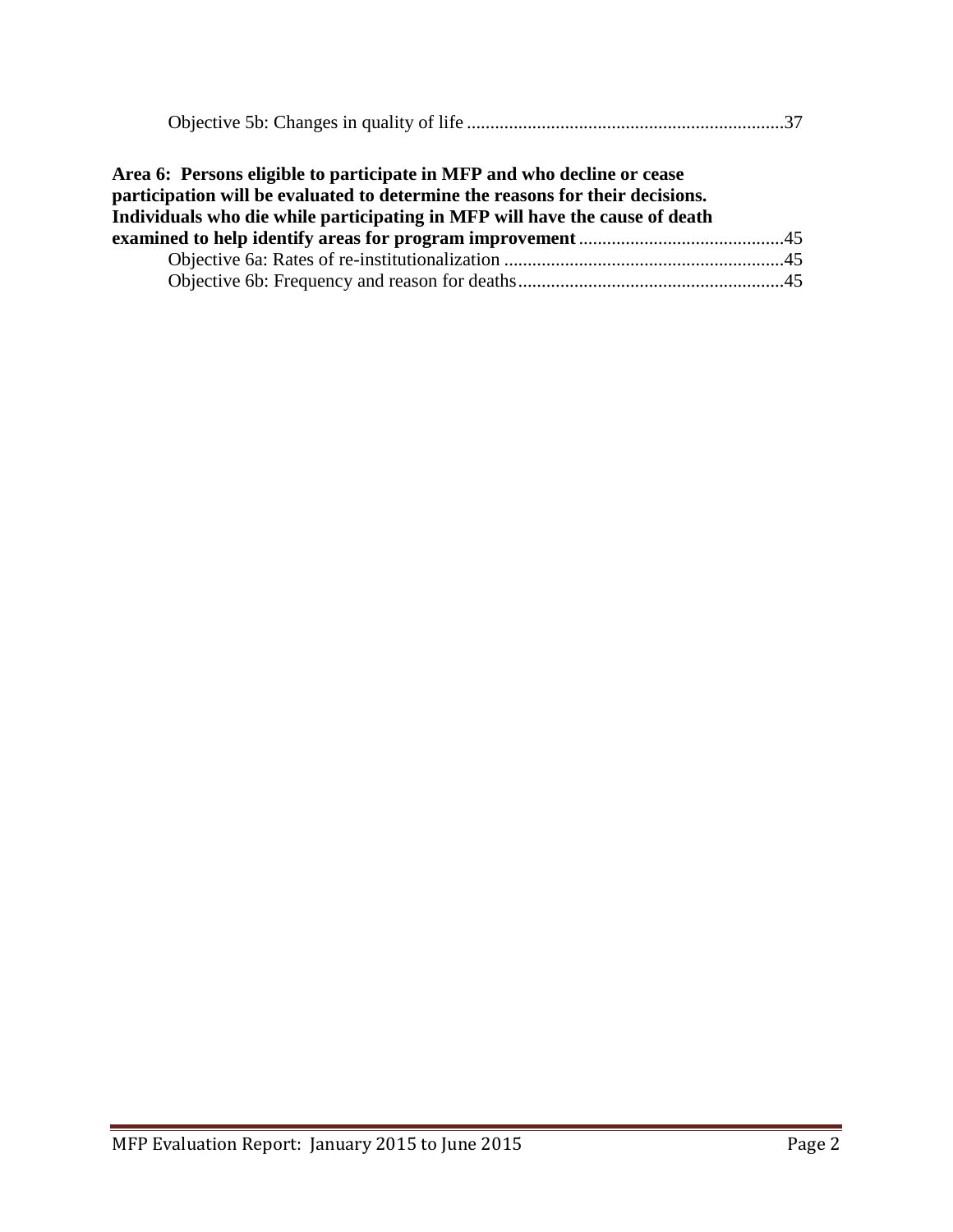Objective 5b: Changes in quality of life ....................................................................37

**Area 6: Persons eligible to participate in MFP and who decline or cease participation will be evaluated to determine the reasons for their decisions. Individuals who die while participating in MFP will have the cause of death examined to help identify areas for program improvement** ............................................45

Objective 6a: Rates of re-institutionalization ............................................................45

Objective 6b: Frequency and reason for deaths.........................................................45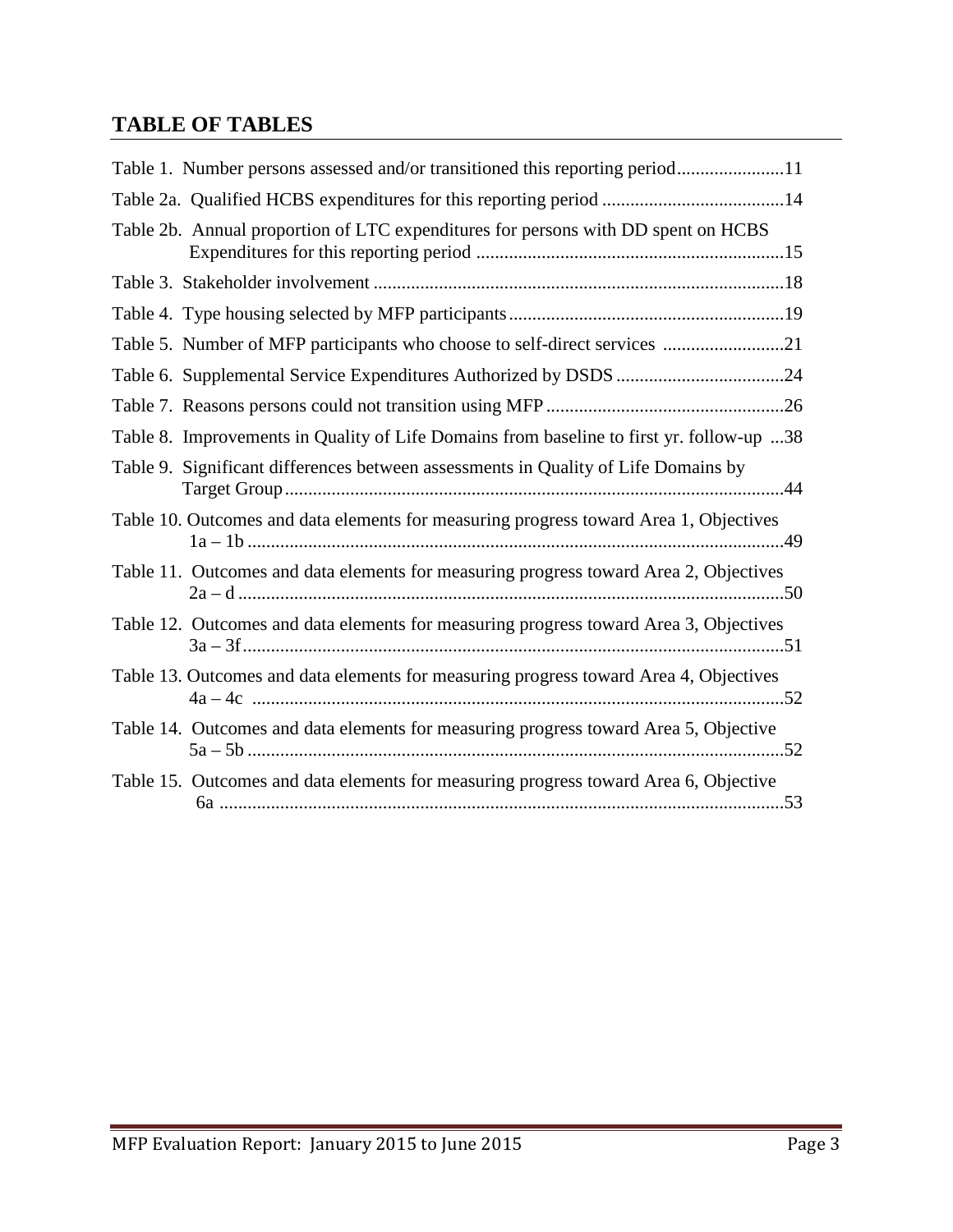## TABLE OF TABLES

Table 1. Number persons assessed and/or transitioned this reporting period.......................11

Table 2a. Qualified HCBS expenditures for this reporting period .......................................14

Table 2b. Annual proportion of LTC expenditures for persons with DD spent on HCBS Expenditures for this reporting period ..................................................................15

Table 3. Stakeholder involvement ........................................................................................18

Table 4. Type housing selected by MFP participants...........................................................19

Table 5. Number of MFP participants who choose to self-direct services ..........................21

Table 6. Supplemental Service Expenditures Authorized by DSDS ....................................24

Table 7. Reasons persons could not transition using MFP ...................................................26

Table 8. Improvements in Quality of Life Domains from baseline to first yr. follow-up ...38

Table 9. Significant differences between assessments in Quality of Life Domains by Target Group...........................................................................................................44

Table 10. Outcomes and data elements for measuring progress toward Area 1, Objectives 1a – 1b ..................................................................................................................49

Table 11. Outcomes and data elements for measuring progress toward Area 2, Objectives 2a – d .....................................................................................................................50

Table 12. Outcomes and data elements for measuring progress toward Area 3, Objectives 3a – 3f...................................................................................................................51

Table 13. Outcomes and data elements for measuring progress toward Area 4, Objectives 4a – 4c .................................................................................................................52

Table 14. Outcomes and data elements for measuring progress toward Area 5, Objective 5a – 5b ..................................................................................................................52

Table 15. Outcomes and data elements for measuring progress toward Area 6, Objective 6a ........................................................................................................................53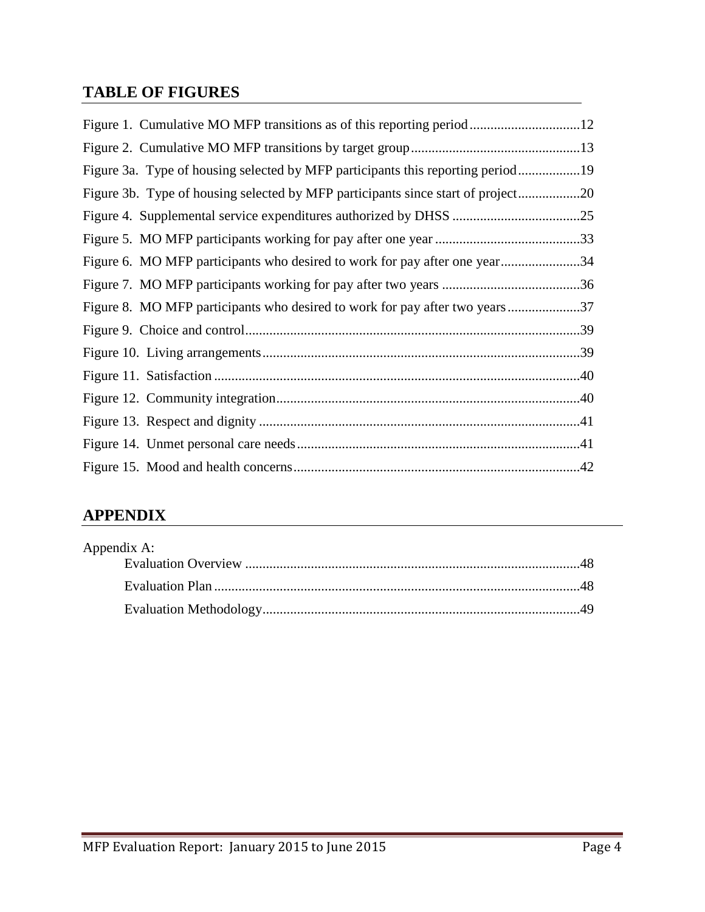## TABLE OF FIGURES

Figure 1. Cumulative MO MFP transitions as of this reporting period ................................12

Figure 2. Cumulative MO MFP transitions by target group .................................................13

Figure 3a. Type of housing selected by MFP participants this reporting period ..................19

Figure 3b. Type of housing selected by MFP participants since start of project ..................20

Figure 4. Supplemental service expenditures authorized by DHSS .....................................25

Figure 5. MO MFP participants working for pay after one year ..........................................33

Figure 6. MO MFP participants who desired to work for pay after one year .......................34

Figure 7. MO MFP participants working for pay after two years ........................................36

Figure 8. MO MFP participants who desired to work for pay after two years .....................37

Figure 9. Choice and control ................................................................................................39

Figure 10. Living arrangements ............................................................................................39

Figure 11. Satisfaction ..........................................................................................................40

Figure 12. Community integration ........................................................................................40

Figure 13. Respect and dignity .............................................................................................41

Figure 14. Unmet personal care needs ..................................................................................41

Figure 15. Mood and health concerns ...................................................................................42

## APPENDIX

Appendix A:

- Evaluation Overview .................................................................................48
- Evaluation Plan ..........................................................................................48
- Evaluation Methodology ............................................................................49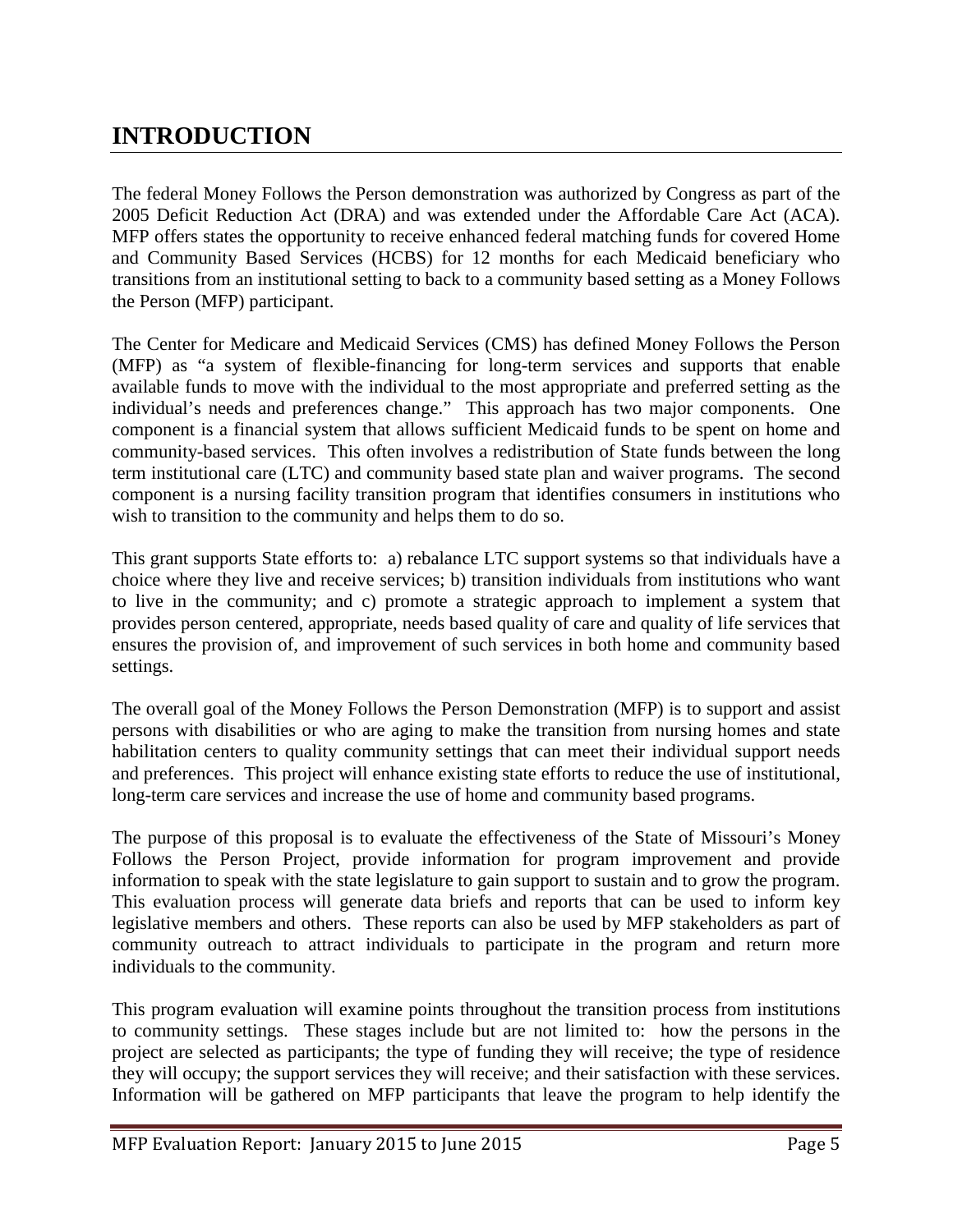# INTRODUCTION

The federal Money Follows the Person demonstration was authorized by Congress as part of the 2005 Deficit Reduction Act (DRA) and was extended under the Affordable Care Act (ACA). MFP offers states the opportunity to receive enhanced federal matching funds for covered Home and Community Based Services (HCBS) for 12 months for each Medicaid beneficiary who transitions from an institutional setting to back to a community based setting as a Money Follows the Person (MFP) participant.

The Center for Medicare and Medicaid Services (CMS) has defined Money Follows the Person (MFP) as "a system of flexible-financing for long-term services and supports that enable available funds to move with the individual to the most appropriate and preferred setting as the individual's needs and preferences change." This approach has two major components. One component is a financial system that allows sufficient Medicaid funds to be spent on home and community-based services. This often involves a redistribution of State funds between the long term institutional care (LTC) and community based state plan and waiver programs. The second component is a nursing facility transition program that identifies consumers in institutions who wish to transition to the community and helps them to do so.

This grant supports State efforts to: a) rebalance LTC support systems so that individuals have a choice where they live and receive services; b) transition individuals from institutions who want to live in the community; and c) promote a strategic approach to implement a system that provides person centered, appropriate, needs based quality of care and quality of life services that ensures the provision of, and improvement of such services in both home and community based settings.

The overall goal of the Money Follows the Person Demonstration (MFP) is to support and assist persons with disabilities or who are aging to make the transition from nursing homes and state habilitation centers to quality community settings that can meet their individual support needs and preferences. This project will enhance existing state efforts to reduce the use of institutional, long-term care services and increase the use of home and community based programs.

The purpose of this proposal is to evaluate the effectiveness of the State of Missouri's Money Follows the Person Project, provide information for program improvement and provide information to speak with the state legislature to gain support to sustain and to grow the program. This evaluation process will generate data briefs and reports that can be used to inform key legislative members and others. These reports can also be used by MFP stakeholders as part of community outreach to attract individuals to participate in the program and return more individuals to the community.

This program evaluation will examine points throughout the transition process from institutions to community settings. These stages include but are not limited to: how the persons in the project are selected as participants; the type of funding they will receive; the type of residence they will occupy; the support services they will receive; and their satisfaction with these services. Information will be gathered on MFP participants that leave the program to help identify the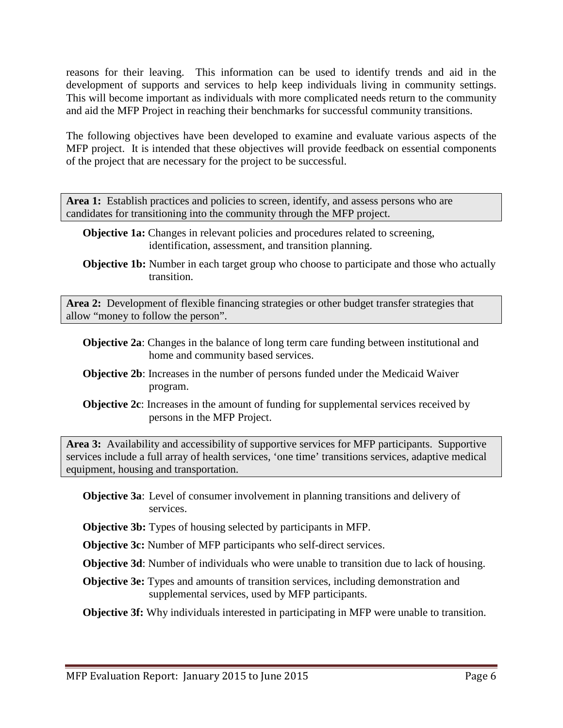reasons for their leaving. This information can be used to identify trends and aid in the development of supports and services to help keep individuals living in community settings. This will become important as individuals with more complicated needs return to the community and aid the MFP Project in reaching their benchmarks for successful community transitions.

The following objectives have been developed to examine and evaluate various aspects of the MFP project. It is intended that these objectives will provide feedback on essential components of the project that are necessary for the project to be successful.

**Area 1:** Establish practices and policies to screen, identify, and assess persons who are candidates for transitioning into the community through the MFP project.

**Objective 1a:** Changes in relevant policies and procedures related to screening, identification, assessment, and transition planning.

**Objective 1b:** Number in each target group who choose to participate and those who actually transition.

**Area 2:** Development of flexible financing strategies or other budget transfer strategies that allow "money to follow the person".

**Objective 2a**: Changes in the balance of long term care funding between institutional and home and community based services.

**Objective 2b**: Increases in the number of persons funded under the Medicaid Waiver program.

**Objective 2c**: Increases in the amount of funding for supplemental services received by persons in the MFP Project.

**Area 3:** Availability and accessibility of supportive services for MFP participants. Supportive services include a full array of health services, 'one time' transitions services, adaptive medical equipment, housing and transportation.

**Objective 3a**: Level of consumer involvement in planning transitions and delivery of services.

**Objective 3b:** Types of housing selected by participants in MFP.

**Objective 3c:** Number of MFP participants who self-direct services.

**Objective 3d**: Number of individuals who were unable to transition due to lack of housing.

**Objective 3e:** Types and amounts of transition services, including demonstration and supplemental services, used by MFP participants.

**Objective 3f:** Why individuals interested in participating in MFP were unable to transition.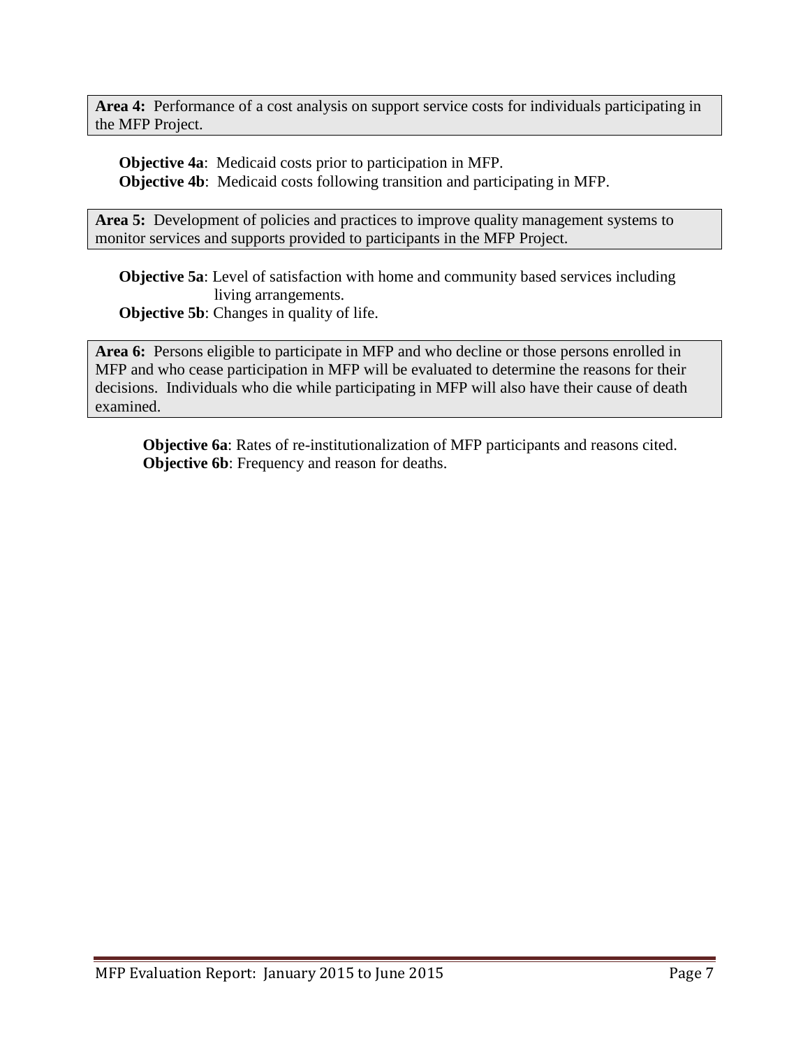**Area 4:** Performance of a cost analysis on support service costs for individuals participating in the MFP Project.

**Objective 4a**: Medicaid costs prior to participation in MFP.
**Objective 4b**: Medicaid costs following transition and participating in MFP.

**Area 5:** Development of policies and practices to improve quality management systems to monitor services and supports provided to participants in the MFP Project.

**Objective 5a**: Level of satisfaction with home and community based services including living arrangements.
**Objective 5b**: Changes in quality of life.

**Area 6:** Persons eligible to participate in MFP and who decline or those persons enrolled in MFP and who cease participation in MFP will be evaluated to determine the reasons for their decisions. Individuals who die while participating in MFP will also have their cause of death examined.

**Objective 6a**: Rates of re-institutionalization of MFP participants and reasons cited.
**Objective 6b**: Frequency and reason for deaths.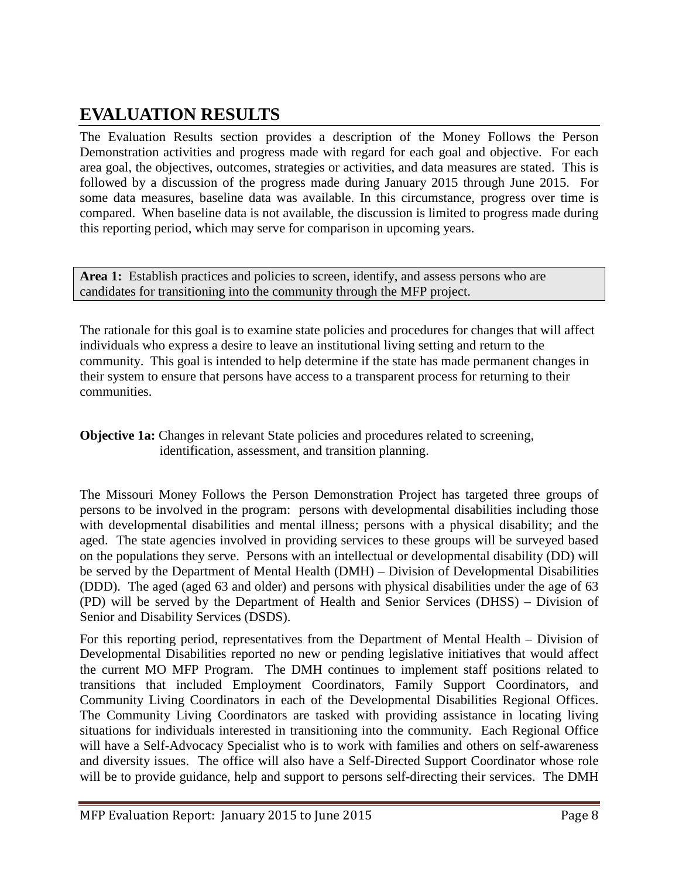# EVALUATION RESULTS

The Evaluation Results section provides a description of the Money Follows the Person Demonstration activities and progress made with regard for each goal and objective. For each area goal, the objectives, outcomes, strategies or activities, and data measures are stated. This is followed by a discussion of the progress made during January 2015 through June 2015. For some data measures, baseline data was available. In this circumstance, progress over time is compared. When baseline data is not available, the discussion is limited to progress made during this reporting period, which may serve for comparison in upcoming years.

**Area 1:** Establish practices and policies to screen, identify, and assess persons who are candidates for transitioning into the community through the MFP project.

The rationale for this goal is to examine state policies and procedures for changes that will affect individuals who express a desire to leave an institutional living setting and return to the community. This goal is intended to help determine if the state has made permanent changes in their system to ensure that persons have access to a transparent process for returning to their communities.

**Objective 1a:** Changes in relevant State policies and procedures related to screening, identification, assessment, and transition planning.

The Missouri Money Follows the Person Demonstration Project has targeted three groups of persons to be involved in the program: persons with developmental disabilities including those with developmental disabilities and mental illness; persons with a physical disability; and the aged. The state agencies involved in providing services to these groups will be surveyed based on the populations they serve. Persons with an intellectual or developmental disability (DD) will be served by the Department of Mental Health (DMH) – Division of Developmental Disabilities (DDD). The aged (aged 63 and older) and persons with physical disabilities under the age of 63 (PD) will be served by the Department of Health and Senior Services (DHSS) – Division of Senior and Disability Services (DSDS).

For this reporting period, representatives from the Department of Mental Health – Division of Developmental Disabilities reported no new or pending legislative initiatives that would affect the current MO MFP Program. The DMH continues to implement staff positions related to transitions that included Employment Coordinators, Family Support Coordinators, and Community Living Coordinators in each of the Developmental Disabilities Regional Offices. The Community Living Coordinators are tasked with providing assistance in locating living situations for individuals interested in transitioning into the community. Each Regional Office will have a Self-Advocacy Specialist who is to work with families and others on self-awareness and diversity issues. The office will also have a Self-Directed Support Coordinator whose role will be to provide guidance, help and support to persons self-directing their services. The DMH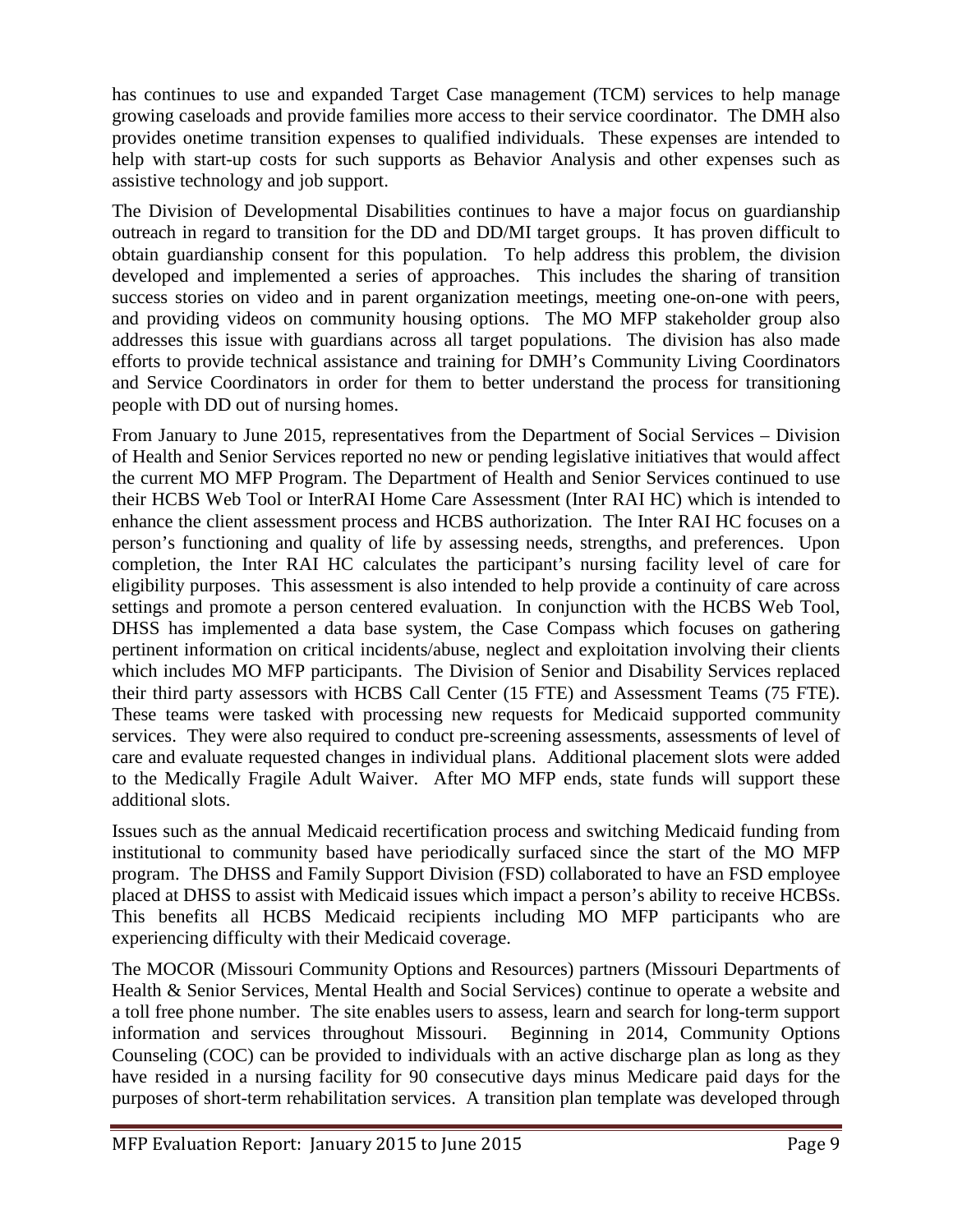has continues to use and expanded Target Case management (TCM) services to help manage growing caseloads and provide families more access to their service coordinator. The DMH also provides onetime transition expenses to qualified individuals. These expenses are intended to help with start-up costs for such supports as Behavior Analysis and other expenses such as assistive technology and job support.

The Division of Developmental Disabilities continues to have a major focus on guardianship outreach in regard to transition for the DD and DD/MI target groups. It has proven difficult to obtain guardianship consent for this population. To help address this problem, the division developed and implemented a series of approaches. This includes the sharing of transition success stories on video and in parent organization meetings, meeting one-on-one with peers, and providing videos on community housing options. The MO MFP stakeholder group also addresses this issue with guardians across all target populations. The division has also made efforts to provide technical assistance and training for DMH's Community Living Coordinators and Service Coordinators in order for them to better understand the process for transitioning people with DD out of nursing homes.

From January to June 2015, representatives from the Department of Social Services – Division of Health and Senior Services reported no new or pending legislative initiatives that would affect the current MO MFP Program. The Department of Health and Senior Services continued to use their HCBS Web Tool or InterRAI Home Care Assessment (Inter RAI HC) which is intended to enhance the client assessment process and HCBS authorization. The Inter RAI HC focuses on a person's functioning and quality of life by assessing needs, strengths, and preferences. Upon completion, the Inter RAI HC calculates the participant's nursing facility level of care for eligibility purposes. This assessment is also intended to help provide a continuity of care across settings and promote a person centered evaluation. In conjunction with the HCBS Web Tool, DHSS has implemented a data base system, the Case Compass which focuses on gathering pertinent information on critical incidents/abuse, neglect and exploitation involving their clients which includes MO MFP participants. The Division of Senior and Disability Services replaced their third party assessors with HCBS Call Center (15 FTE) and Assessment Teams (75 FTE). These teams were tasked with processing new requests for Medicaid supported community services. They were also required to conduct pre-screening assessments, assessments of level of care and evaluate requested changes in individual plans. Additional placement slots were added to the Medically Fragile Adult Waiver. After MO MFP ends, state funds will support these additional slots.

Issues such as the annual Medicaid recertification process and switching Medicaid funding from institutional to community based have periodically surfaced since the start of the MO MFP program. The DHSS and Family Support Division (FSD) collaborated to have an FSD employee placed at DHSS to assist with Medicaid issues which impact a person's ability to receive HCBSs. This benefits all HCBS Medicaid recipients including MO MFP participants who are experiencing difficulty with their Medicaid coverage.

The MOCOR (Missouri Community Options and Resources) partners (Missouri Departments of Health & Senior Services, Mental Health and Social Services) continue to operate a website and a toll free phone number. The site enables users to assess, learn and search for long-term support information and services throughout Missouri. Beginning in 2014, Community Options Counseling (COC) can be provided to individuals with an active discharge plan as long as they have resided in a nursing facility for 90 consecutive days minus Medicare paid days for the purposes of short-term rehabilitation services. A transition plan template was developed through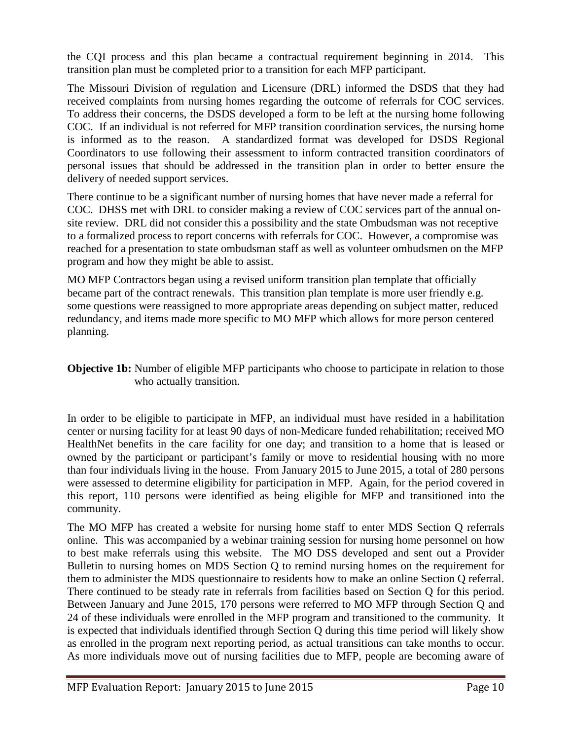the CQI process and this plan became a contractual requirement beginning in 2014. This transition plan must be completed prior to a transition for each MFP participant.

The Missouri Division of regulation and Licensure (DRL) informed the DSDS that they had received complaints from nursing homes regarding the outcome of referrals for COC services. To address their concerns, the DSDS developed a form to be left at the nursing home following COC. If an individual is not referred for MFP transition coordination services, the nursing home is informed as to the reason. A standardized format was developed for DSDS Regional Coordinators to use following their assessment to inform contracted transition coordinators of personal issues that should be addressed in the transition plan in order to better ensure the delivery of needed support services.

There continue to be a significant number of nursing homes that have never made a referral for COC. DHSS met with DRL to consider making a review of COC services part of the annual on-site review. DRL did not consider this a possibility and the state Ombudsman was not receptive to a formalized process to report concerns with referrals for COC. However, a compromise was reached for a presentation to state ombudsman staff as well as volunteer ombudsmen on the MFP program and how they might be able to assist.

MO MFP Contractors began using a revised uniform transition plan template that officially became part of the contract renewals. This transition plan template is more user friendly e.g. some questions were reassigned to more appropriate areas depending on subject matter, reduced redundancy, and items made more specific to MO MFP which allows for more person centered planning.

**Objective 1b:** Number of eligible MFP participants who choose to participate in relation to those who actually transition.

In order to be eligible to participate in MFP, an individual must have resided in a habilitation center or nursing facility for at least 90 days of non-Medicare funded rehabilitation; received MO HealthNet benefits in the care facility for one day; and transition to a home that is leased or owned by the participant or participant's family or move to residential housing with no more than four individuals living in the house. From January 2015 to June 2015, a total of 280 persons were assessed to determine eligibility for participation in MFP. Again, for the period covered in this report, 110 persons were identified as being eligible for MFP and transitioned into the community.

The MO MFP has created a website for nursing home staff to enter MDS Section Q referrals online. This was accompanied by a webinar training session for nursing home personnel on how to best make referrals using this website. The MO DSS developed and sent out a Provider Bulletin to nursing homes on MDS Section Q to remind nursing homes on the requirement for them to administer the MDS questionnaire to residents how to make an online Section Q referral. There continued to be steady rate in referrals from facilities based on Section Q for this period. Between January and June 2015, 170 persons were referred to MO MFP through Section Q and 24 of these individuals were enrolled in the MFP program and transitioned to the community. It is expected that individuals identified through Section Q during this time period will likely show as enrolled in the program next reporting period, as actual transitions can take months to occur. As more individuals move out of nursing facilities due to MFP, people are becoming aware of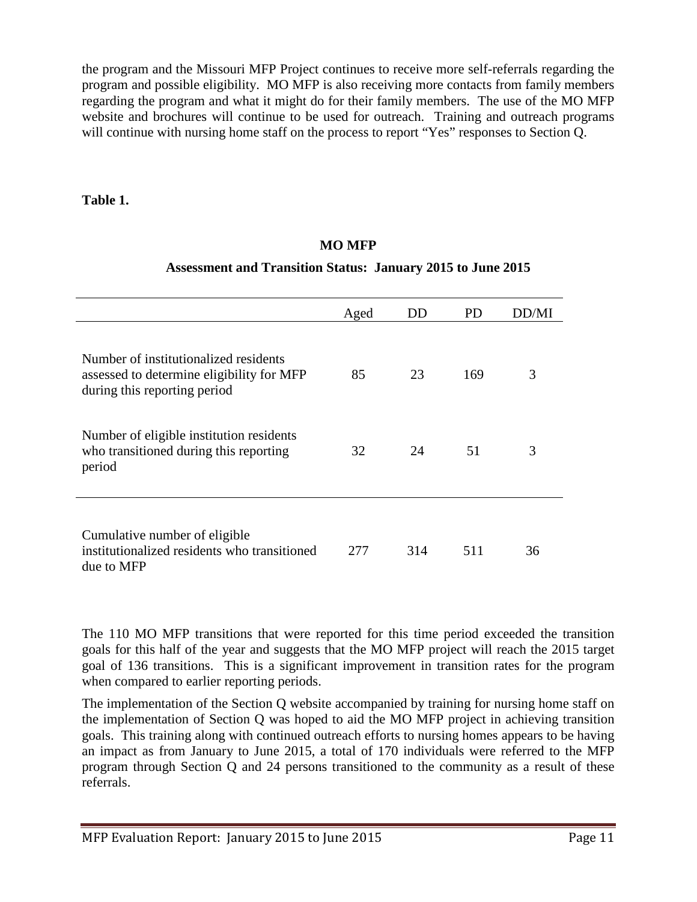the program and the Missouri MFP Project continues to receive more self-referrals regarding the program and possible eligibility. MO MFP is also receiving more contacts from family members regarding the program and what it might do for their family members. The use of the MO MFP website and brochures will continue to be used for outreach. Training and outreach programs will continue with nursing home staff on the process to report "Yes" responses to Section Q.

**Table 1.**

**MO MFP**

**Assessment and Transition Status: January 2015 to June 2015**

| | Aged | DD | PD | DD/MI |
|---|---|---|---|---|
| Number of institutionalized residents assessed to determine eligibility for MFP during this reporting period | 85 | 23 | 169 | 3 |
| Number of eligible institution residents who transitioned during this reporting period | 32 | 24 | 51 | 3 |
| Cumulative number of eligible institutionalized residents who transitioned due to MFP | 277 | 314 | 511 | 36 |

The 110 MO MFP transitions that were reported for this time period exceeded the transition goals for this half of the year and suggests that the MO MFP project will reach the 2015 target goal of 136 transitions. This is a significant improvement in transition rates for the program when compared to earlier reporting periods.

The implementation of the Section Q website accompanied by training for nursing home staff on the implementation of Section Q was hoped to aid the MO MFP project in achieving transition goals. This training along with continued outreach efforts to nursing homes appears to be having an impact as from January to June 2015, a total of 170 individuals were referred to the MFP program through Section Q and 24 persons transitioned to the community as a result of these referrals.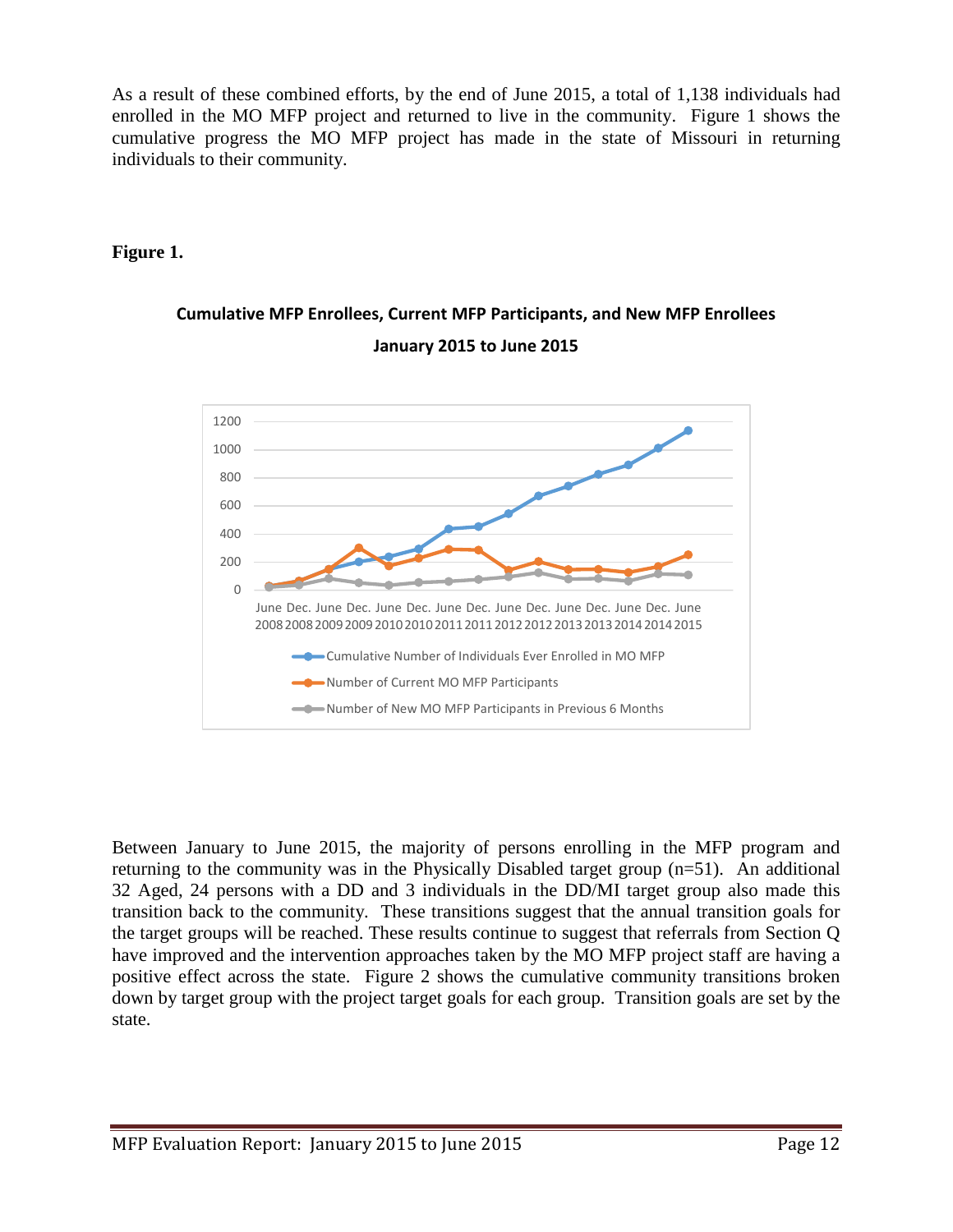As a result of these combined efforts, by the end of June 2015, a total of 1,138 individuals had enrolled in the MO MFP project and returned to live in the community. Figure 1 shows the cumulative progress the MO MFP project has made in the state of Missouri in returning individuals to their community.

**Figure 1.**

**Cumulative MFP Enrollees, Current MFP Participants, and New MFP Enrollees**

**January 2015 to June 2015**

Between January to June 2015, the majority of persons enrolling in the MFP program and returning to the community was in the Physically Disabled target group (n=51). An additional 32 Aged, 24 persons with a DD and 3 individuals in the DD/MI target group also made this transition back to the community. These transitions suggest that the annual transition goals for the target groups will be reached. These results continue to suggest that referrals from Section Q have improved and the intervention approaches taken by the MO MFP project staff are having a positive effect across the state. Figure 2 shows the cumulative community transitions broken down by target group with the project target goals for each group. Transition goals are set by the state.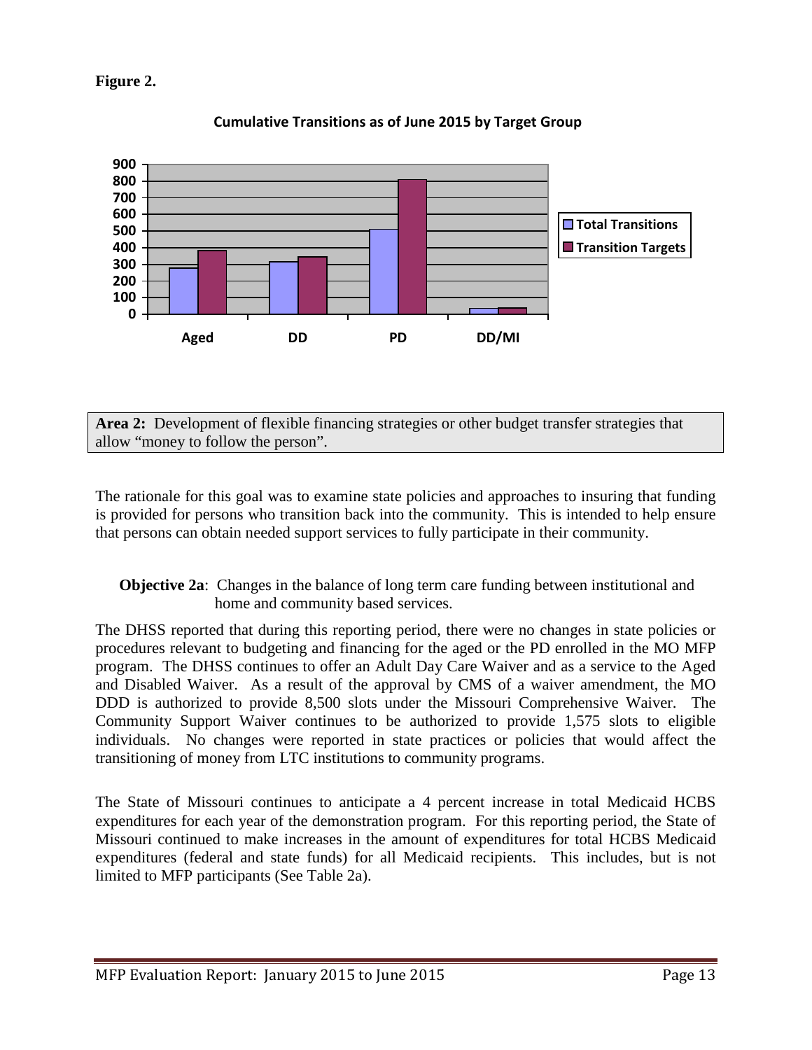**Figure 2.**

**Cumulative Transitions as of June 2015 by Target Group**

**Area 2:** Development of flexible financing strategies or other budget transfer strategies that allow "money to follow the person".

The rationale for this goal was to examine state policies and approaches to insuring that funding is provided for persons who transition back into the community. This is intended to help ensure that persons can obtain needed support services to fully participate in their community.

**Objective 2a**: Changes in the balance of long term care funding between institutional and home and community based services.

The DHSS reported that during this reporting period, there were no changes in state policies or procedures relevant to budgeting and financing for the aged or the PD enrolled in the MO MFP program. The DHSS continues to offer an Adult Day Care Waiver and as a service to the Aged and Disabled Waiver. As a result of the approval by CMS of a waiver amendment, the MO DDD is authorized to provide 8,500 slots under the Missouri Comprehensive Waiver. The Community Support Waiver continues to be authorized to provide 1,575 slots to eligible individuals. No changes were reported in state practices or policies that would affect the transitioning of money from LTC institutions to community programs.

The State of Missouri continues to anticipate a 4 percent increase in total Medicaid HCBS expenditures for each year of the demonstration program. For this reporting period, the State of Missouri continued to make increases in the amount of expenditures for total HCBS Medicaid expenditures (federal and state funds) for all Medicaid recipients. This includes, but is not limited to MFP participants (See Table 2a).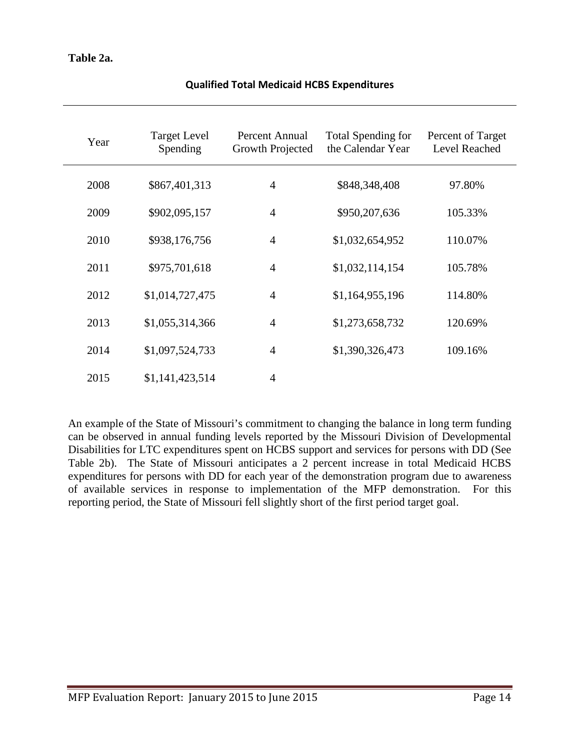**Table 2a.**

**Qualified Total Medicaid HCBS Expenditures**

| Year | Target Level Spending | Percent Annual Growth Projected | Total Spending for the Calendar Year | Percent of Target Level Reached |
|---|---|---|---|---|
| 2008 | $867,401,313 | 4 | $848,348,408 | 97.80% |
| 2009 | $902,095,157 | 4 | $950,207,636 | 105.33% |
| 2010 | $938,176,756 | 4 | $1,032,654,952 | 110.07% |
| 2011 | $975,701,618 | 4 | $1,032,114,154 | 105.78% |
| 2012 | $1,014,727,475 | 4 | $1,164,955,196 | 114.80% |
| 2013 | $1,055,314,366 | 4 | $1,273,658,732 | 120.69% |
| 2014 | $1,097,524,733 | 4 | $1,390,326,473 | 109.16% |
| 2015 | $1,141,423,514 | 4 | | |

An example of the State of Missouri's commitment to changing the balance in long term funding can be observed in annual funding levels reported by the Missouri Division of Developmental Disabilities for LTC expenditures spent on HCBS support and services for persons with DD (See Table 2b). The State of Missouri anticipates a 2 percent increase in total Medicaid HCBS expenditures for persons with DD for each year of the demonstration program due to awareness of available services in response to implementation of the MFP demonstration. For this reporting period, the State of Missouri fell slightly short of the first period target goal.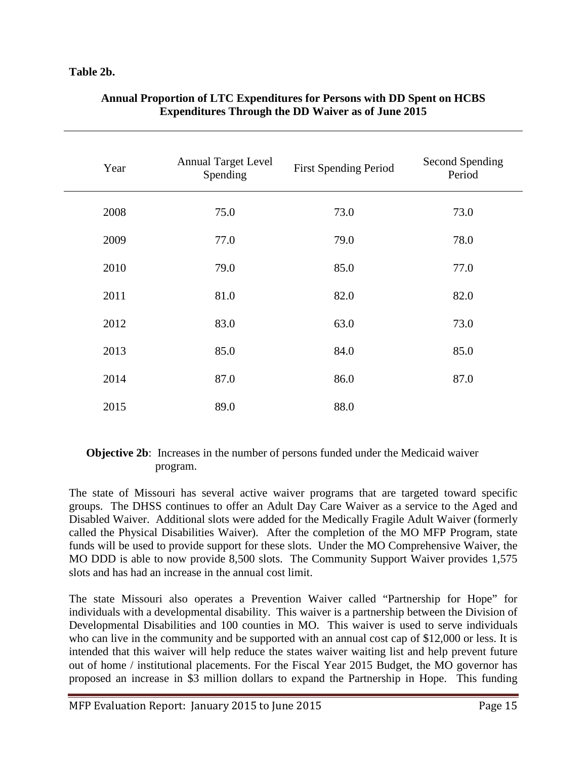**Table 2b.**

**Annual Proportion of LTC Expenditures for Persons with DD Spent on HCBS Expenditures Through the DD Waiver as of June 2015**

| Year | Annual Target Level Spending | First Spending Period | Second Spending Period |
|---|---|---|---|
| 2008 | 75.0 | 73.0 | 73.0 |
| 2009 | 77.0 | 79.0 | 78.0 |
| 2010 | 79.0 | 85.0 | 77.0 |
| 2011 | 81.0 | 82.0 | 82.0 |
| 2012 | 83.0 | 63.0 | 73.0 |
| 2013 | 85.0 | 84.0 | 85.0 |
| 2014 | 87.0 | 86.0 | 87.0 |
| 2015 | 89.0 | 88.0 | |

**Objective 2b**: Increases in the number of persons funded under the Medicaid waiver program.

The state of Missouri has several active waiver programs that are targeted toward specific groups. The DHSS continues to offer an Adult Day Care Waiver as a service to the Aged and Disabled Waiver. Additional slots were added for the Medically Fragile Adult Waiver (formerly called the Physical Disabilities Waiver). After the completion of the MO MFP Program, state funds will be used to provide support for these slots. Under the MO Comprehensive Waiver, the MO DDD is able to now provide 8,500 slots. The Community Support Waiver provides 1,575 slots and has had an increase in the annual cost limit.

The state Missouri also operates a Prevention Waiver called "Partnership for Hope" for individuals with a developmental disability. This waiver is a partnership between the Division of Developmental Disabilities and 100 counties in MO. This waiver is used to serve individuals who can live in the community and be supported with an annual cost cap of $12,000 or less. It is intended that this waiver will help reduce the states waiver waiting list and help prevent future out of home / institutional placements. For the Fiscal Year 2015 Budget, the MO governor has proposed an increase in $3 million dollars to expand the Partnership in Hope. This funding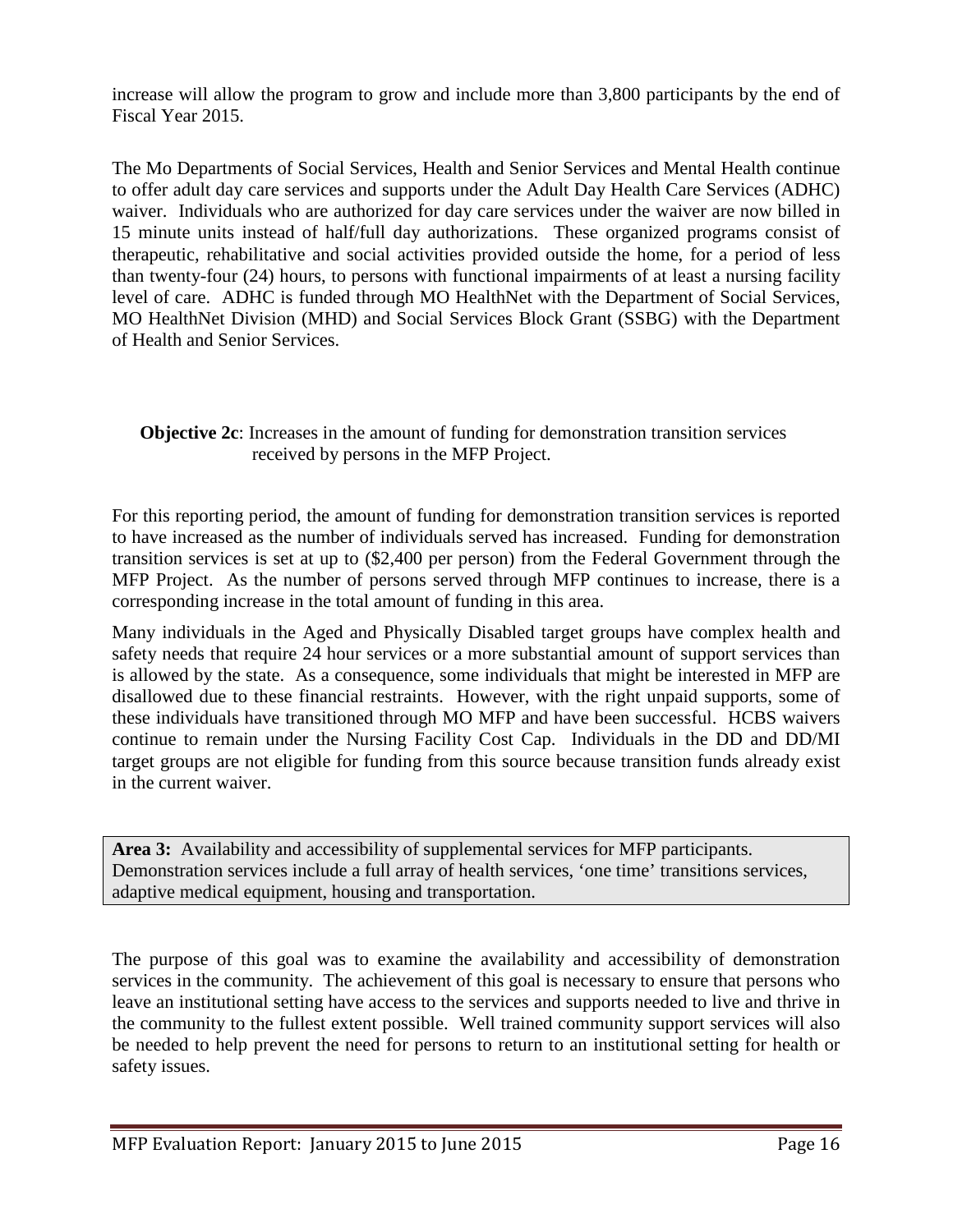increase will allow the program to grow and include more than 3,800 participants by the end of Fiscal Year 2015.

The Mo Departments of Social Services, Health and Senior Services and Mental Health continue to offer adult day care services and supports under the Adult Day Health Care Services (ADHC) waiver. Individuals who are authorized for day care services under the waiver are now billed in 15 minute units instead of half/full day authorizations. These organized programs consist of therapeutic, rehabilitative and social activities provided outside the home, for a period of less than twenty-four (24) hours, to persons with functional impairments of at least a nursing facility level of care. ADHC is funded through MO HealthNet with the Department of Social Services, MO HealthNet Division (MHD) and Social Services Block Grant (SSBG) with the Department of Health and Senior Services.

**Objective 2c**: Increases in the amount of funding for demonstration transition services received by persons in the MFP Project.

For this reporting period, the amount of funding for demonstration transition services is reported to have increased as the number of individuals served has increased. Funding for demonstration transition services is set at up to ($2,400 per person) from the Federal Government through the MFP Project. As the number of persons served through MFP continues to increase, there is a corresponding increase in the total amount of funding in this area.

Many individuals in the Aged and Physically Disabled target groups have complex health and safety needs that require 24 hour services or a more substantial amount of support services than is allowed by the state. As a consequence, some individuals that might be interested in MFP are disallowed due to these financial restraints. However, with the right unpaid supports, some of these individuals have transitioned through MO MFP and have been successful. HCBS waivers continue to remain under the Nursing Facility Cost Cap. Individuals in the DD and DD/MI target groups are not eligible for funding from this source because transition funds already exist in the current waiver.

**Area 3:** Availability and accessibility of supplemental services for MFP participants. Demonstration services include a full array of health services, 'one time' transitions services, adaptive medical equipment, housing and transportation.

The purpose of this goal was to examine the availability and accessibility of demonstration services in the community. The achievement of this goal is necessary to ensure that persons who leave an institutional setting have access to the services and supports needed to live and thrive in the community to the fullest extent possible. Well trained community support services will also be needed to help prevent the need for persons to return to an institutional setting for health or safety issues.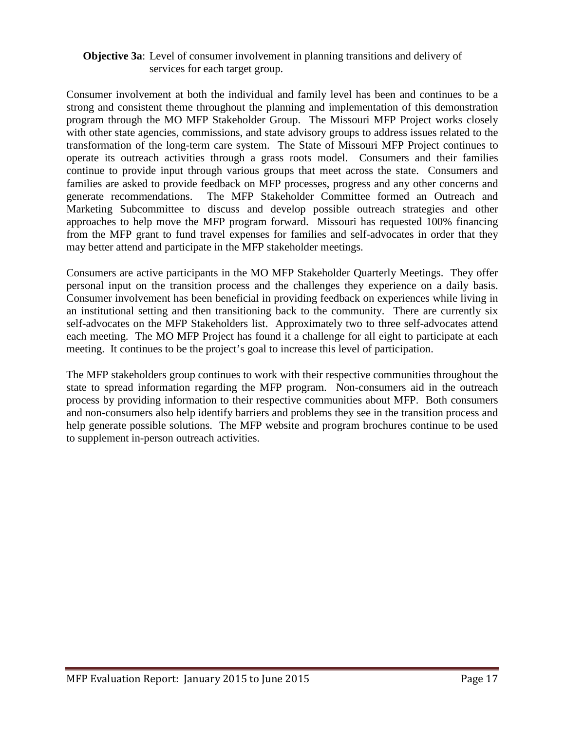**Objective 3a**: Level of consumer involvement in planning transitions and delivery of services for each target group.

Consumer involvement at both the individual and family level has been and continues to be a strong and consistent theme throughout the planning and implementation of this demonstration program through the MO MFP Stakeholder Group. The Missouri MFP Project works closely with other state agencies, commissions, and state advisory groups to address issues related to the transformation of the long-term care system. The State of Missouri MFP Project continues to operate its outreach activities through a grass roots model. Consumers and their families continue to provide input through various groups that meet across the state. Consumers and families are asked to provide feedback on MFP processes, progress and any other concerns and generate recommendations. The MFP Stakeholder Committee formed an Outreach and Marketing Subcommittee to discuss and develop possible outreach strategies and other approaches to help move the MFP program forward. Missouri has requested 100% financing from the MFP grant to fund travel expenses for families and self-advocates in order that they may better attend and participate in the MFP stakeholder meetings.

Consumers are active participants in the MO MFP Stakeholder Quarterly Meetings. They offer personal input on the transition process and the challenges they experience on a daily basis. Consumer involvement has been beneficial in providing feedback on experiences while living in an institutional setting and then transitioning back to the community. There are currently six self-advocates on the MFP Stakeholders list. Approximately two to three self-advocates attend each meeting. The MO MFP Project has found it a challenge for all eight to participate at each meeting. It continues to be the project's goal to increase this level of participation.

The MFP stakeholders group continues to work with their respective communities throughout the state to spread information regarding the MFP program. Non-consumers aid in the outreach process by providing information to their respective communities about MFP. Both consumers and non-consumers also help identify barriers and problems they see in the transition process and help generate possible solutions. The MFP website and program brochures continue to be used to supplement in-person outreach activities.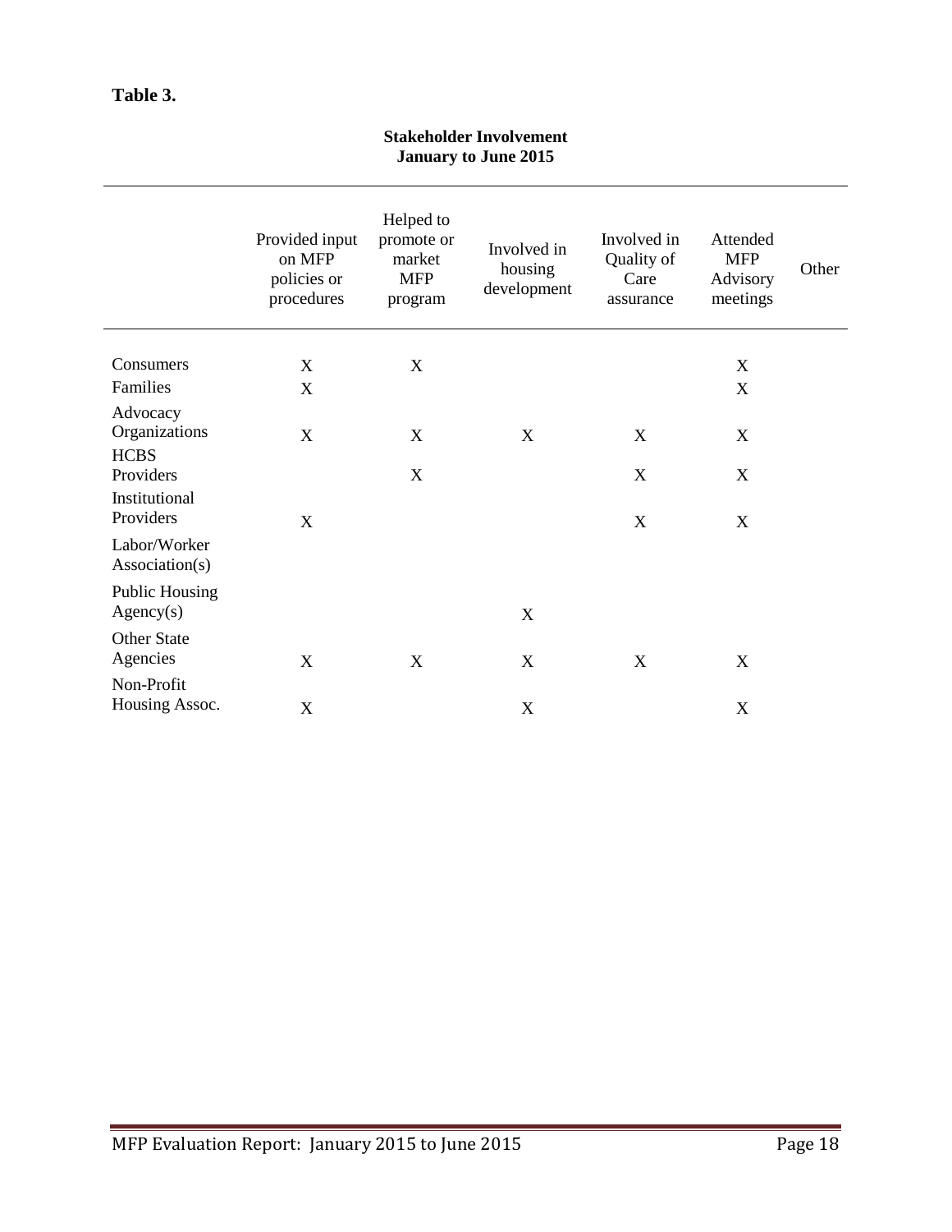**Table 3.**

**Stakeholder Involvement**
**January to June 2015**

| | Provided input on MFP policies or procedures | Helped to promote or market MFP program | Involved in housing development | Involved in Quality of Care assurance | Attended MFP Advisory meetings | Other |
|---|---|---|---|---|---|---|
| Consumers | X | X | | | X | |
| Families | X | | | | X | |
| Advocacy Organizations | X | X | X | X | X | |
| HCBS Providers | | X | | X | X | |
| Institutional Providers | X | | | X | X | |
| Labor/Worker Association(s) | | | | | | |
| Public Housing Agency(s) | | | X | | | |
| Other State Agencies | X | X | X | X | X | |
| Non-Profit Housing Assoc. | X | | X | | X | |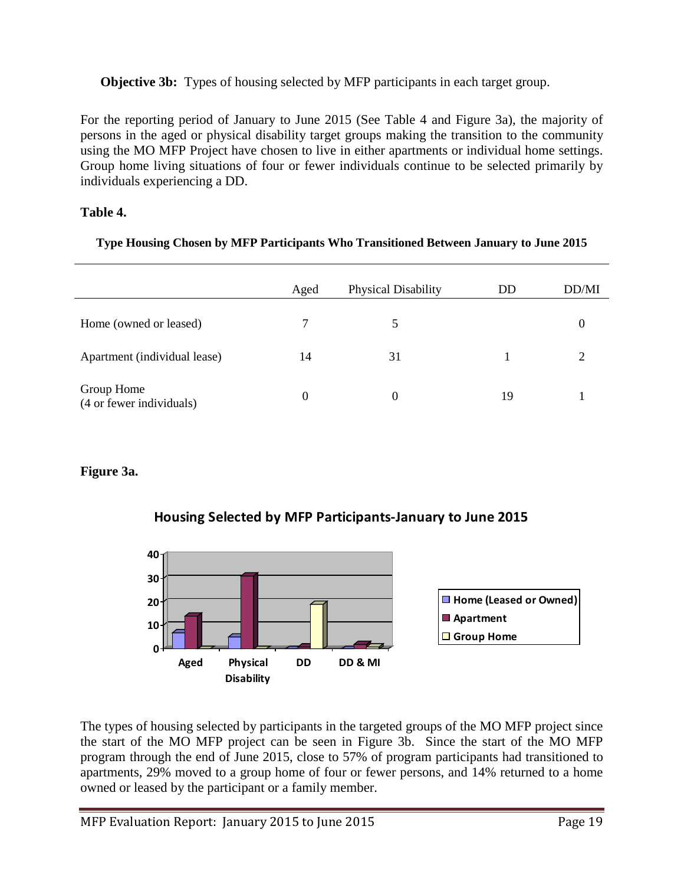**Objective 3b:** Types of housing selected by MFP participants in each target group.

For the reporting period of January to June 2015 (See Table 4 and Figure 3a), the majority of persons in the aged or physical disability target groups making the transition to the community using the MO MFP Project have chosen to live in either apartments or individual home settings. Group home living situations of four or fewer individuals continue to be selected primarily by individuals experiencing a DD.

**Table 4.**

**Type Housing Chosen by MFP Participants Who Transitioned Between January to June 2015**

| | Aged | Physical Disability | DD | DD/MI |
|---|---|---|---|---|
| Home (owned or leased) | 7 | 5 | | 0 |
| Apartment (individual lease) | 14 | 31 | 1 | 2 |
| Group Home (4 or fewer individuals) | 0 | 0 | 19 | 1 |

**Figure 3a.**

**Housing Selected by MFP Participants-January to June 2015**

The types of housing selected by participants in the targeted groups of the MO MFP project since the start of the MO MFP project can be seen in Figure 3b. Since the start of the MO MFP program through the end of June 2015, close to 57% of program participants had transitioned to apartments, 29% moved to a group home of four or fewer persons, and 14% returned to a home owned or leased by the participant or a family member.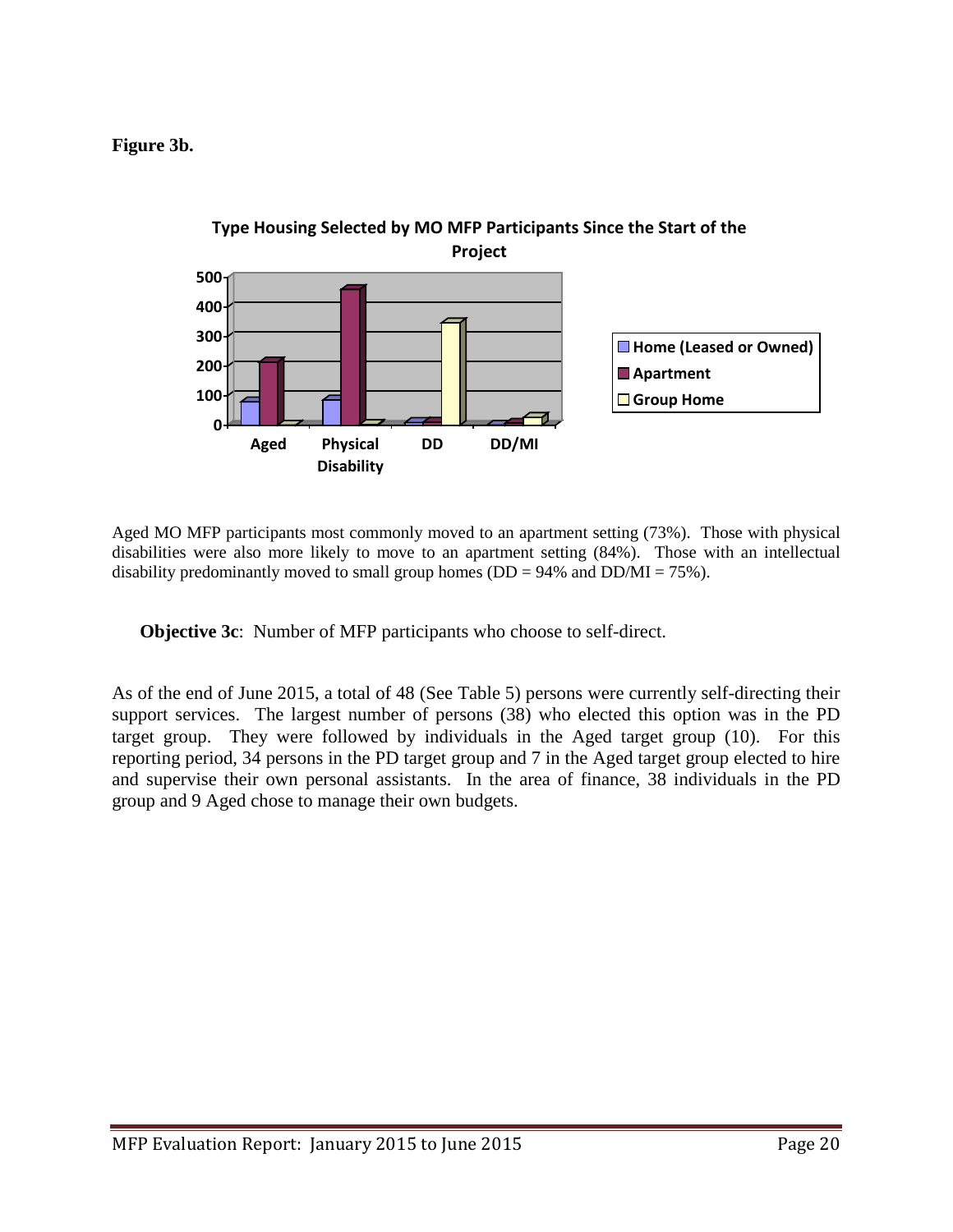**Figure 3b.**

**Type Housing Selected by MO MFP Participants Since the Start of the Project**

Aged MO MFP participants most commonly moved to an apartment setting (73%). Those with physical disabilities were also more likely to move to an apartment setting (84%). Those with an intellectual disability predominantly moved to small group homes (DD = 94% and DD/MI = 75%).

**Objective 3c**: Number of MFP participants who choose to self-direct.

As of the end of June 2015, a total of 48 (See Table 5) persons were currently self-directing their support services. The largest number of persons (38) who elected this option was in the PD target group. They were followed by individuals in the Aged target group (10). For this reporting period, 34 persons in the PD target group and 7 in the Aged target group elected to hire and supervise their own personal assistants. In the area of finance, 38 individuals in the PD group and 9 Aged chose to manage their own budgets.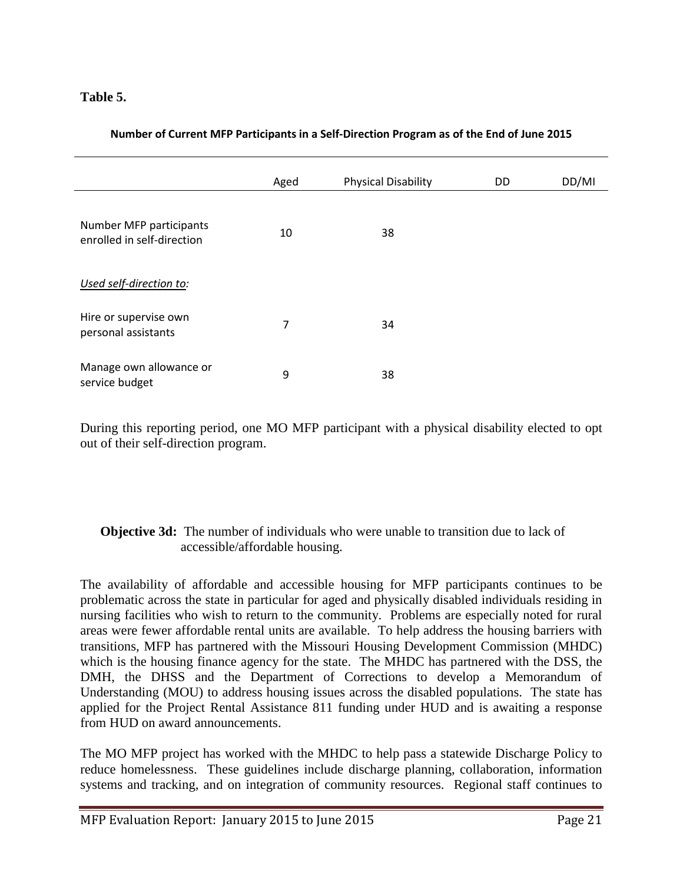**Table 5.**

**Number of Current MFP Participants in a Self-Direction Program as of the End of June 2015**

| | Aged | Physical Disability | DD | DD/MI |
|---|---|---|---|---|
| Number MFP participants enrolled in self-direction | 10 | 38 | | |
| *Used self-direction to:* | | | | |
| Hire or supervise own personal assistants | 7 | 34 | | |
| Manage own allowance or service budget | 9 | 38 | | |

During this reporting period, one MO MFP participant with a physical disability elected to opt out of their self-direction program.

**Objective 3d:** The number of individuals who were unable to transition due to lack of accessible/affordable housing.

The availability of affordable and accessible housing for MFP participants continues to be problematic across the state in particular for aged and physically disabled individuals residing in nursing facilities who wish to return to the community. Problems are especially noted for rural areas were fewer affordable rental units are available. To help address the housing barriers with transitions, MFP has partnered with the Missouri Housing Development Commission (MHDC) which is the housing finance agency for the state. The MHDC has partnered with the DSS, the DMH, the DHSS and the Department of Corrections to develop a Memorandum of Understanding (MOU) to address housing issues across the disabled populations. The state has applied for the Project Rental Assistance 811 funding under HUD and is awaiting a response from HUD on award announcements.

The MO MFP project has worked with the MHDC to help pass a statewide Discharge Policy to reduce homelessness. These guidelines include discharge planning, collaboration, information systems and tracking, and on integration of community resources. Regional staff continues to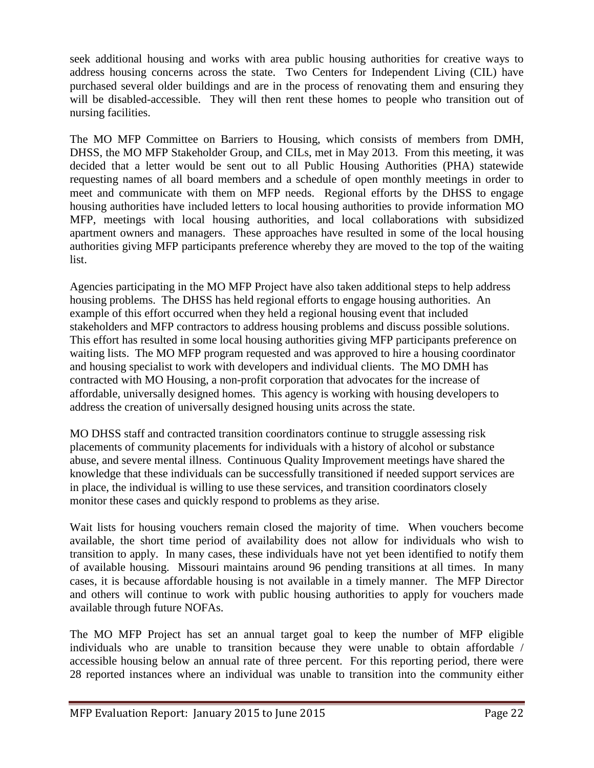seek additional housing and works with area public housing authorities for creative ways to address housing concerns across the state. Two Centers for Independent Living (CIL) have purchased several older buildings and are in the process of renovating them and ensuring they will be disabled-accessible. They will then rent these homes to people who transition out of nursing facilities.

The MO MFP Committee on Barriers to Housing, which consists of members from DMH, DHSS, the MO MFP Stakeholder Group, and CILs, met in May 2013. From this meeting, it was decided that a letter would be sent out to all Public Housing Authorities (PHA) statewide requesting names of all board members and a schedule of open monthly meetings in order to meet and communicate with them on MFP needs. Regional efforts by the DHSS to engage housing authorities have included letters to local housing authorities to provide information MO MFP, meetings with local housing authorities, and local collaborations with subsidized apartment owners and managers. These approaches have resulted in some of the local housing authorities giving MFP participants preference whereby they are moved to the top of the waiting list.

Agencies participating in the MO MFP Project have also taken additional steps to help address housing problems. The DHSS has held regional efforts to engage housing authorities. An example of this effort occurred when they held a regional housing event that included stakeholders and MFP contractors to address housing problems and discuss possible solutions. This effort has resulted in some local housing authorities giving MFP participants preference on waiting lists. The MO MFP program requested and was approved to hire a housing coordinator and housing specialist to work with developers and individual clients. The MO DMH has contracted with MO Housing, a non-profit corporation that advocates for the increase of affordable, universally designed homes. This agency is working with housing developers to address the creation of universally designed housing units across the state.

MO DHSS staff and contracted transition coordinators continue to struggle assessing risk placements of community placements for individuals with a history of alcohol or substance abuse, and severe mental illness. Continuous Quality Improvement meetings have shared the knowledge that these individuals can be successfully transitioned if needed support services are in place, the individual is willing to use these services, and transition coordinators closely monitor these cases and quickly respond to problems as they arise.

Wait lists for housing vouchers remain closed the majority of time. When vouchers become available, the short time period of availability does not allow for individuals who wish to transition to apply. In many cases, these individuals have not yet been identified to notify them of available housing. Missouri maintains around 96 pending transitions at all times. In many cases, it is because affordable housing is not available in a timely manner. The MFP Director and others will continue to work with public housing authorities to apply for vouchers made available through future NOFAs.

The MO MFP Project has set an annual target goal to keep the number of MFP eligible individuals who are unable to transition because they were unable to obtain affordable / accessible housing below an annual rate of three percent. For this reporting period, there were 28 reported instances where an individual was unable to transition into the community either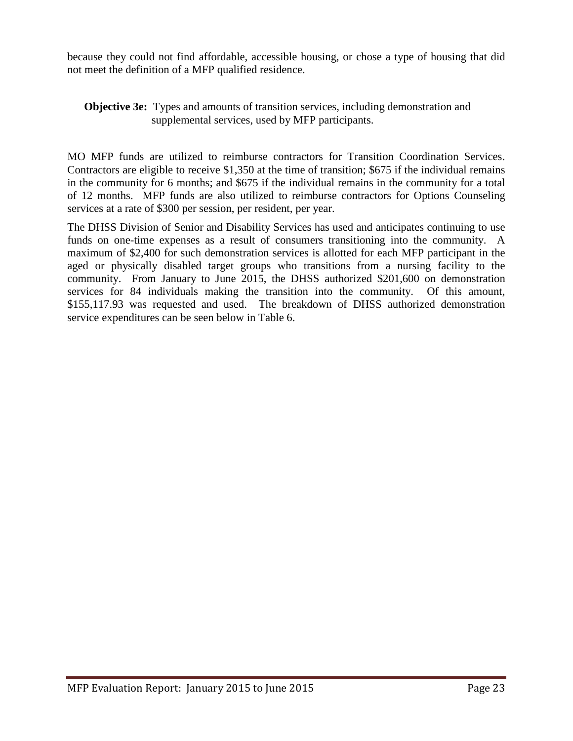because they could not find affordable, accessible housing, or chose a type of housing that did not meet the definition of a MFP qualified residence.

**Objective 3e:** Types and amounts of transition services, including demonstration and supplemental services, used by MFP participants.

MO MFP funds are utilized to reimburse contractors for Transition Coordination Services. Contractors are eligible to receive $1,350 at the time of transition; $675 if the individual remains in the community for 6 months; and $675 if the individual remains in the community for a total of 12 months. MFP funds are also utilized to reimburse contractors for Options Counseling services at a rate of $300 per session, per resident, per year.

The DHSS Division of Senior and Disability Services has used and anticipates continuing to use funds on one-time expenses as a result of consumers transitioning into the community. A maximum of $2,400 for such demonstration services is allotted for each MFP participant in the aged or physically disabled target groups who transitions from a nursing facility to the community. From January to June 2015, the DHSS authorized $201,600 on demonstration services for 84 individuals making the transition into the community. Of this amount, $155,117.93 was requested and used. The breakdown of DHSS authorized demonstration service expenditures can be seen below in Table 6.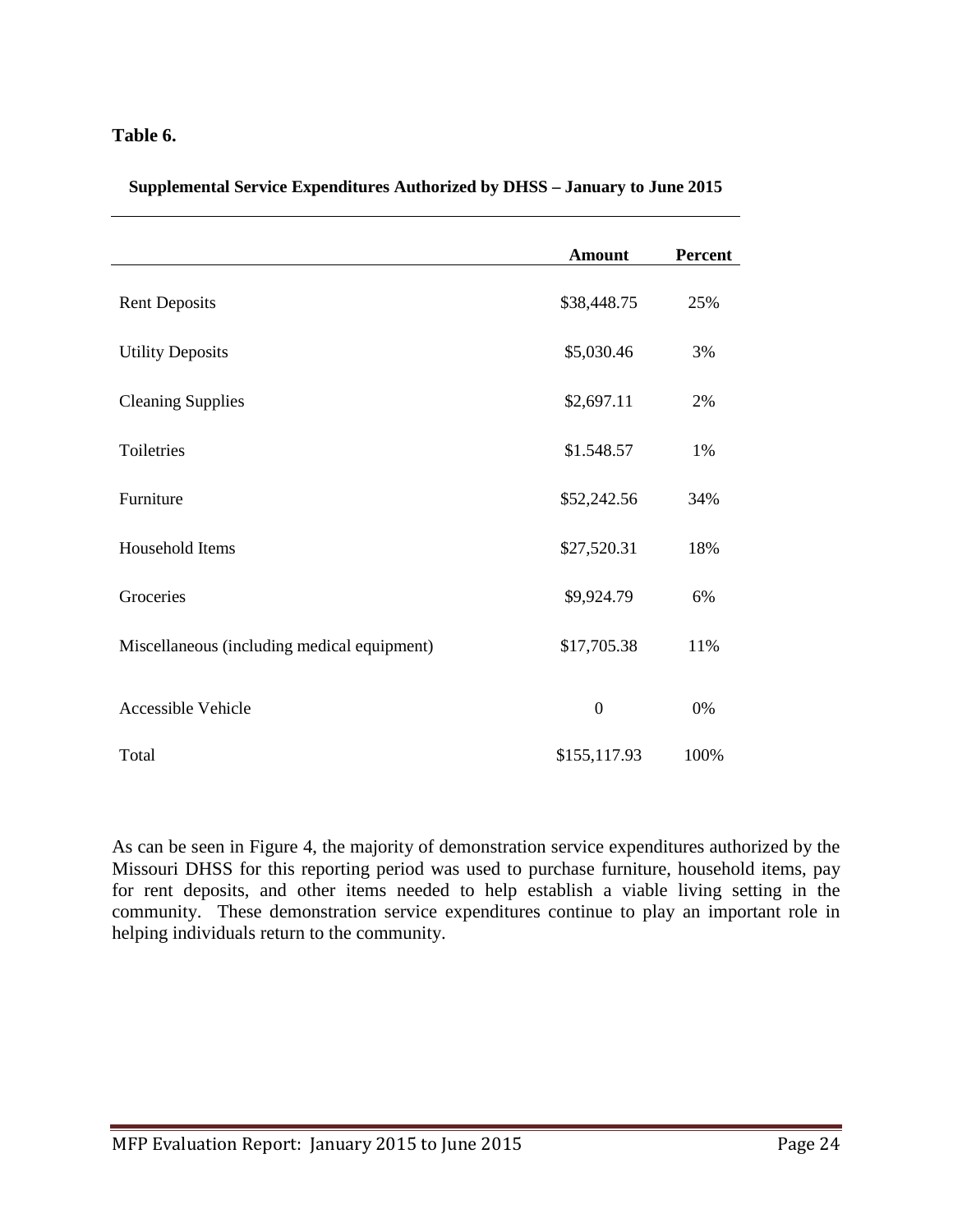**Table 6.**

**Supplemental Service Expenditures Authorized by DHSS – January to June 2015**

| | **Amount** | **Percent** |
|---|---|---|
| Rent Deposits | $38,448.75 | 25% |
| Utility Deposits | $5,030.46 | 3% |
| Cleaning Supplies | $2,697.11 | 2% |
| Toiletries | $1.548.57 | 1% |
| Furniture | $52,242.56 | 34% |
| Household Items | $27,520.31 | 18% |
| Groceries | $9,924.79 | 6% |
| Miscellaneous (including medical equipment) | $17,705.38 | 11% |
| Accessible Vehicle | 0 | 0% |
| Total | $155,117.93 | 100% |

As can be seen in Figure 4, the majority of demonstration service expenditures authorized by the Missouri DHSS for this reporting period was used to purchase furniture, household items, pay for rent deposits, and other items needed to help establish a viable living setting in the community. These demonstration service expenditures continue to play an important role in helping individuals return to the community.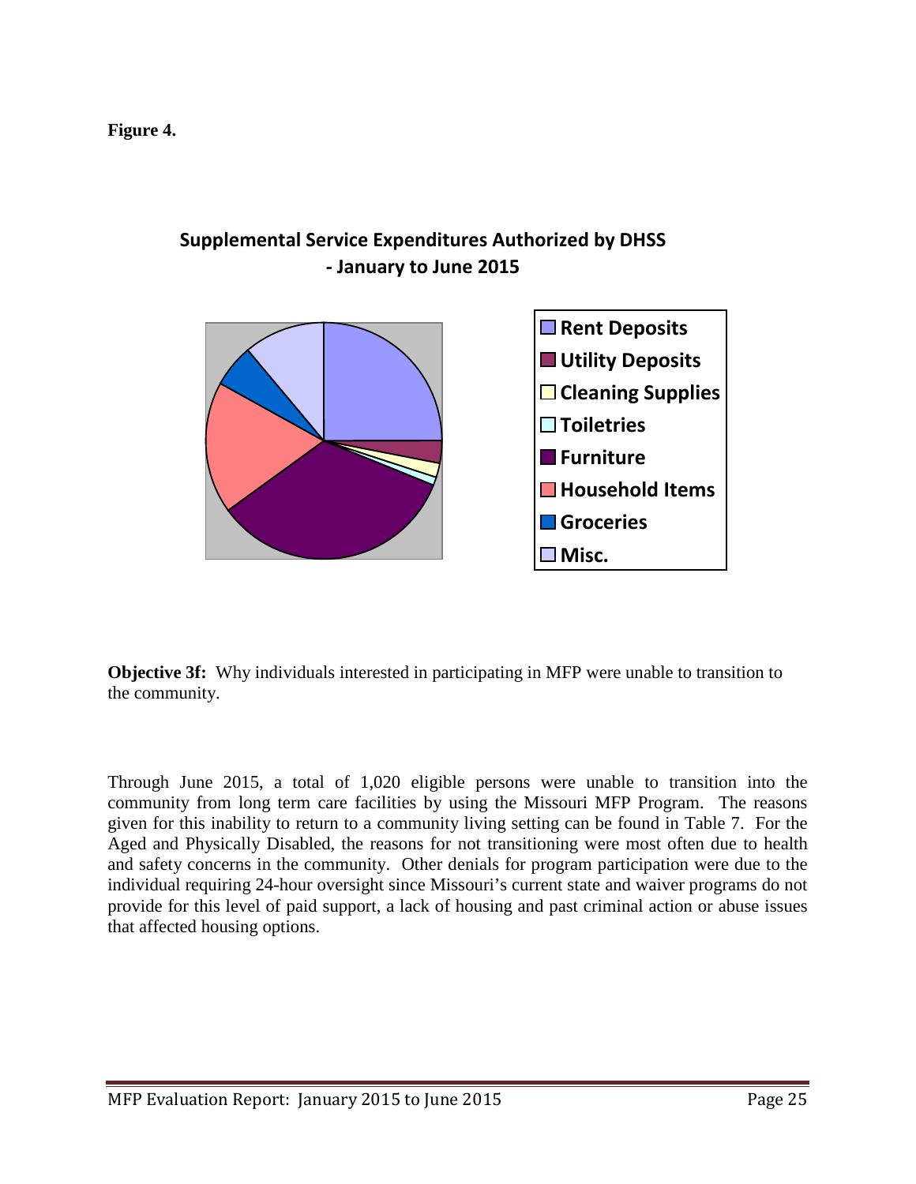**Figure 4.**

**Supplemental Service Expenditures Authorized by DHSS - January to June 2015**

- Rent Deposits
- Utility Deposits
- Cleaning Supplies
- Toiletries
- Furniture
- Household Items
- Groceries
- Misc.

**Objective 3f:** Why individuals interested in participating in MFP were unable to transition to the community.

Through June 2015, a total of 1,020 eligible persons were unable to transition into the community from long term care facilities by using the Missouri MFP Program. The reasons given for this inability to return to a community living setting can be found in Table 7. For the Aged and Physically Disabled, the reasons for not transitioning were most often due to health and safety concerns in the community. Other denials for program participation were due to the individual requiring 24-hour oversight since Missouri's current state and waiver programs do not provide for this level of paid support, a lack of housing and past criminal action or abuse issues that affected housing options.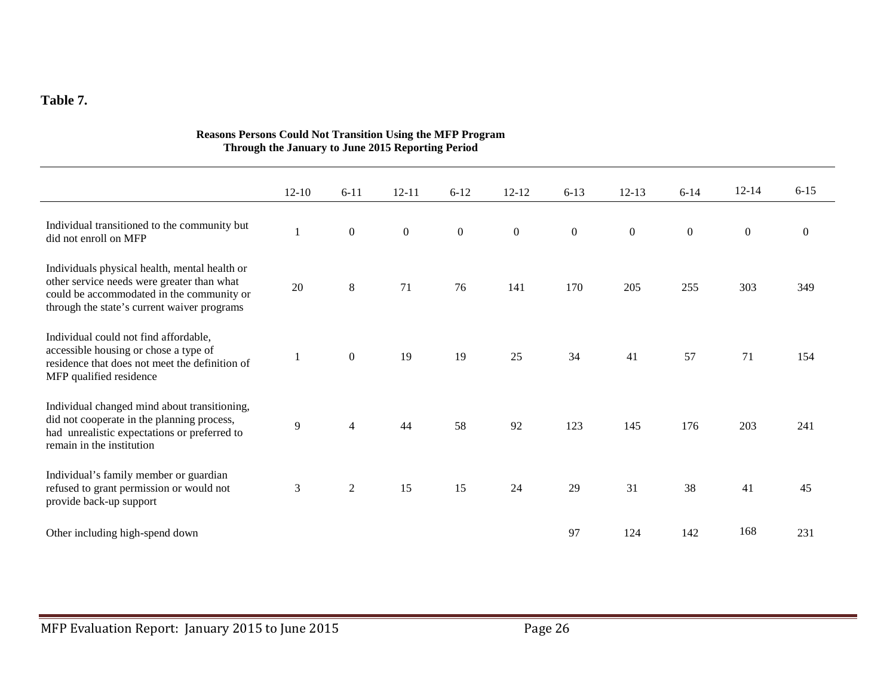**Table 7.**

**Reasons Persons Could Not Transition Using the MFP Program Through the January to June 2015 Reporting Period**

| | 12-10 | 6-11 | 12-11 | 6-12 | 12-12 | 6-13 | 12-13 | 6-14 | 12-14 | 6-15 |
|---|---|---|---|---|---|---|---|---|---|---|
| Individual transitioned to the community but did not enroll on MFP | 1 | 0 | 0 | 0 | 0 | 0 | 0 | 0 | 0 | 0 |
| Individuals physical health, mental health or other service needs were greater than what could be accommodated in the community or through the state's current waiver programs | 20 | 8 | 71 | 76 | 141 | 170 | 205 | 255 | 303 | 349 |
| Individual could not find affordable, accessible housing or chose a type of residence that does not meet the definition of MFP qualified residence | 1 | 0 | 19 | 19 | 25 | 34 | 41 | 57 | 71 | 154 |
| Individual changed mind about transitioning, did not cooperate in the planning process, had unrealistic expectations or preferred to remain in the institution | 9 | 4 | 44 | 58 | 92 | 123 | 145 | 176 | 203 | 241 |
| Individual's family member or guardian refused to grant permission or would not provide back-up support | 3 | 2 | 15 | 15 | 24 | 29 | 31 | 38 | 41 | 45 |
| Other including high-spend down | | | | | | 97 | 124 | 142 | 168 | 231 |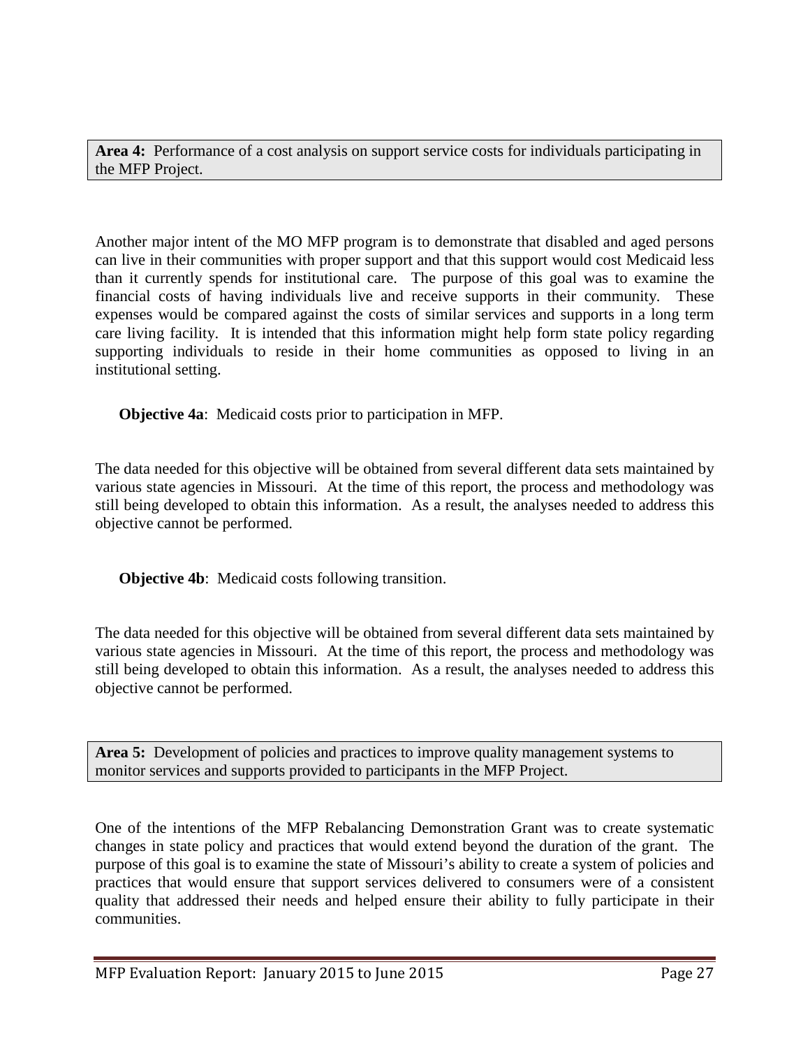**Area 4:** Performance of a cost analysis on support service costs for individuals participating in the MFP Project.

Another major intent of the MO MFP program is to demonstrate that disabled and aged persons can live in their communities with proper support and that this support would cost Medicaid less than it currently spends for institutional care. The purpose of this goal was to examine the financial costs of having individuals live and receive supports in their community. These expenses would be compared against the costs of similar services and supports in a long term care living facility. It is intended that this information might help form state policy regarding supporting individuals to reside in their home communities as opposed to living in an institutional setting.

**Objective 4a**: Medicaid costs prior to participation in MFP.

The data needed for this objective will be obtained from several different data sets maintained by various state agencies in Missouri. At the time of this report, the process and methodology was still being developed to obtain this information. As a result, the analyses needed to address this objective cannot be performed.

**Objective 4b**: Medicaid costs following transition.

The data needed for this objective will be obtained from several different data sets maintained by various state agencies in Missouri. At the time of this report, the process and methodology was still being developed to obtain this information. As a result, the analyses needed to address this objective cannot be performed.

**Area 5:** Development of policies and practices to improve quality management systems to monitor services and supports provided to participants in the MFP Project.

One of the intentions of the MFP Rebalancing Demonstration Grant was to create systematic changes in state policy and practices that would extend beyond the duration of the grant. The purpose of this goal is to examine the state of Missouri's ability to create a system of policies and practices that would ensure that support services delivered to consumers were of a consistent quality that addressed their needs and helped ensure their ability to fully participate in their communities.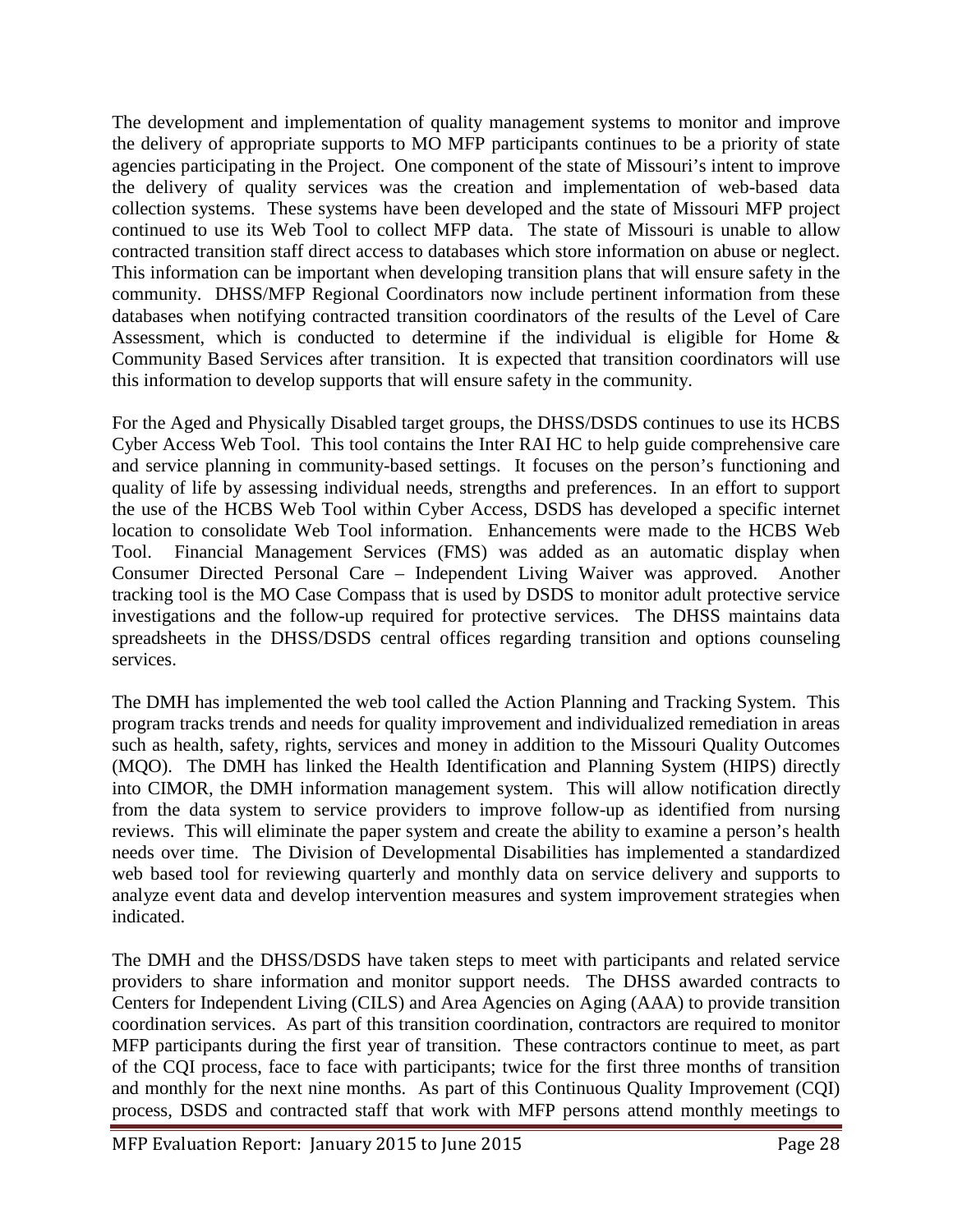The development and implementation of quality management systems to monitor and improve the delivery of appropriate supports to MO MFP participants continues to be a priority of state agencies participating in the Project. One component of the state of Missouri's intent to improve the delivery of quality services was the creation and implementation of web-based data collection systems. These systems have been developed and the state of Missouri MFP project continued to use its Web Tool to collect MFP data. The state of Missouri is unable to allow contracted transition staff direct access to databases which store information on abuse or neglect. This information can be important when developing transition plans that will ensure safety in the community. DHSS/MFP Regional Coordinators now include pertinent information from these databases when notifying contracted transition coordinators of the results of the Level of Care Assessment, which is conducted to determine if the individual is eligible for Home & Community Based Services after transition. It is expected that transition coordinators will use this information to develop supports that will ensure safety in the community.

For the Aged and Physically Disabled target groups, the DHSS/DSDS continues to use its HCBS Cyber Access Web Tool. This tool contains the Inter RAI HC to help guide comprehensive care and service planning in community-based settings. It focuses on the person's functioning and quality of life by assessing individual needs, strengths and preferences. In an effort to support the use of the HCBS Web Tool within Cyber Access, DSDS has developed a specific internet location to consolidate Web Tool information. Enhancements were made to the HCBS Web Tool. Financial Management Services (FMS) was added as an automatic display when Consumer Directed Personal Care – Independent Living Waiver was approved. Another tracking tool is the MO Case Compass that is used by DSDS to monitor adult protective service investigations and the follow-up required for protective services. The DHSS maintains data spreadsheets in the DHSS/DSDS central offices regarding transition and options counseling services.

The DMH has implemented the web tool called the Action Planning and Tracking System. This program tracks trends and needs for quality improvement and individualized remediation in areas such as health, safety, rights, services and money in addition to the Missouri Quality Outcomes (MQO). The DMH has linked the Health Identification and Planning System (HIPS) directly into CIMOR, the DMH information management system. This will allow notification directly from the data system to service providers to improve follow-up as identified from nursing reviews. This will eliminate the paper system and create the ability to examine a person's health needs over time. The Division of Developmental Disabilities has implemented a standardized web based tool for reviewing quarterly and monthly data on service delivery and supports to analyze event data and develop intervention measures and system improvement strategies when indicated.

The DMH and the DHSS/DSDS have taken steps to meet with participants and related service providers to share information and monitor support needs. The DHSS awarded contracts to Centers for Independent Living (CILS) and Area Agencies on Aging (AAA) to provide transition coordination services. As part of this transition coordination, contractors are required to monitor MFP participants during the first year of transition. These contractors continue to meet, as part of the CQI process, face to face with participants; twice for the first three months of transition and monthly for the next nine months. As part of this Continuous Quality Improvement (CQI) process, DSDS and contracted staff that work with MFP persons attend monthly meetings to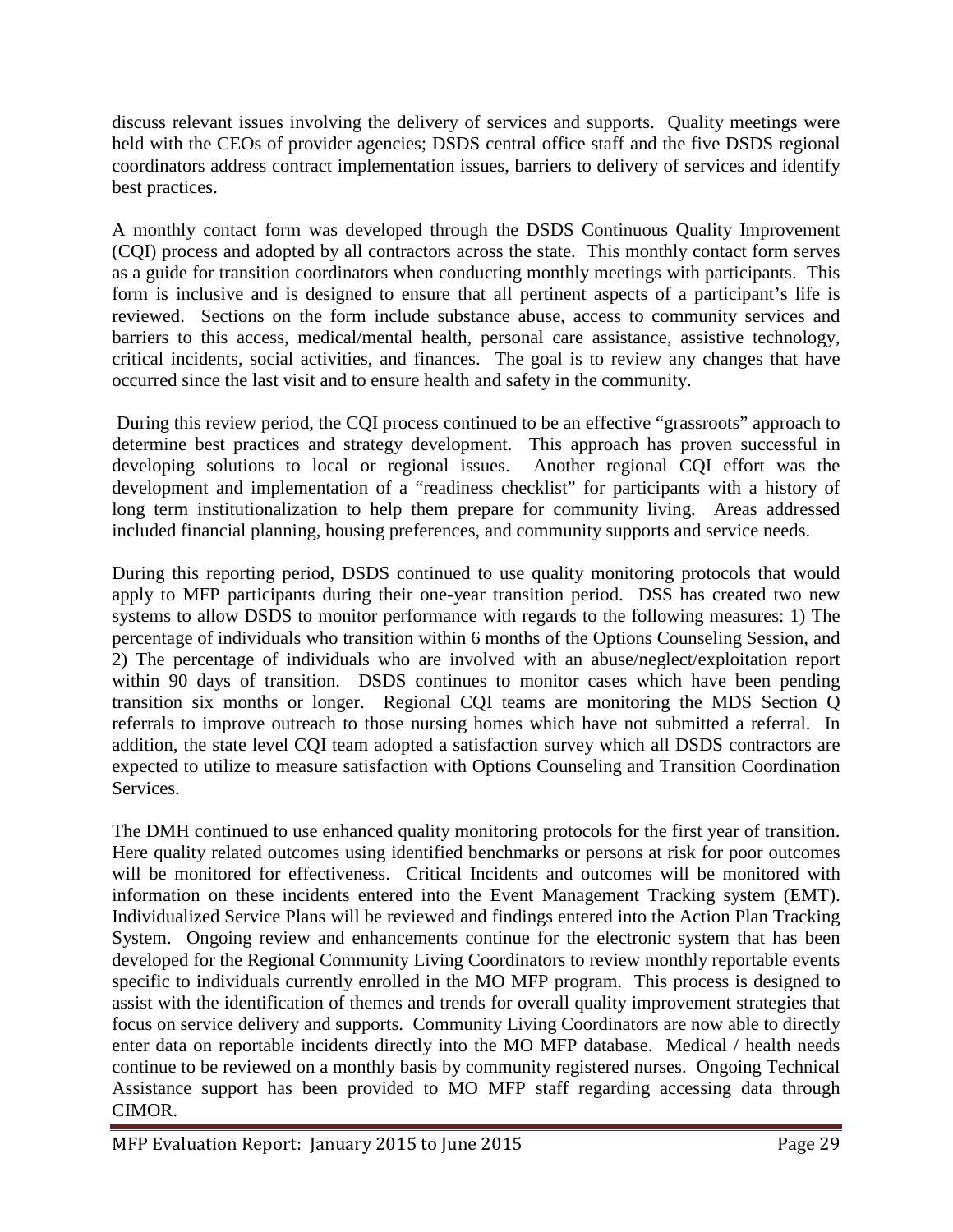discuss relevant issues involving the delivery of services and supports. Quality meetings were held with the CEOs of provider agencies; DSDS central office staff and the five DSDS regional coordinators address contract implementation issues, barriers to delivery of services and identify best practices.

A monthly contact form was developed through the DSDS Continuous Quality Improvement (CQI) process and adopted by all contractors across the state. This monthly contact form serves as a guide for transition coordinators when conducting monthly meetings with participants. This form is inclusive and is designed to ensure that all pertinent aspects of a participant's life is reviewed. Sections on the form include substance abuse, access to community services and barriers to this access, medical/mental health, personal care assistance, assistive technology, critical incidents, social activities, and finances. The goal is to review any changes that have occurred since the last visit and to ensure health and safety in the community.

During this review period, the CQI process continued to be an effective "grassroots" approach to determine best practices and strategy development. This approach has proven successful in developing solutions to local or regional issues. Another regional CQI effort was the development and implementation of a "readiness checklist" for participants with a history of long term institutionalization to help them prepare for community living. Areas addressed included financial planning, housing preferences, and community supports and service needs.

During this reporting period, DSDS continued to use quality monitoring protocols that would apply to MFP participants during their one-year transition period. DSS has created two new systems to allow DSDS to monitor performance with regards to the following measures: 1) The percentage of individuals who transition within 6 months of the Options Counseling Session, and 2) The percentage of individuals who are involved with an abuse/neglect/exploitation report within 90 days of transition. DSDS continues to monitor cases which have been pending transition six months or longer. Regional CQI teams are monitoring the MDS Section Q referrals to improve outreach to those nursing homes which have not submitted a referral. In addition, the state level CQI team adopted a satisfaction survey which all DSDS contractors are expected to utilize to measure satisfaction with Options Counseling and Transition Coordination Services.

The DMH continued to use enhanced quality monitoring protocols for the first year of transition. Here quality related outcomes using identified benchmarks or persons at risk for poor outcomes will be monitored for effectiveness. Critical Incidents and outcomes will be monitored with information on these incidents entered into the Event Management Tracking system (EMT). Individualized Service Plans will be reviewed and findings entered into the Action Plan Tracking System. Ongoing review and enhancements continue for the electronic system that has been developed for the Regional Community Living Coordinators to review monthly reportable events specific to individuals currently enrolled in the MO MFP program. This process is designed to assist with the identification of themes and trends for overall quality improvement strategies that focus on service delivery and supports. Community Living Coordinators are now able to directly enter data on reportable incidents directly into the MO MFP database. Medical / health needs continue to be reviewed on a monthly basis by community registered nurses. Ongoing Technical Assistance support has been provided to MO MFP staff regarding accessing data through CIMOR.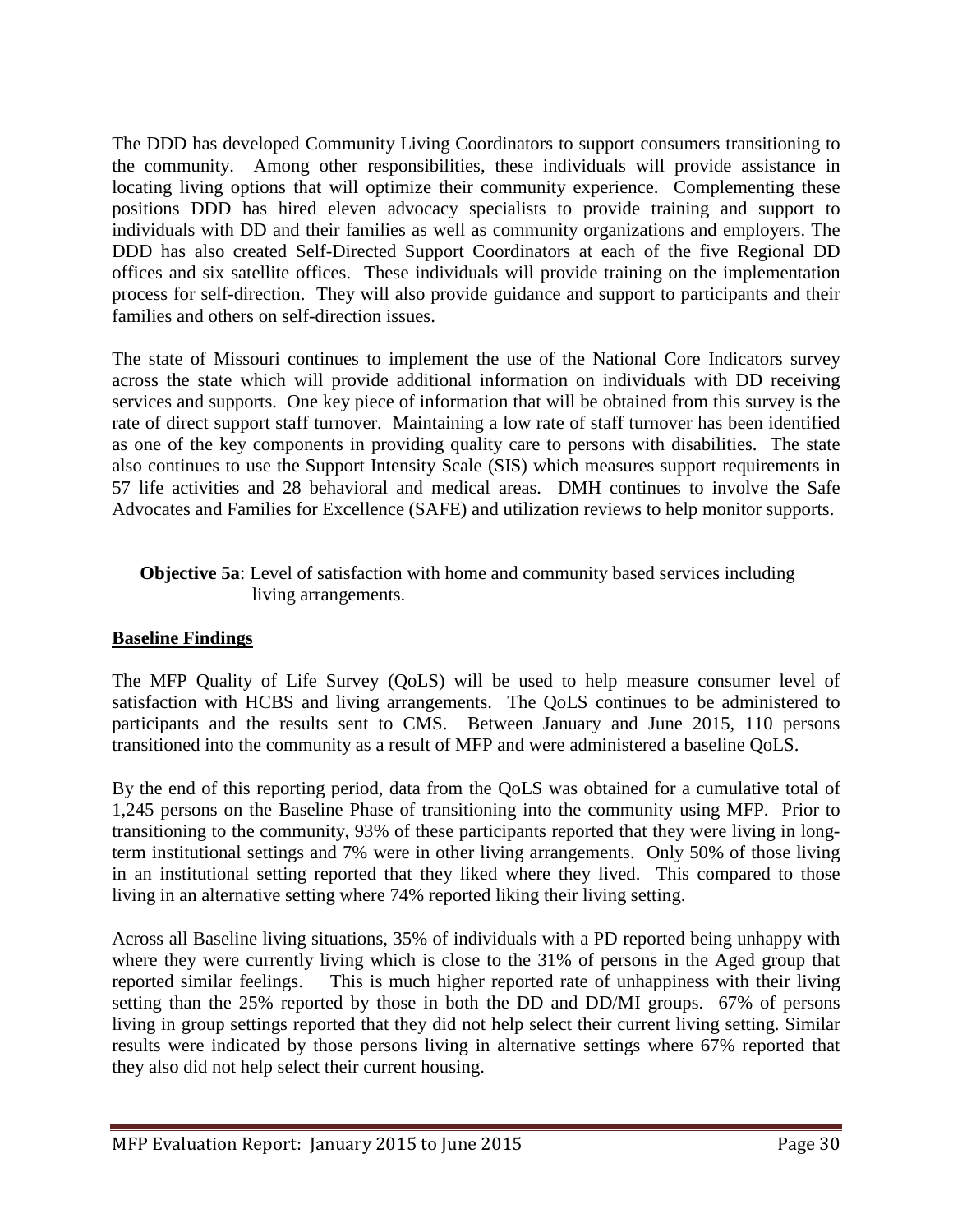The DDD has developed Community Living Coordinators to support consumers transitioning to the community. Among other responsibilities, these individuals will provide assistance in locating living options that will optimize their community experience. Complementing these positions DDD has hired eleven advocacy specialists to provide training and support to individuals with DD and their families as well as community organizations and employers. The DDD has also created Self-Directed Support Coordinators at each of the five Regional DD offices and six satellite offices. These individuals will provide training on the implementation process for self-direction. They will also provide guidance and support to participants and their families and others on self-direction issues.

The state of Missouri continues to implement the use of the National Core Indicators survey across the state which will provide additional information on individuals with DD receiving services and supports. One key piece of information that will be obtained from this survey is the rate of direct support staff turnover. Maintaining a low rate of staff turnover has been identified as one of the key components in providing quality care to persons with disabilities. The state also continues to use the Support Intensity Scale (SIS) which measures support requirements in 57 life activities and 28 behavioral and medical areas. DMH continues to involve the Safe Advocates and Families for Excellence (SAFE) and utilization reviews to help monitor supports.

**Objective 5a**: Level of satisfaction with home and community based services including living arrangements.

**Baseline Findings**

The MFP Quality of Life Survey (QoLS) will be used to help measure consumer level of satisfaction with HCBS and living arrangements. The QoLS continues to be administered to participants and the results sent to CMS. Between January and June 2015, 110 persons transitioned into the community as a result of MFP and were administered a baseline QoLS.

By the end of this reporting period, data from the QoLS was obtained for a cumulative total of 1,245 persons on the Baseline Phase of transitioning into the community using MFP. Prior to transitioning to the community, 93% of these participants reported that they were living in long-term institutional settings and 7% were in other living arrangements. Only 50% of those living in an institutional setting reported that they liked where they lived. This compared to those living in an alternative setting where 74% reported liking their living setting.

Across all Baseline living situations, 35% of individuals with a PD reported being unhappy with where they were currently living which is close to the 31% of persons in the Aged group that reported similar feelings. This is much higher reported rate of unhappiness with their living setting than the 25% reported by those in both the DD and DD/MI groups. 67% of persons living in group settings reported that they did not help select their current living setting. Similar results were indicated by those persons living in alternative settings where 67% reported that they also did not help select their current housing.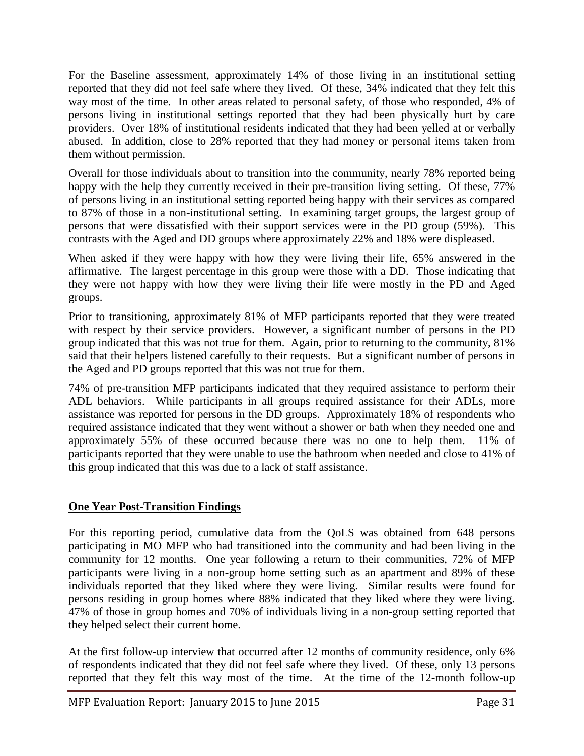For the Baseline assessment, approximately 14% of those living in an institutional setting reported that they did not feel safe where they lived. Of these, 34% indicated that they felt this way most of the time. In other areas related to personal safety, of those who responded, 4% of persons living in institutional settings reported that they had been physically hurt by care providers. Over 18% of institutional residents indicated that they had been yelled at or verbally abused. In addition, close to 28% reported that they had money or personal items taken from them without permission.

Overall for those individuals about to transition into the community, nearly 78% reported being happy with the help they currently received in their pre-transition living setting. Of these, 77% of persons living in an institutional setting reported being happy with their services as compared to 87% of those in a non-institutional setting. In examining target groups, the largest group of persons that were dissatisfied with their support services were in the PD group (59%). This contrasts with the Aged and DD groups where approximately 22% and 18% were displeased.

When asked if they were happy with how they were living their life, 65% answered in the affirmative. The largest percentage in this group were those with a DD. Those indicating that they were not happy with how they were living their life were mostly in the PD and Aged groups.

Prior to transitioning, approximately 81% of MFP participants reported that they were treated with respect by their service providers. However, a significant number of persons in the PD group indicated that this was not true for them. Again, prior to returning to the community, 81% said that their helpers listened carefully to their requests. But a significant number of persons in the Aged and PD groups reported that this was not true for them.

74% of pre-transition MFP participants indicated that they required assistance to perform their ADL behaviors. While participants in all groups required assistance for their ADLs, more assistance was reported for persons in the DD groups. Approximately 18% of respondents who required assistance indicated that they went without a shower or bath when they needed one and approximately 55% of these occurred because there was no one to help them. 11% of participants reported that they were unable to use the bathroom when needed and close to 41% of this group indicated that this was due to a lack of staff assistance.

## One Year Post-Transition Findings

For this reporting period, cumulative data from the QoLS was obtained from 648 persons participating in MO MFP who had transitioned into the community and had been living in the community for 12 months. One year following a return to their communities, 72% of MFP participants were living in a non-group home setting such as an apartment and 89% of these individuals reported that they liked where they were living. Similar results were found for persons residing in group homes where 88% indicated that they liked where they were living. 47% of those in group homes and 70% of individuals living in a non-group setting reported that they helped select their current home.

At the first follow-up interview that occurred after 12 months of community residence, only 6% of respondents indicated that they did not feel safe where they lived. Of these, only 13 persons reported that they felt this way most of the time. At the time of the 12-month follow-up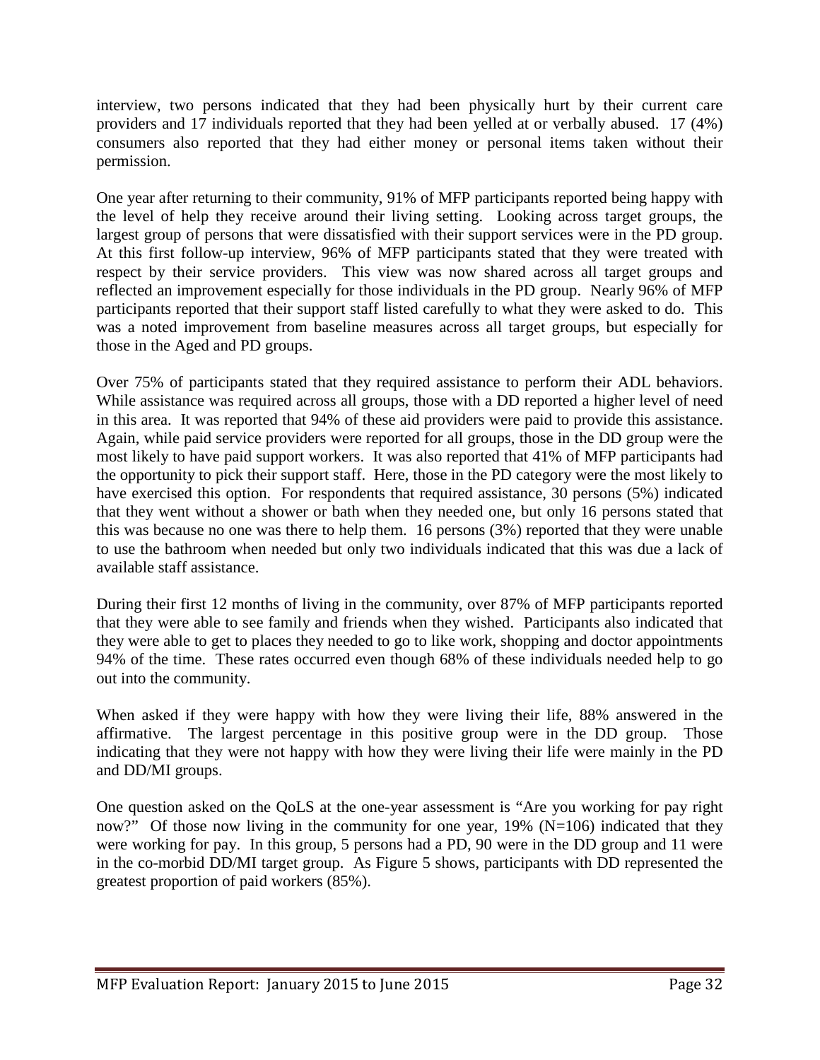interview, two persons indicated that they had been physically hurt by their current care providers and 17 individuals reported that they had been yelled at or verbally abused. 17 (4%) consumers also reported that they had either money or personal items taken without their permission.

One year after returning to their community, 91% of MFP participants reported being happy with the level of help they receive around their living setting. Looking across target groups, the largest group of persons that were dissatisfied with their support services were in the PD group. At this first follow-up interview, 96% of MFP participants stated that they were treated with respect by their service providers. This view was now shared across all target groups and reflected an improvement especially for those individuals in the PD group. Nearly 96% of MFP participants reported that their support staff listed carefully to what they were asked to do. This was a noted improvement from baseline measures across all target groups, but especially for those in the Aged and PD groups.

Over 75% of participants stated that they required assistance to perform their ADL behaviors. While assistance was required across all groups, those with a DD reported a higher level of need in this area. It was reported that 94% of these aid providers were paid to provide this assistance. Again, while paid service providers were reported for all groups, those in the DD group were the most likely to have paid support workers. It was also reported that 41% of MFP participants had the opportunity to pick their support staff. Here, those in the PD category were the most likely to have exercised this option. For respondents that required assistance, 30 persons (5%) indicated that they went without a shower or bath when they needed one, but only 16 persons stated that this was because no one was there to help them. 16 persons (3%) reported that they were unable to use the bathroom when needed but only two individuals indicated that this was due a lack of available staff assistance.

During their first 12 months of living in the community, over 87% of MFP participants reported that they were able to see family and friends when they wished. Participants also indicated that they were able to get to places they needed to go to like work, shopping and doctor appointments 94% of the time. These rates occurred even though 68% of these individuals needed help to go out into the community.

When asked if they were happy with how they were living their life, 88% answered in the affirmative. The largest percentage in this positive group were in the DD group. Those indicating that they were not happy with how they were living their life were mainly in the PD and DD/MI groups.

One question asked on the QoLS at the one-year assessment is "Are you working for pay right now?" Of those now living in the community for one year, 19% (N=106) indicated that they were working for pay. In this group, 5 persons had a PD, 90 were in the DD group and 11 were in the co-morbid DD/MI target group. As Figure 5 shows, participants with DD represented the greatest proportion of paid workers (85%).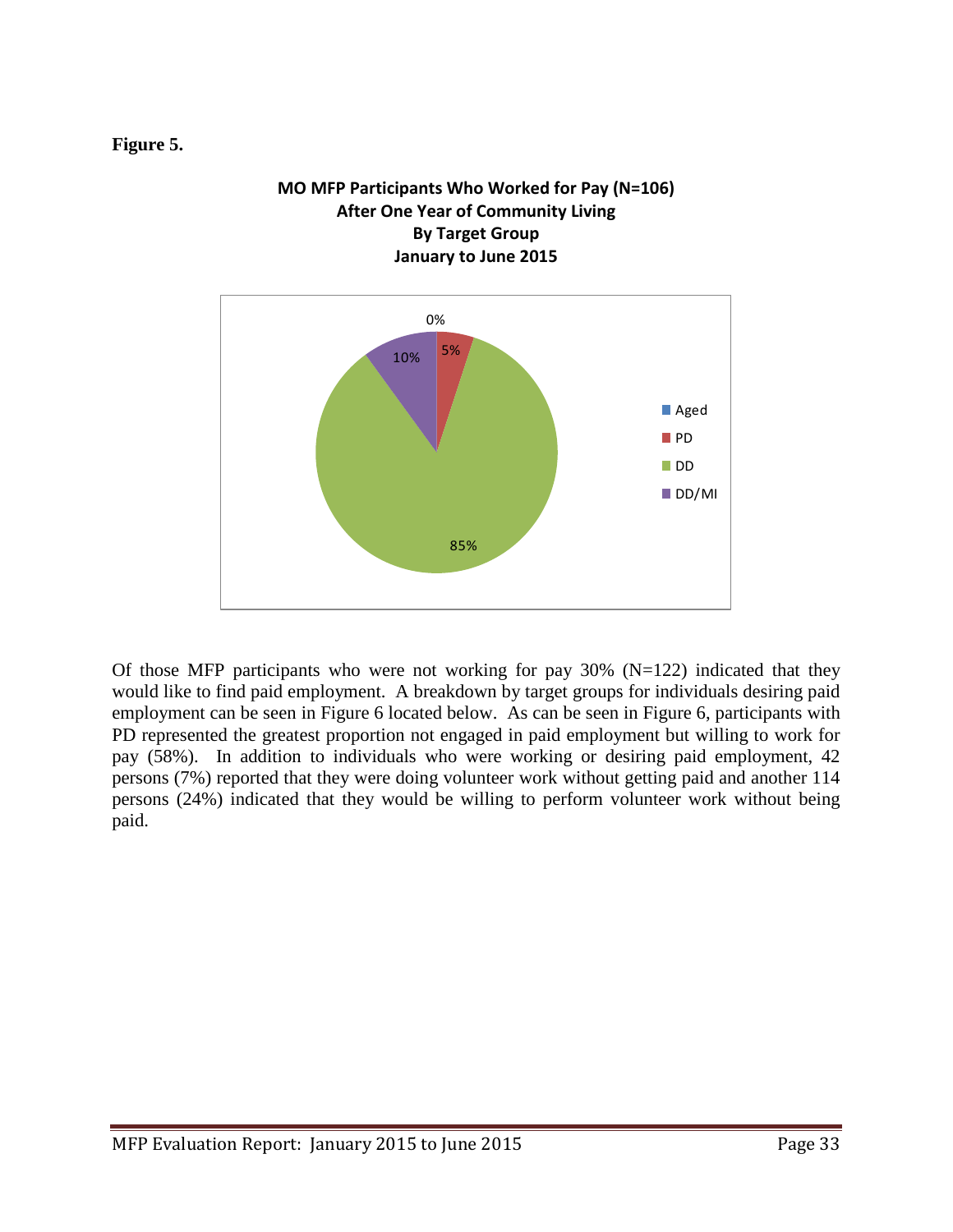**Figure 5.**

**MO MFP Participants Who Worked for Pay (N=106)**
**After One Year of Community Living**
**By Target Group**
**January to June 2015**

| Target Group | Percent |
|---|---|
| Aged | 0% |
| PD | 5% |
| DD | 85% |
| DD/MI | 10% |

Of those MFP participants who were not working for pay 30% (N=122) indicated that they would like to find paid employment. A breakdown by target groups for individuals desiring paid employment can be seen in Figure 6 located below. As can be seen in Figure 6, participants with PD represented the greatest proportion not engaged in paid employment but willing to work for pay (58%). In addition to individuals who were working or desiring paid employment, 42 persons (7%) reported that they were doing volunteer work without getting paid and another 114 persons (24%) indicated that they would be willing to perform volunteer work without being paid.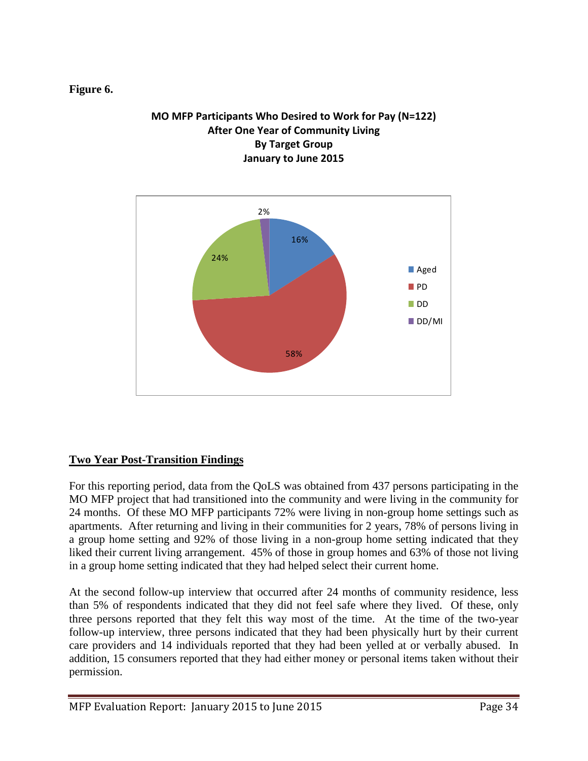**Figure 6.**

**MO MFP Participants Who Desired to Work for Pay (N=122)
After One Year of Community Living
By Target Group
January to June 2015**

| Target Group | Percent |
|---|---|
| Aged | 16% |
| PD | 58% |
| DD | 24% |
| DD/MI | 2% |

## Two Year Post-Transition Findings

For this reporting period, data from the QoLS was obtained from 437 persons participating in the MO MFP project that had transitioned into the community and were living in the community for 24 months. Of these MO MFP participants 72% were living in non-group home settings such as apartments. After returning and living in their communities for 2 years, 78% of persons living in a group home setting and 92% of those living in a non-group home setting indicated that they liked their current living arrangement. 45% of those in group homes and 63% of those not living in a group home setting indicated that they had helped select their current home.

At the second follow-up interview that occurred after 24 months of community residence, less than 5% of respondents indicated that they did not feel safe where they lived. Of these, only three persons reported that they felt this way most of the time. At the time of the two-year follow-up interview, three persons indicated that they had been physically hurt by their current care providers and 14 individuals reported that they had been yelled at or verbally abused. In addition, 15 consumers reported that they had either money or personal items taken without their permission.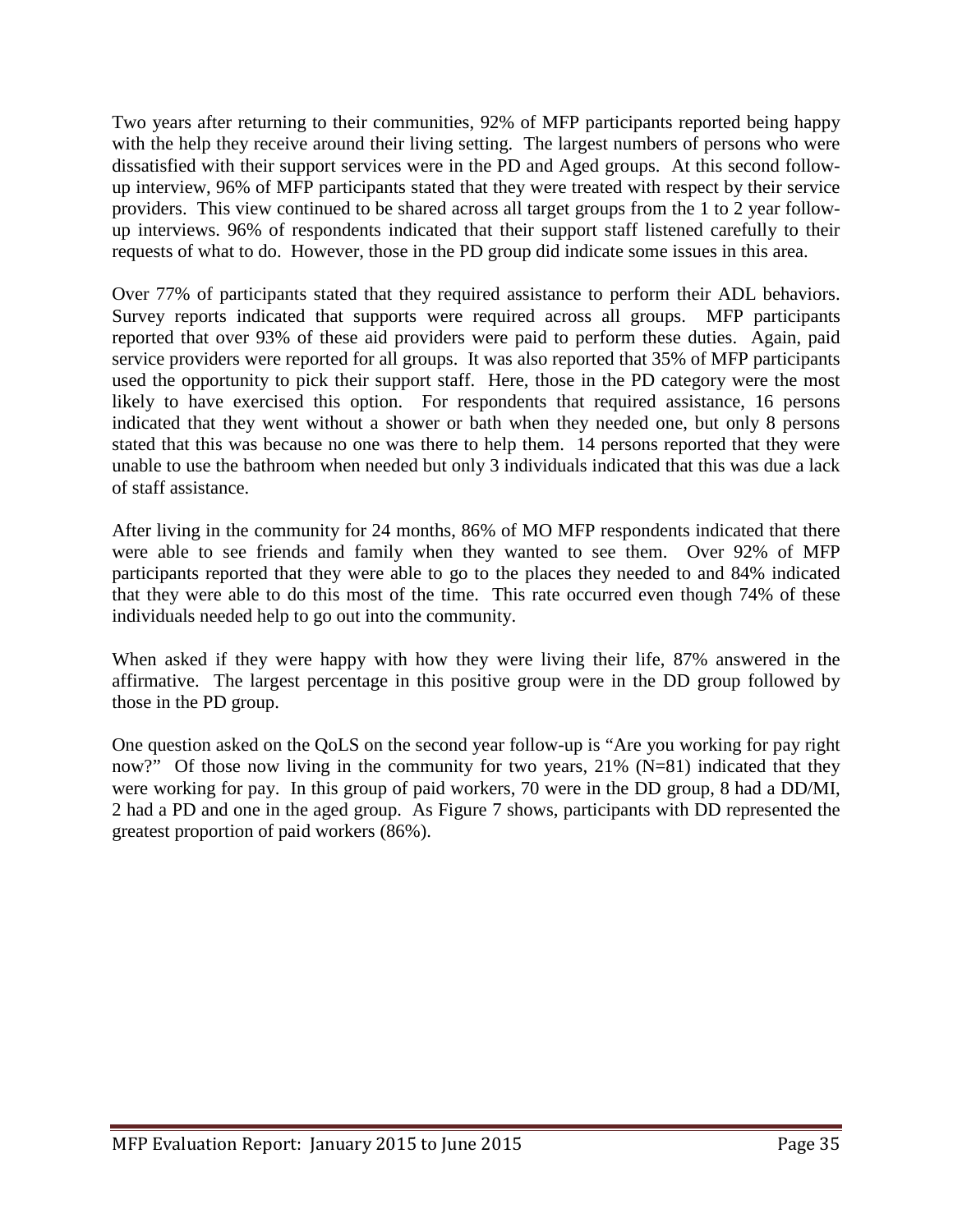Two years after returning to their communities, 92% of MFP participants reported being happy with the help they receive around their living setting. The largest numbers of persons who were dissatisfied with their support services were in the PD and Aged groups. At this second follow-up interview, 96% of MFP participants stated that they were treated with respect by their service providers. This view continued to be shared across all target groups from the 1 to 2 year follow-up interviews. 96% of respondents indicated that their support staff listened carefully to their requests of what to do. However, those in the PD group did indicate some issues in this area.

Over 77% of participants stated that they required assistance to perform their ADL behaviors. Survey reports indicated that supports were required across all groups. MFP participants reported that over 93% of these aid providers were paid to perform these duties. Again, paid service providers were reported for all groups. It was also reported that 35% of MFP participants used the opportunity to pick their support staff. Here, those in the PD category were the most likely to have exercised this option. For respondents that required assistance, 16 persons indicated that they went without a shower or bath when they needed one, but only 8 persons stated that this was because no one was there to help them. 14 persons reported that they were unable to use the bathroom when needed but only 3 individuals indicated that this was due a lack of staff assistance.

After living in the community for 24 months, 86% of MO MFP respondents indicated that there were able to see friends and family when they wanted to see them. Over 92% of MFP participants reported that they were able to go to the places they needed to and 84% indicated that they were able to do this most of the time. This rate occurred even though 74% of these individuals needed help to go out into the community.

When asked if they were happy with how they were living their life, 87% answered in the affirmative. The largest percentage in this positive group were in the DD group followed by those in the PD group.

One question asked on the QoLS on the second year follow-up is "Are you working for pay right now?" Of those now living in the community for two years, 21% (N=81) indicated that they were working for pay. In this group of paid workers, 70 were in the DD group, 8 had a DD/MI, 2 had a PD and one in the aged group. As Figure 7 shows, participants with DD represented the greatest proportion of paid workers (86%).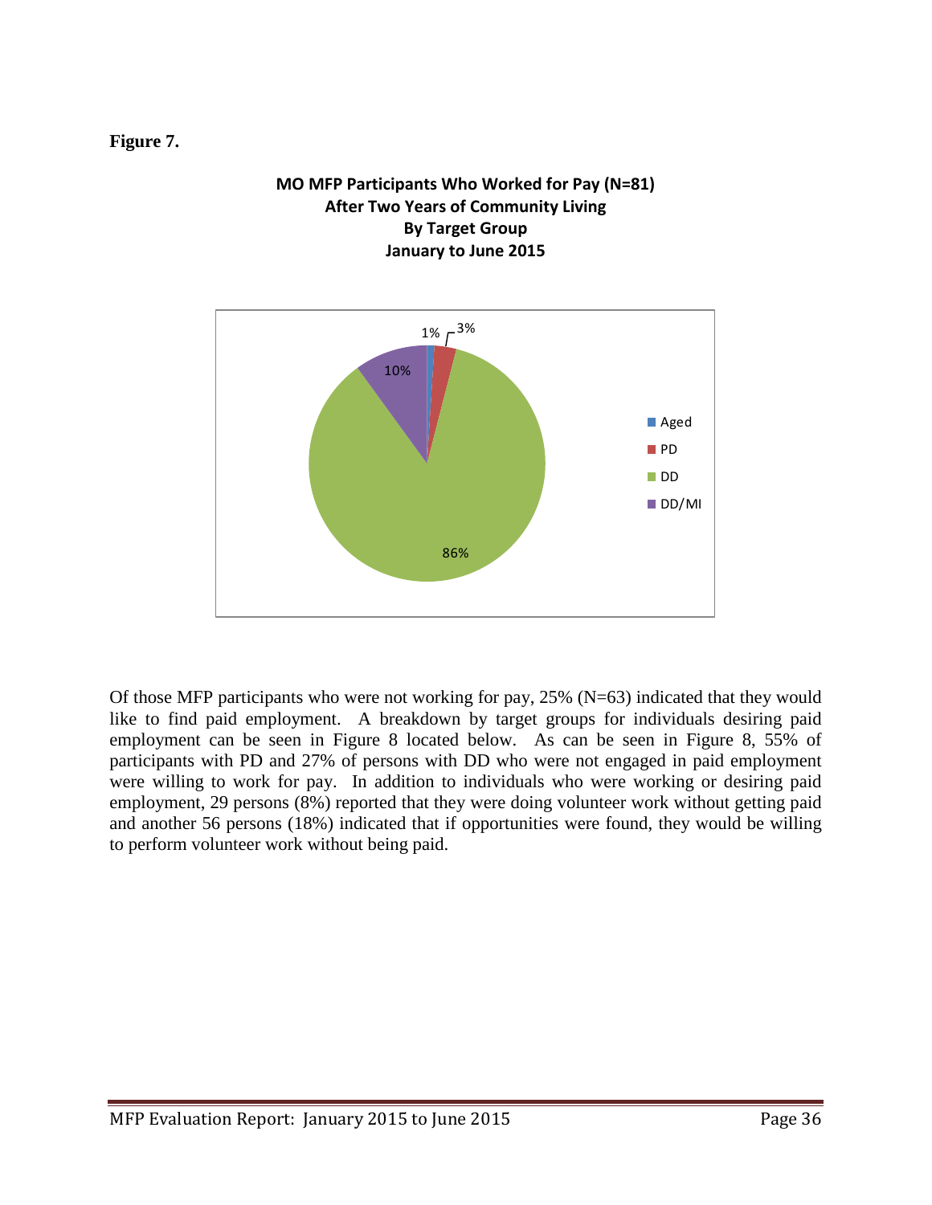**Figure 7.**

**MO MFP Participants Who Worked for Pay (N=81)**
**After Two Years of Community Living**
**By Target Group**
**January to June 2015**

| Target Group | Percent |
|---|---|
| Aged | 1% |
| PD | 3% |
| DD | 86% |
| DD/MI | 10% |

Of those MFP participants who were not working for pay, 25% (N=63) indicated that they would like to find paid employment. A breakdown by target groups for individuals desiring paid employment can be seen in Figure 8 located below. As can be seen in Figure 8, 55% of participants with PD and 27% of persons with DD who were not engaged in paid employment were willing to work for pay. In addition to individuals who were working or desiring paid employment, 29 persons (8%) reported that they were doing volunteer work without getting paid and another 56 persons (18%) indicated that if opportunities were found, they would be willing to perform volunteer work without being paid.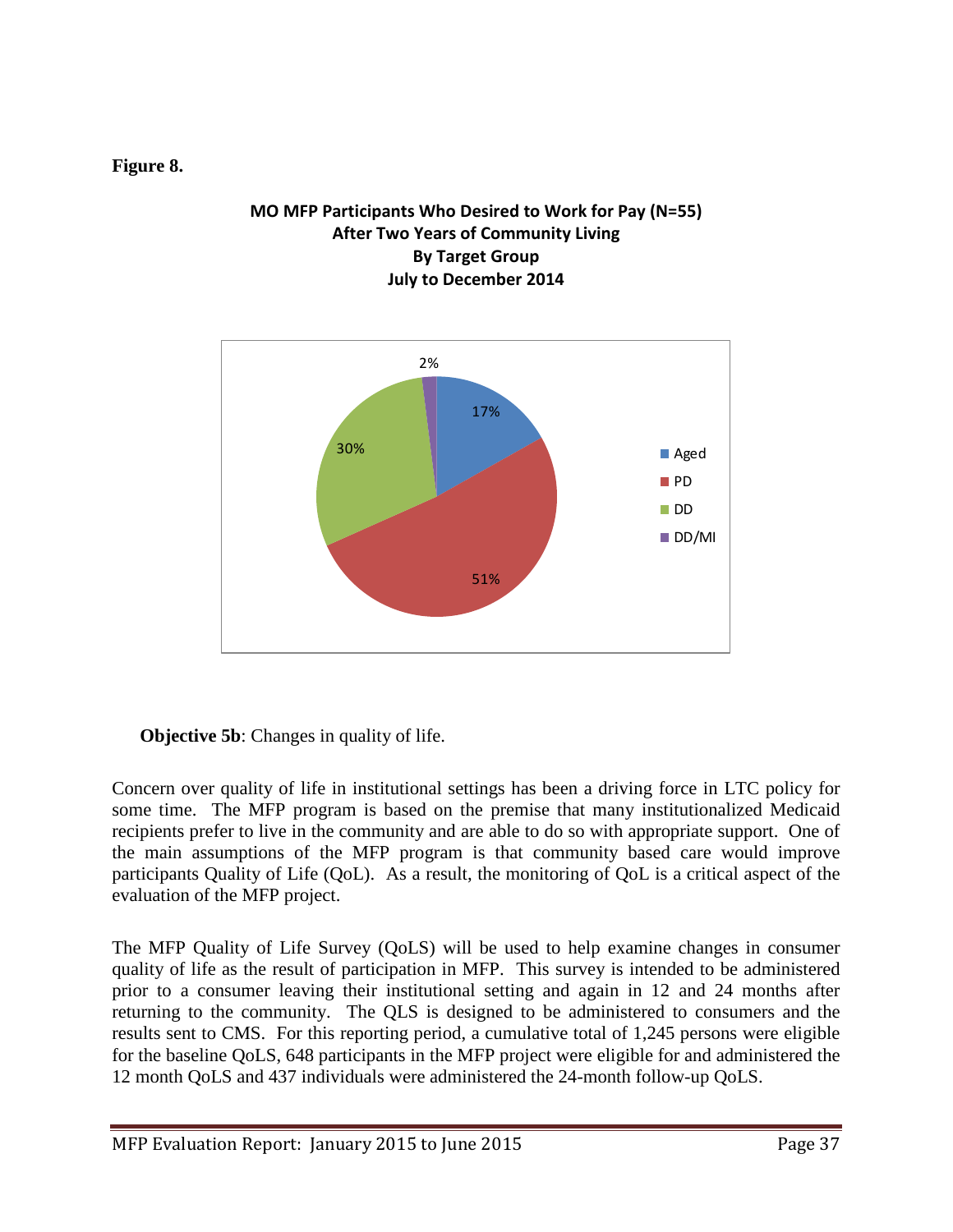**Figure 8.**

**MO MFP Participants Who Desired to Work for Pay (N=55)**
**After Two Years of Community Living**
**By Target Group**
**July to December 2014**

| Target Group | Percent |
| --- | --- |
| Aged | 17% |
| PD | 51% |
| DD | 30% |
| DD/MI | 2% |

**Objective 5b**: Changes in quality of life.

Concern over quality of life in institutional settings has been a driving force in LTC policy for some time. The MFP program is based on the premise that many institutionalized Medicaid recipients prefer to live in the community and are able to do so with appropriate support. One of the main assumptions of the MFP program is that community based care would improve participants Quality of Life (QoL). As a result, the monitoring of QoL is a critical aspect of the evaluation of the MFP project.

The MFP Quality of Life Survey (QoLS) will be used to help examine changes in consumer quality of life as the result of participation in MFP. This survey is intended to be administered prior to a consumer leaving their institutional setting and again in 12 and 24 months after returning to the community. The QLS is designed to be administered to consumers and the results sent to CMS. For this reporting period, a cumulative total of 1,245 persons were eligible for the baseline QoLS, 648 participants in the MFP project were eligible for and administered the 12 month QoLS and 437 individuals were administered the 24-month follow-up QoLS.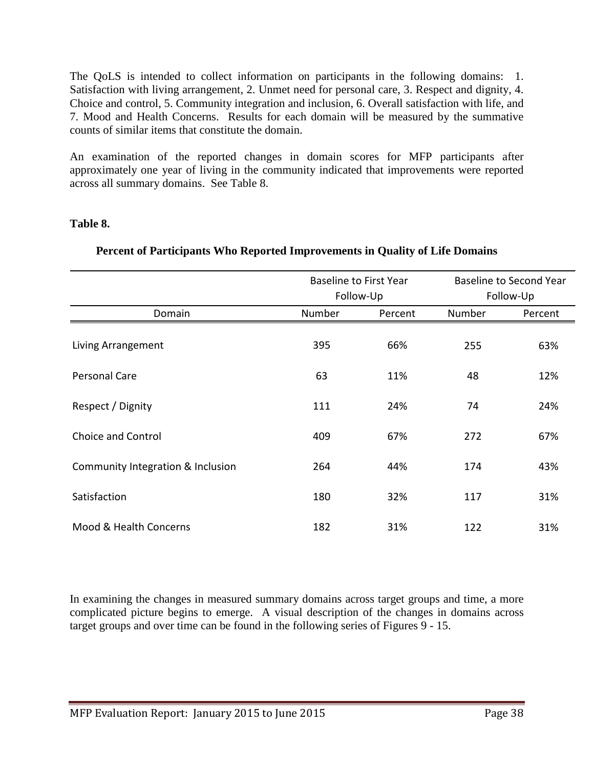The QoLS is intended to collect information on participants in the following domains: 1. Satisfaction with living arrangement, 2. Unmet need for personal care, 3. Respect and dignity, 4. Choice and control, 5. Community integration and inclusion, 6. Overall satisfaction with life, and 7. Mood and Health Concerns. Results for each domain will be measured by the summative counts of similar items that constitute the domain.

An examination of the reported changes in domain scores for MFP participants after approximately one year of living in the community indicated that improvements were reported across all summary domains. See Table 8.

**Table 8.**

**Percent of Participants Who Reported Improvements in Quality of Life Domains**

| | Baseline to First Year Follow-Up | | Baseline to Second Year Follow-Up | |
|---|---|---|---|---|
| Domain | Number | Percent | Number | Percent |
| Living Arrangement | 395 | 66% | 255 | 63% |
| Personal Care | 63 | 11% | 48 | 12% |
| Respect / Dignity | 111 | 24% | 74 | 24% |
| Choice and Control | 409 | 67% | 272 | 67% |
| Community Integration & Inclusion | 264 | 44% | 174 | 43% |
| Satisfaction | 180 | 32% | 117 | 31% |
| Mood & Health Concerns | 182 | 31% | 122 | 31% |

In examining the changes in measured summary domains across target groups and time, a more complicated picture begins to emerge. A visual description of the changes in domains across target groups and over time can be found in the following series of Figures 9 - 15.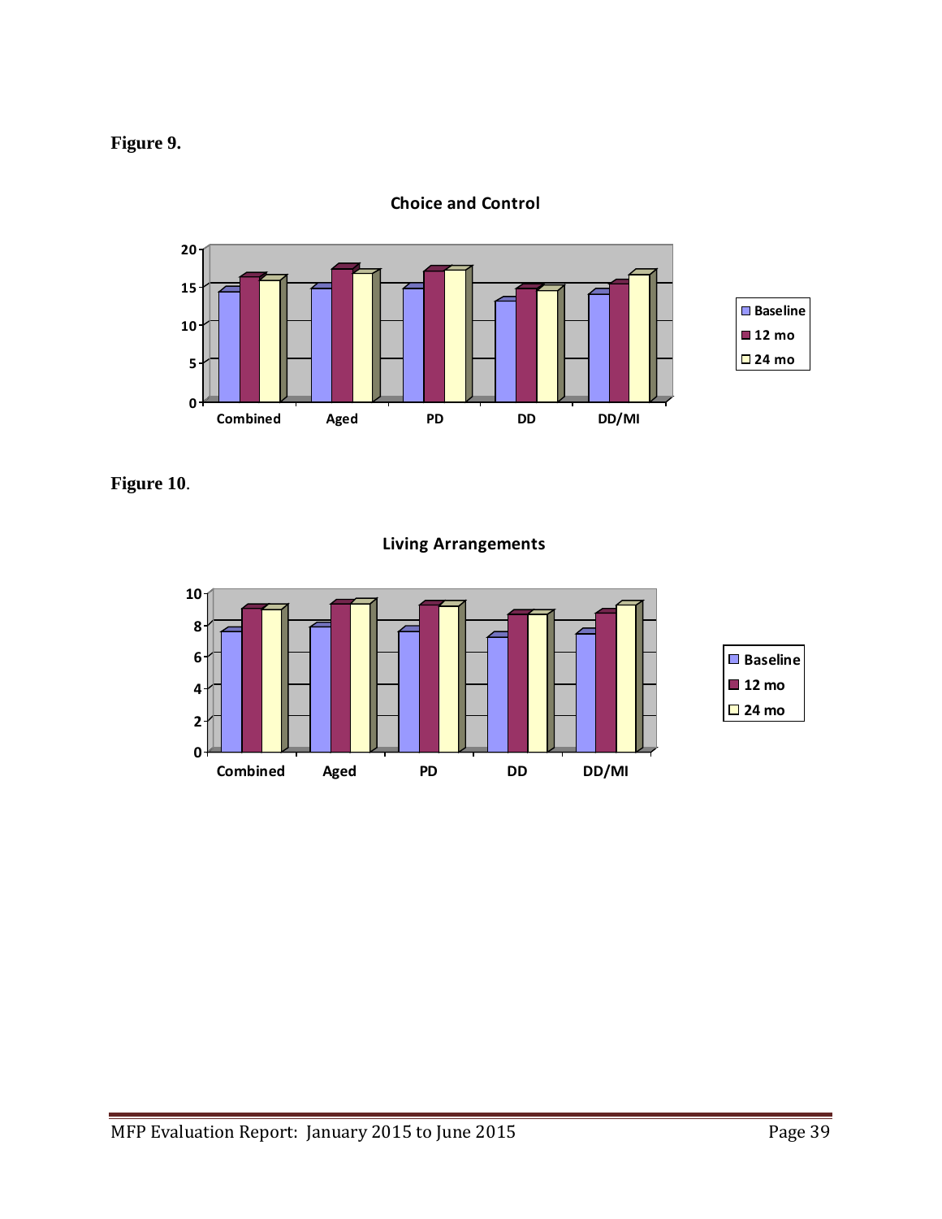**Figure 9.**

**Choice and Control**

**Figure 10**.

**Living Arrangements**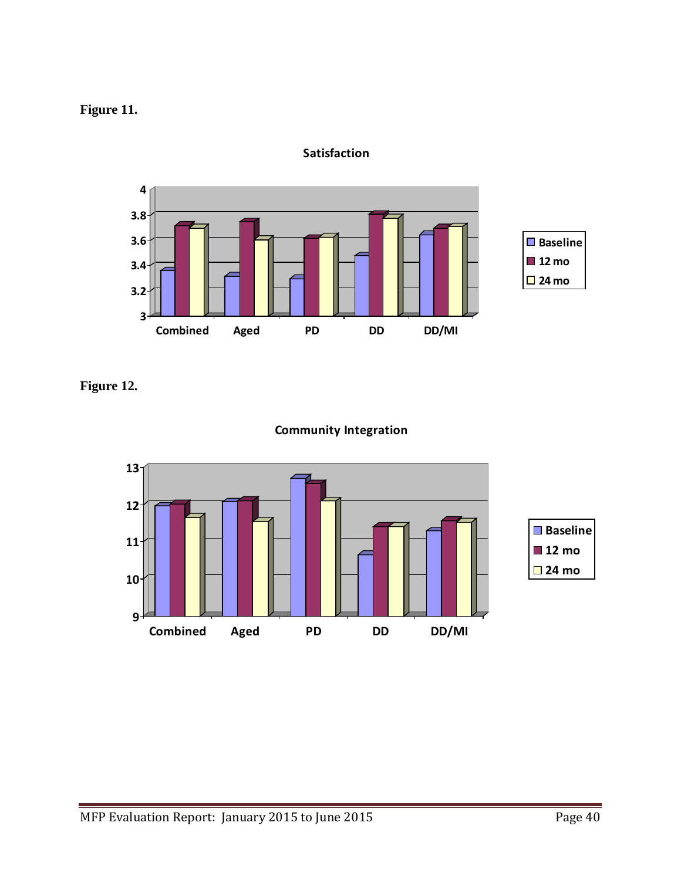**Figure 11.**

Satisfaction

**Figure 12.**

Community Integration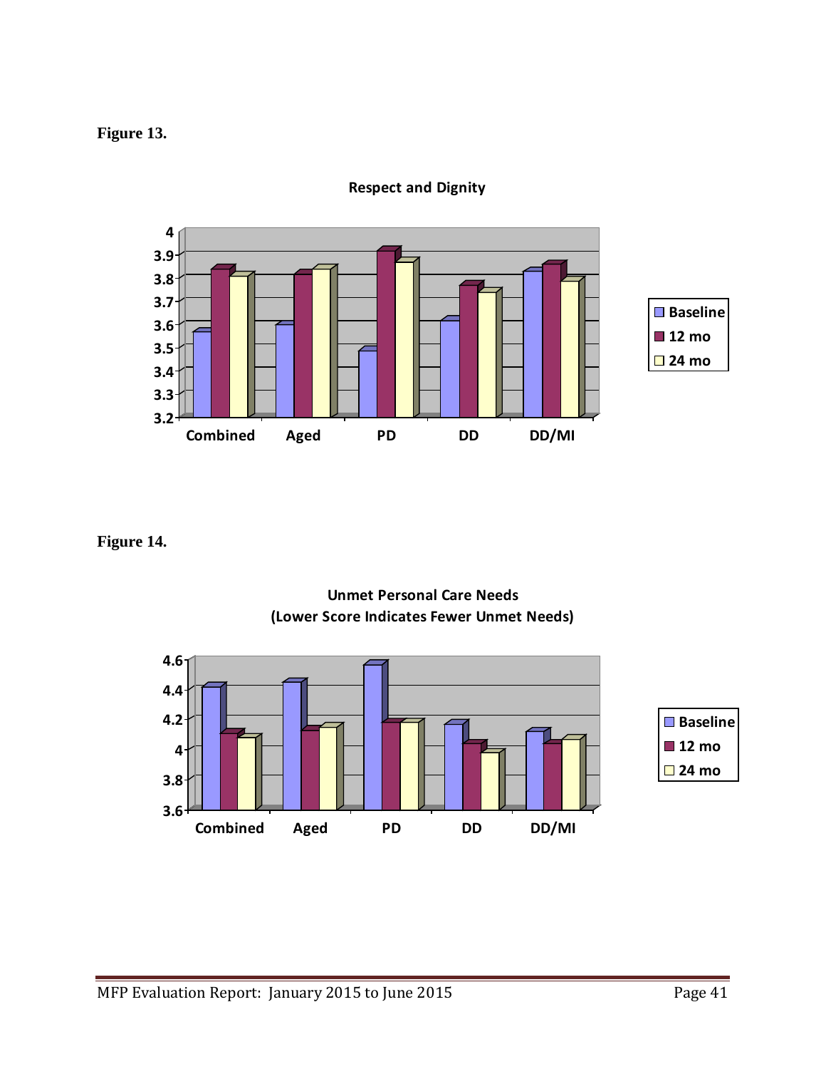**Figure 13.**

**Respect and Dignity**

**Figure 14.**

**Unmet Personal Care Needs (Lower Score Indicates Fewer Unmet Needs)**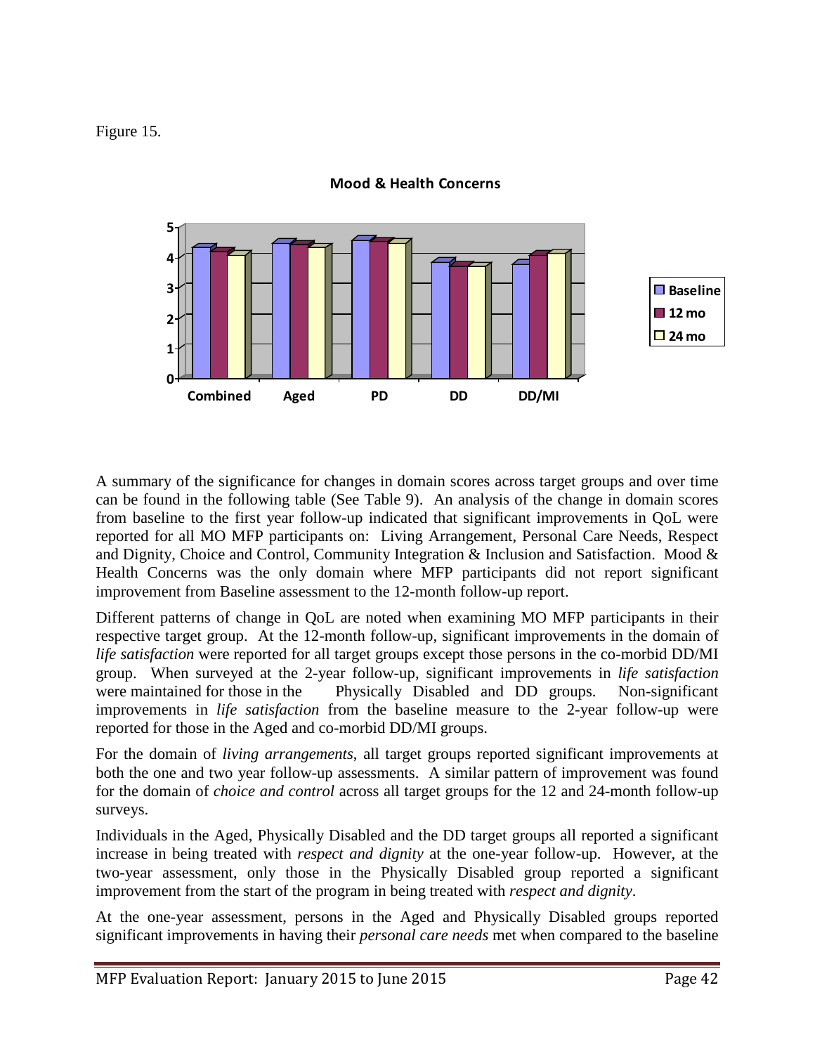Figure 15.

**Mood & Health Concerns**

A summary of the significance for changes in domain scores across target groups and over time can be found in the following table (See Table 9). An analysis of the change in domain scores from baseline to the first year follow-up indicated that significant improvements in QoL were reported for all MO MFP participants on: Living Arrangement, Personal Care Needs, Respect and Dignity, Choice and Control, Community Integration & Inclusion and Satisfaction. Mood & Health Concerns was the only domain where MFP participants did not report significant improvement from Baseline assessment to the 12-month follow-up report.

Different patterns of change in QoL are noted when examining MO MFP participants in their respective target group. At the 12-month follow-up, significant improvements in the domain of *life satisfaction* were reported for all target groups except those persons in the co-morbid DD/MI group. When surveyed at the 2-year follow-up, significant improvements in *life satisfaction* were maintained for those in the Physically Disabled and DD groups. Non-significant improvements in *life satisfaction* from the baseline measure to the 2-year follow-up were reported for those in the Aged and co-morbid DD/MI groups.

For the domain of *living arrangements*, all target groups reported significant improvements at both the one and two year follow-up assessments. A similar pattern of improvement was found for the domain of *choice and control* across all target groups for the 12 and 24-month follow-up surveys.

Individuals in the Aged, Physically Disabled and the DD target groups all reported a significant increase in being treated with *respect and dignity* at the one-year follow-up. However, at the two-year assessment, only those in the Physically Disabled group reported a significant improvement from the start of the program in being treated with *respect and dignity*.

At the one-year assessment, persons in the Aged and Physically Disabled groups reported significant improvements in having their *personal care needs* met when compared to the baseline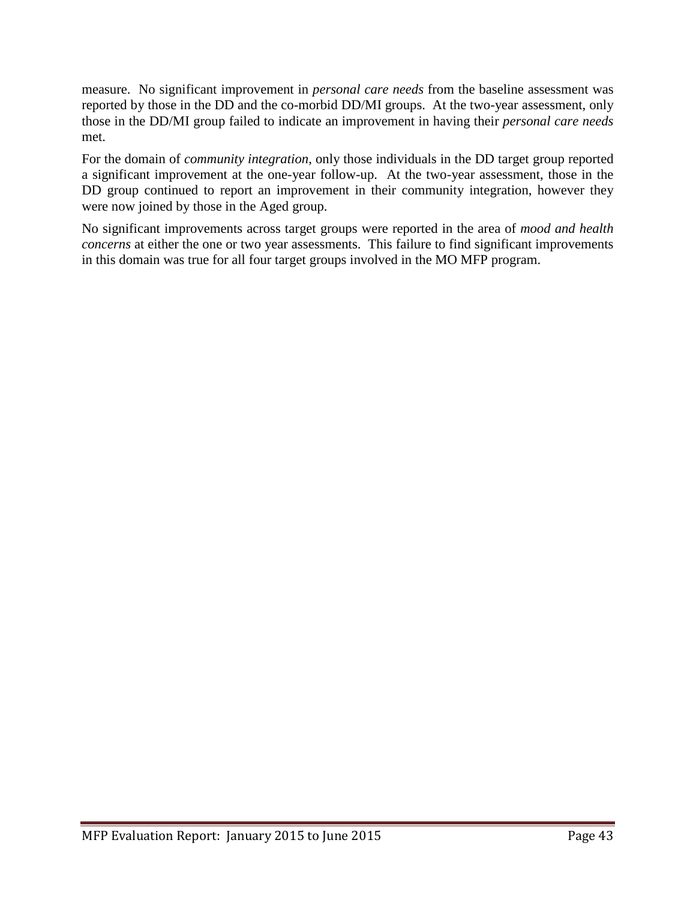measure. No significant improvement in *personal care needs* from the baseline assessment was reported by those in the DD and the co-morbid DD/MI groups. At the two-year assessment, only those in the DD/MI group failed to indicate an improvement in having their *personal care needs* met.

For the domain of *community integration*, only those individuals in the DD target group reported a significant improvement at the one-year follow-up. At the two-year assessment, those in the DD group continued to report an improvement in their community integration, however they were now joined by those in the Aged group.

No significant improvements across target groups were reported in the area of *mood and health concerns* at either the one or two year assessments. This failure to find significant improvements in this domain was true for all four target groups involved in the MO MFP program.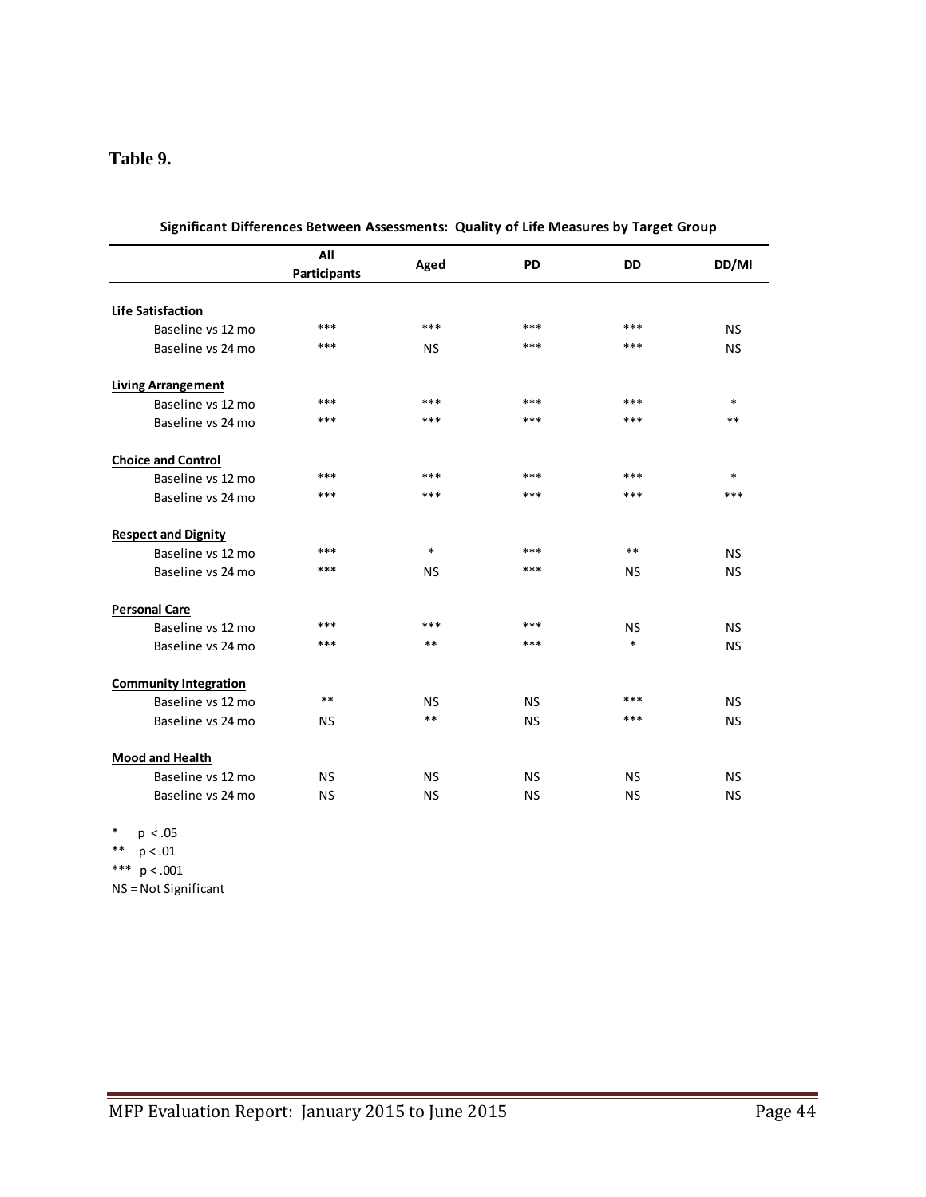**Table 9.**

**Significant Differences Between Assessments: Quality of Life Measures by Target Group**

| | All Participants | Aged | PD | DD | DD/MI |
|---|---|---|---|---|---|
| **Life Satisfaction** | | | | | |
| Baseline vs 12 mo | *** | *** | *** | *** | NS |
| Baseline vs 24 mo | *** | NS | *** | *** | NS |
| **Living Arrangement** | | | | | |
| Baseline vs 12 mo | *** | *** | *** | *** | * |
| Baseline vs 24 mo | *** | *** | *** | *** | ** |
| **Choice and Control** | | | | | |
| Baseline vs 12 mo | *** | *** | *** | *** | * |
| Baseline vs 24 mo | *** | *** | *** | *** | *** |
| **Respect and Dignity** | | | | | |
| Baseline vs 12 mo | *** | * | *** | ** | NS |
| Baseline vs 24 mo | *** | NS | *** | NS | NS |
| **Personal Care** | | | | | |
| Baseline vs 12 mo | *** | *** | *** | NS | NS |
| Baseline vs 24 mo | *** | ** | *** | * | NS |
| **Community Integration** | | | | | |
| Baseline vs 12 mo | ** | NS | NS | *** | NS |
| Baseline vs 24 mo | NS | ** | NS | *** | NS |
| **Mood and Health** | | | | | |
| Baseline vs 12 mo | NS | NS | NS | NS | NS |
| Baseline vs 24 mo | NS | NS | NS | NS | NS |

\* $p < .05$

\** $p < .01$

\*** $p < .001$

NS = Not Significant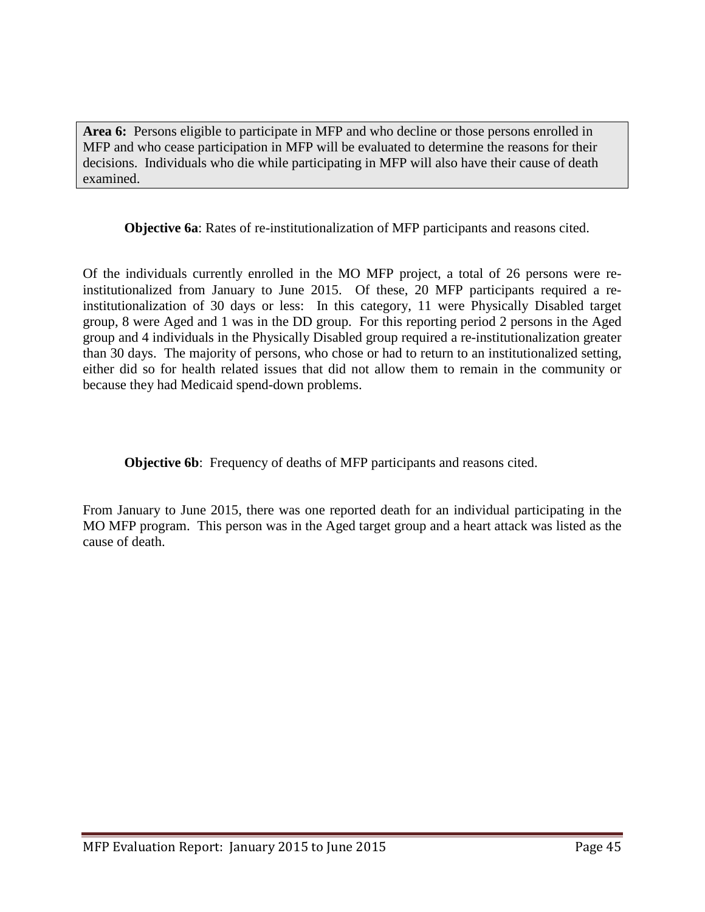**Area 6:** Persons eligible to participate in MFP and who decline or those persons enrolled in MFP and who cease participation in MFP will be evaluated to determine the reasons for their decisions. Individuals who die while participating in MFP will also have their cause of death examined.

**Objective 6a**: Rates of re-institutionalization of MFP participants and reasons cited.

Of the individuals currently enrolled in the MO MFP project, a total of 26 persons were re-institutionalized from January to June 2015. Of these, 20 MFP participants required a re-institutionalization of 30 days or less: In this category, 11 were Physically Disabled target group, 8 were Aged and 1 was in the DD group. For this reporting period 2 persons in the Aged group and 4 individuals in the Physically Disabled group required a re-institutionalization greater than 30 days. The majority of persons, who chose or had to return to an institutionalized setting, either did so for health related issues that did not allow them to remain in the community or because they had Medicaid spend-down problems.

**Objective 6b**: Frequency of deaths of MFP participants and reasons cited.

From January to June 2015, there was one reported death for an individual participating in the MO MFP program. This person was in the Aged target group and a heart attack was listed as the cause of death.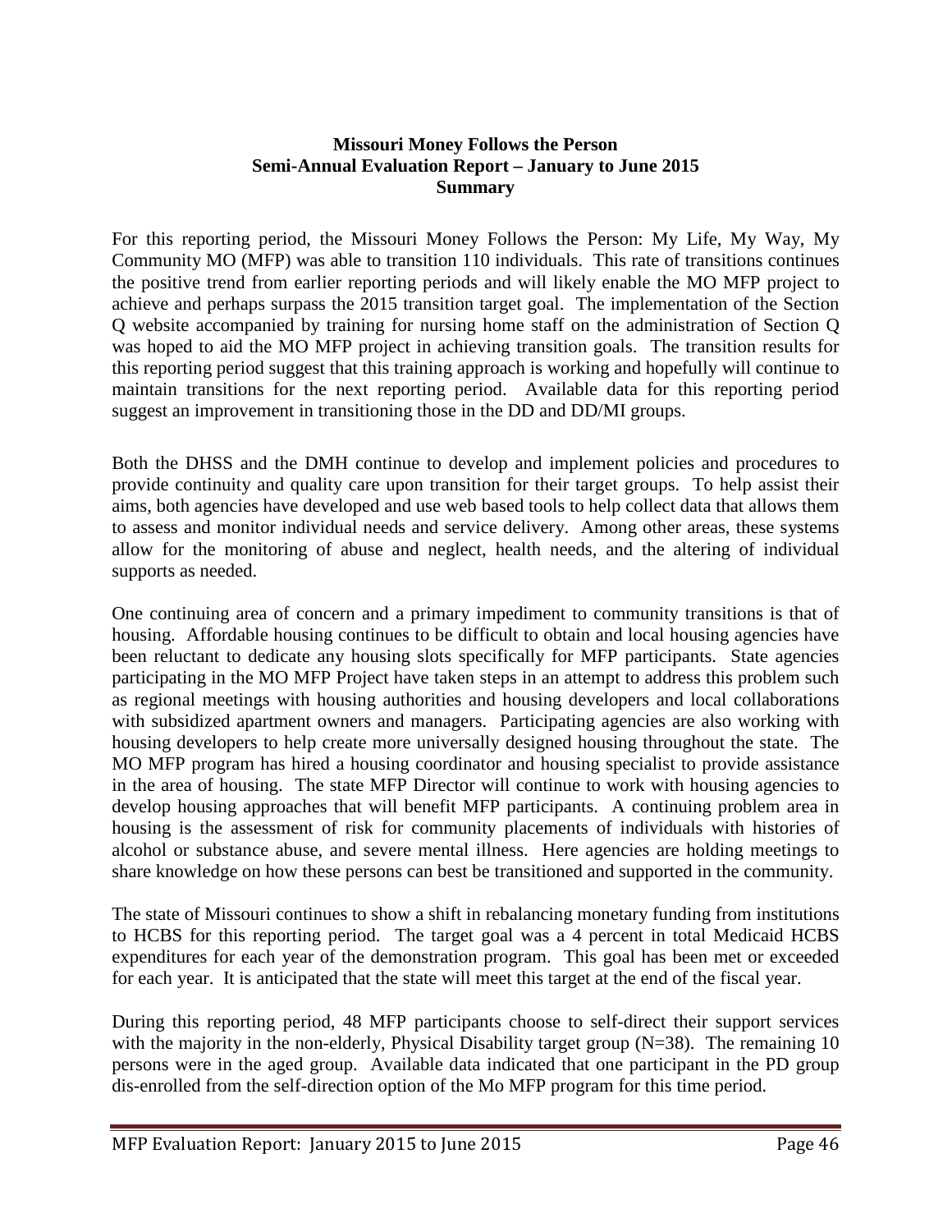**Missouri Money Follows the Person**
**Semi-Annual Evaluation Report – January to June 2015**
**Summary**

For this reporting period, the Missouri Money Follows the Person: My Life, My Way, My Community MO (MFP) was able to transition 110 individuals. This rate of transitions continues the positive trend from earlier reporting periods and will likely enable the MO MFP project to achieve and perhaps surpass the 2015 transition target goal. The implementation of the Section Q website accompanied by training for nursing home staff on the administration of Section Q was hoped to aid the MO MFP project in achieving transition goals. The transition results for this reporting period suggest that this training approach is working and hopefully will continue to maintain transitions for the next reporting period. Available data for this reporting period suggest an improvement in transitioning those in the DD and DD/MI groups.

Both the DHSS and the DMH continue to develop and implement policies and procedures to provide continuity and quality care upon transition for their target groups. To help assist their aims, both agencies have developed and use web based tools to help collect data that allows them to assess and monitor individual needs and service delivery. Among other areas, these systems allow for the monitoring of abuse and neglect, health needs, and the altering of individual supports as needed.

One continuing area of concern and a primary impediment to community transitions is that of housing. Affordable housing continues to be difficult to obtain and local housing agencies have been reluctant to dedicate any housing slots specifically for MFP participants. State agencies participating in the MO MFP Project have taken steps in an attempt to address this problem such as regional meetings with housing authorities and housing developers and local collaborations with subsidized apartment owners and managers. Participating agencies are also working with housing developers to help create more universally designed housing throughout the state. The MO MFP program has hired a housing coordinator and housing specialist to provide assistance in the area of housing. The state MFP Director will continue to work with housing agencies to develop housing approaches that will benefit MFP participants. A continuing problem area in housing is the assessment of risk for community placements of individuals with histories of alcohol or substance abuse, and severe mental illness. Here agencies are holding meetings to share knowledge on how these persons can best be transitioned and supported in the community.

The state of Missouri continues to show a shift in rebalancing monetary funding from institutions to HCBS for this reporting period. The target goal was a 4 percent in total Medicaid HCBS expenditures for each year of the demonstration program. This goal has been met or exceeded for each year. It is anticipated that the state will meet this target at the end of the fiscal year.

During this reporting period, 48 MFP participants choose to self-direct their support services with the majority in the non-elderly, Physical Disability target group (N=38). The remaining 10 persons were in the aged group. Available data indicated that one participant in the PD group dis-enrolled from the self-direction option of the Mo MFP program for this time period.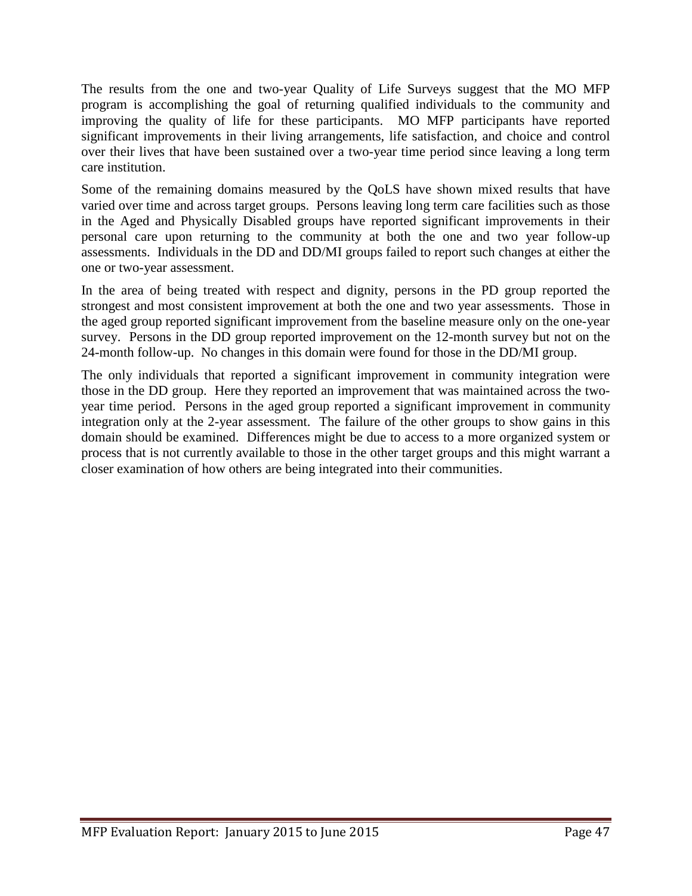The results from the one and two-year Quality of Life Surveys suggest that the MO MFP program is accomplishing the goal of returning qualified individuals to the community and improving the quality of life for these participants. MO MFP participants have reported significant improvements in their living arrangements, life satisfaction, and choice and control over their lives that have been sustained over a two-year time period since leaving a long term care institution.

Some of the remaining domains measured by the QoLS have shown mixed results that have varied over time and across target groups. Persons leaving long term care facilities such as those in the Aged and Physically Disabled groups have reported significant improvements in their personal care upon returning to the community at both the one and two year follow-up assessments. Individuals in the DD and DD/MI groups failed to report such changes at either the one or two-year assessment.

In the area of being treated with respect and dignity, persons in the PD group reported the strongest and most consistent improvement at both the one and two year assessments. Those in the aged group reported significant improvement from the baseline measure only on the one-year survey. Persons in the DD group reported improvement on the 12-month survey but not on the 24-month follow-up. No changes in this domain were found for those in the DD/MI group.

The only individuals that reported a significant improvement in community integration were those in the DD group. Here they reported an improvement that was maintained across the two-year time period. Persons in the aged group reported a significant improvement in community integration only at the 2-year assessment. The failure of the other groups to show gains in this domain should be examined. Differences might be due to access to a more organized system or process that is not currently available to those in the other target groups and this might warrant a closer examination of how others are being integrated into their communities.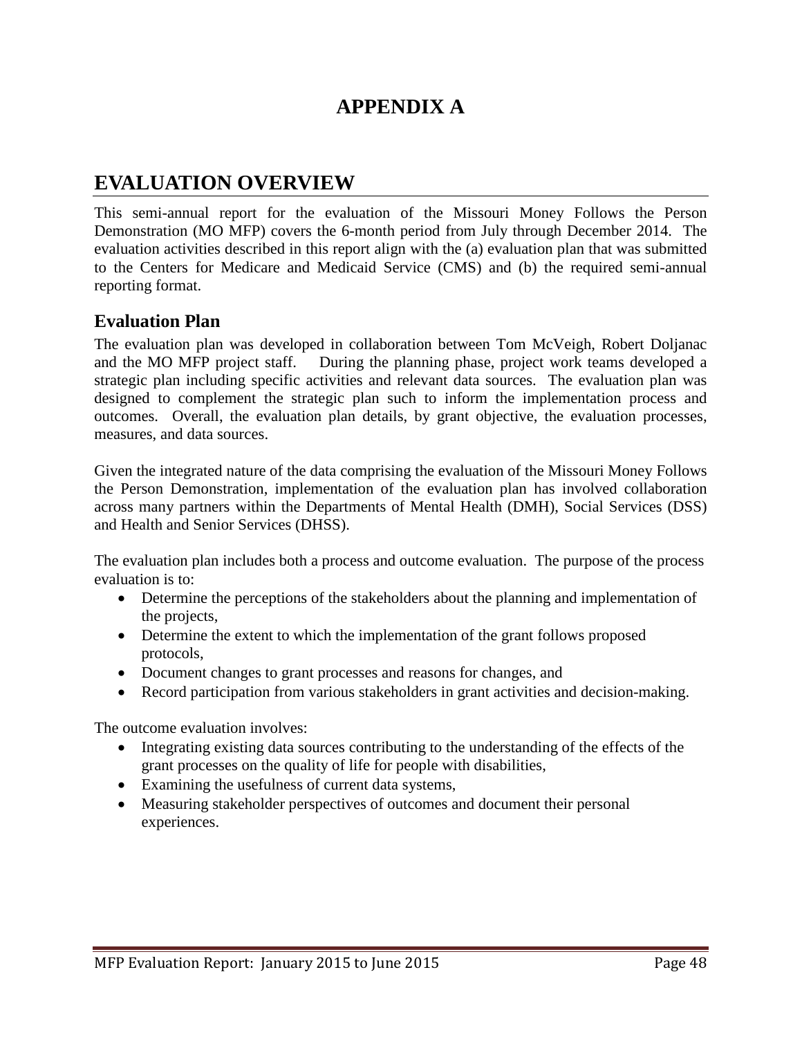# APPENDIX A

## EVALUATION OVERVIEW

This semi-annual report for the evaluation of the Missouri Money Follows the Person Demonstration (MO MFP) covers the 6-month period from July through December 2014. The evaluation activities described in this report align with the (a) evaluation plan that was submitted to the Centers for Medicare and Medicaid Service (CMS) and (b) the required semi-annual reporting format.

### Evaluation Plan

The evaluation plan was developed in collaboration between Tom McVeigh, Robert Doljanac and the MO MFP project staff. During the planning phase, project work teams developed a strategic plan including specific activities and relevant data sources. The evaluation plan was designed to complement the strategic plan such to inform the implementation process and outcomes. Overall, the evaluation plan details, by grant objective, the evaluation processes, measures, and data sources.

Given the integrated nature of the data comprising the evaluation of the Missouri Money Follows the Person Demonstration, implementation of the evaluation plan has involved collaboration across many partners within the Departments of Mental Health (DMH), Social Services (DSS) and Health and Senior Services (DHSS).

The evaluation plan includes both a process and outcome evaluation. The purpose of the process evaluation is to:

- Determine the perceptions of the stakeholders about the planning and implementation of the projects,
- Determine the extent to which the implementation of the grant follows proposed protocols,
- Document changes to grant processes and reasons for changes, and
- Record participation from various stakeholders in grant activities and decision-making.

The outcome evaluation involves:

- Integrating existing data sources contributing to the understanding of the effects of the grant processes on the quality of life for people with disabilities,
- Examining the usefulness of current data systems,
- Measuring stakeholder perspectives of outcomes and document their personal experiences.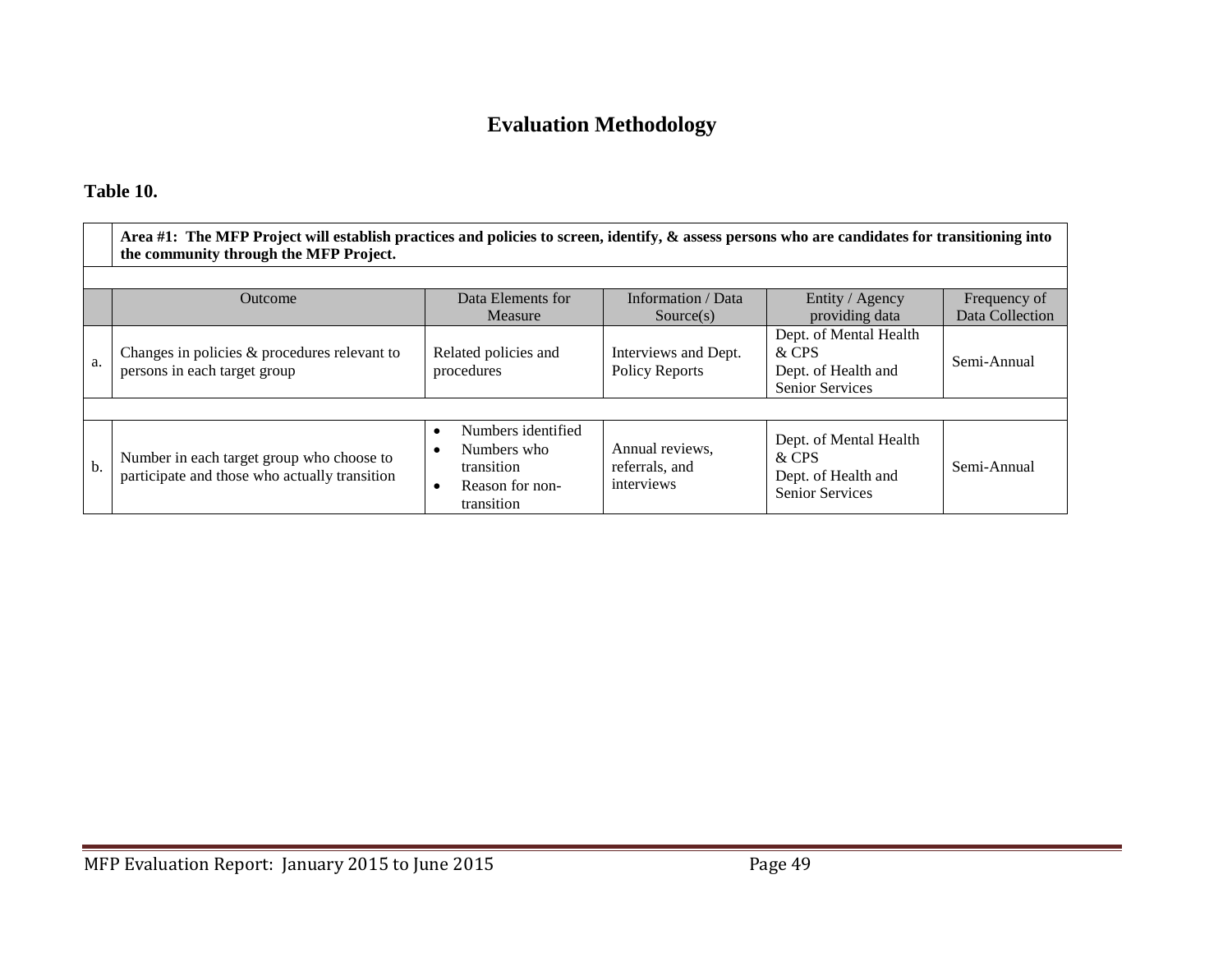# Evaluation Methodology

**Table 10.**

| | **Area #1: The MFP Project will establish practices and policies to screen, identify, & assess persons who are candidates for transitioning into the community through the MFP Project.** | | | | |
|---|---|---|---|---|---|
| | Outcome | Data Elements for Measure | Information / Data Source(s) | Entity / Agency providing data | Frequency of Data Collection |
| a. | Changes in policies & procedures relevant to persons in each target group | Related policies and procedures | Interviews and Dept. Policy Reports | Dept. of Mental Health & CPS<br>Dept. of Health and Senior Services | Semi-Annual |
| b. | Number in each target group who choose to participate and those who actually transition | • Numbers identified<br>• Numbers who transition<br>• Reason for non-transition | Annual reviews, referrals, and interviews | Dept. of Mental Health & CPS<br>Dept. of Health and Senior Services | Semi-Annual |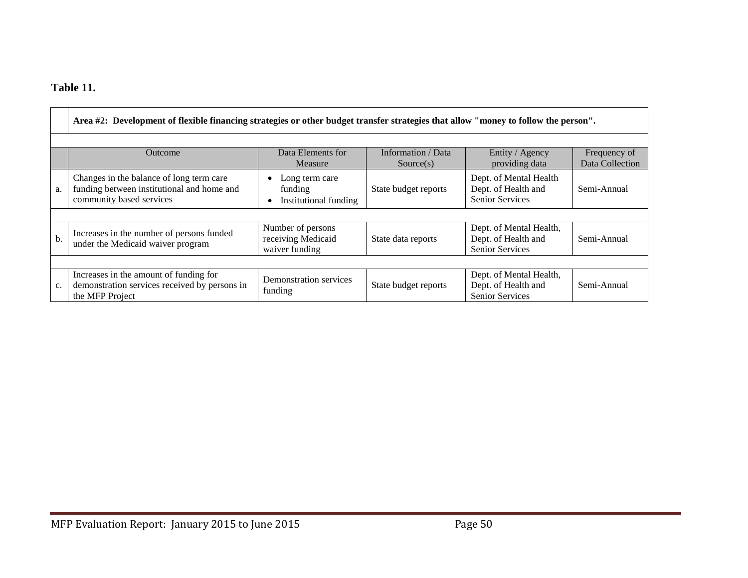**Table 11.**

| | Area #2: Development of flexible financing strategies or other budget transfer strategies that allow "money to follow the person". | | | | |
|---|---|---|---|---|---|
| | **Outcome** | **Data Elements for Measure** | **Information / Data Source(s)** | **Entity / Agency providing data** | **Frequency of Data Collection** |
| a. | Changes in the balance of long term care funding between institutional and home and community based services | • Long term care funding<br>• Institutional funding | State budget reports | Dept. of Mental Health<br>Dept. of Health and Senior Services | Semi-Annual |
| b. | Increases in the number of persons funded under the Medicaid waiver program | Number of persons receiving Medicaid waiver funding | State data reports | Dept. of Mental Health,<br>Dept. of Health and Senior Services | Semi-Annual |
| c. | Increases in the amount of funding for demonstration services received by persons in the MFP Project | Demonstration services funding | State budget reports | Dept. of Mental Health,<br>Dept. of Health and Senior Services | Semi-Annual |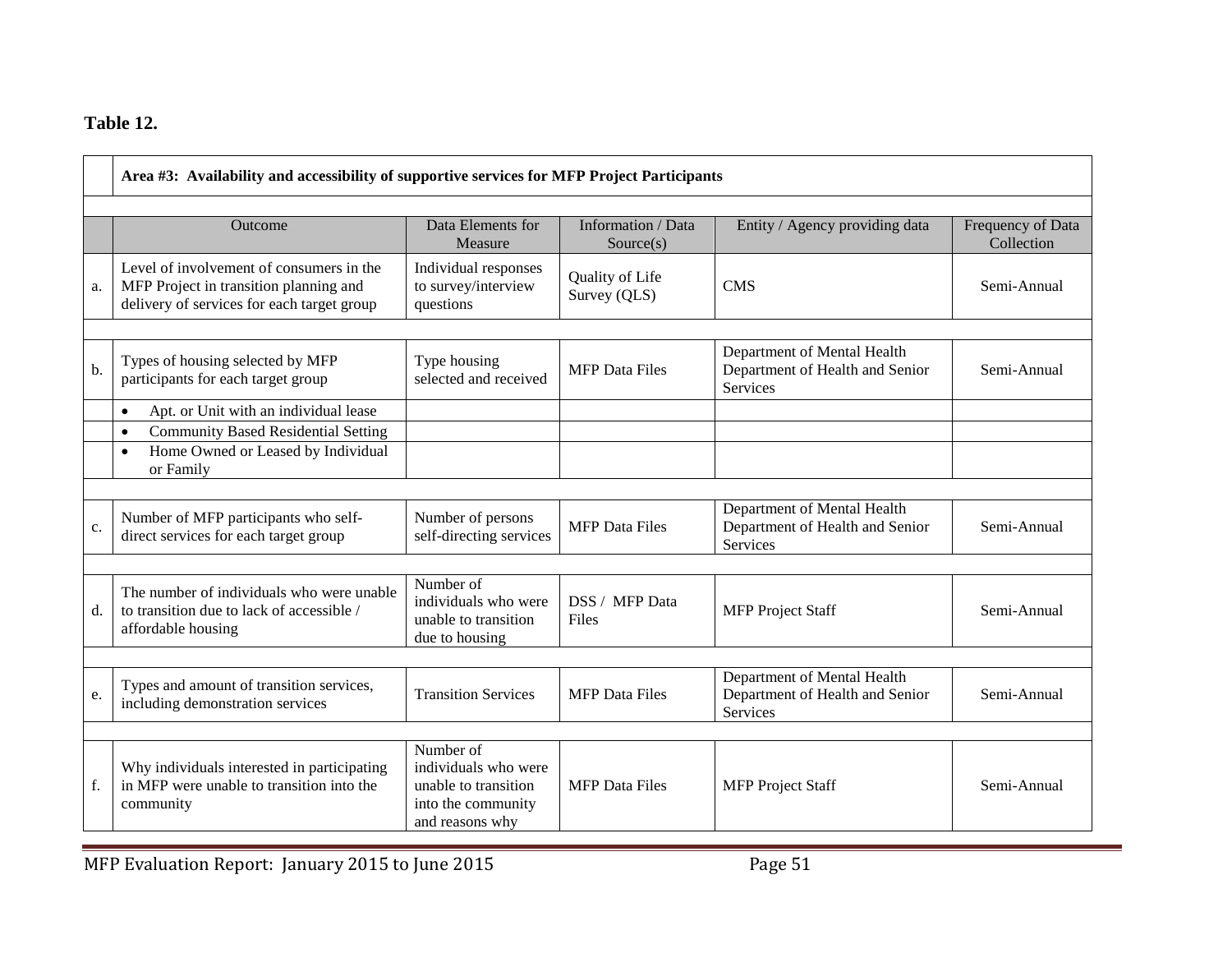**Table 12.**

| | Area #3: Availability and accessibility of supportive services for MFP Project Participants | | | | |
|---|---|---|---|---|---|
| | Outcome | Data Elements for Measure | Information / Data Source(s) | Entity / Agency providing data | Frequency of Data Collection |
| a. | Level of involvement of consumers in the MFP Project in transition planning and delivery of services for each target group | Individual responses to survey/interview questions | Quality of Life Survey (QLS) | CMS | Semi-Annual |
| b. | Types of housing selected by MFP participants for each target group | Type housing selected and received | MFP Data Files | Department of Mental Health Department of Health and Senior Services | Semi-Annual |
| | • Apt. or Unit with an individual lease | | | | |
| | • Community Based Residential Setting | | | | |
| | • Home Owned or Leased by Individual or Family | | | | |
| c. | Number of MFP participants who self-direct services for each target group | Number of persons self-directing services | MFP Data Files | Department of Mental Health Department of Health and Senior Services | Semi-Annual |
| d. | The number of individuals who were unable to transition due to lack of accessible / affordable housing | Number of individuals who were unable to transition due to housing | DSS / MFP Data Files | MFP Project Staff | Semi-Annual |
| e. | Types and amount of transition services, including demonstration services | Transition Services | MFP Data Files | Department of Mental Health Department of Health and Senior Services | Semi-Annual |
| f. | Why individuals interested in participating in MFP were unable to transition into the community | Number of individuals who were unable to transition into the community and reasons why | MFP Data Files | MFP Project Staff | Semi-Annual |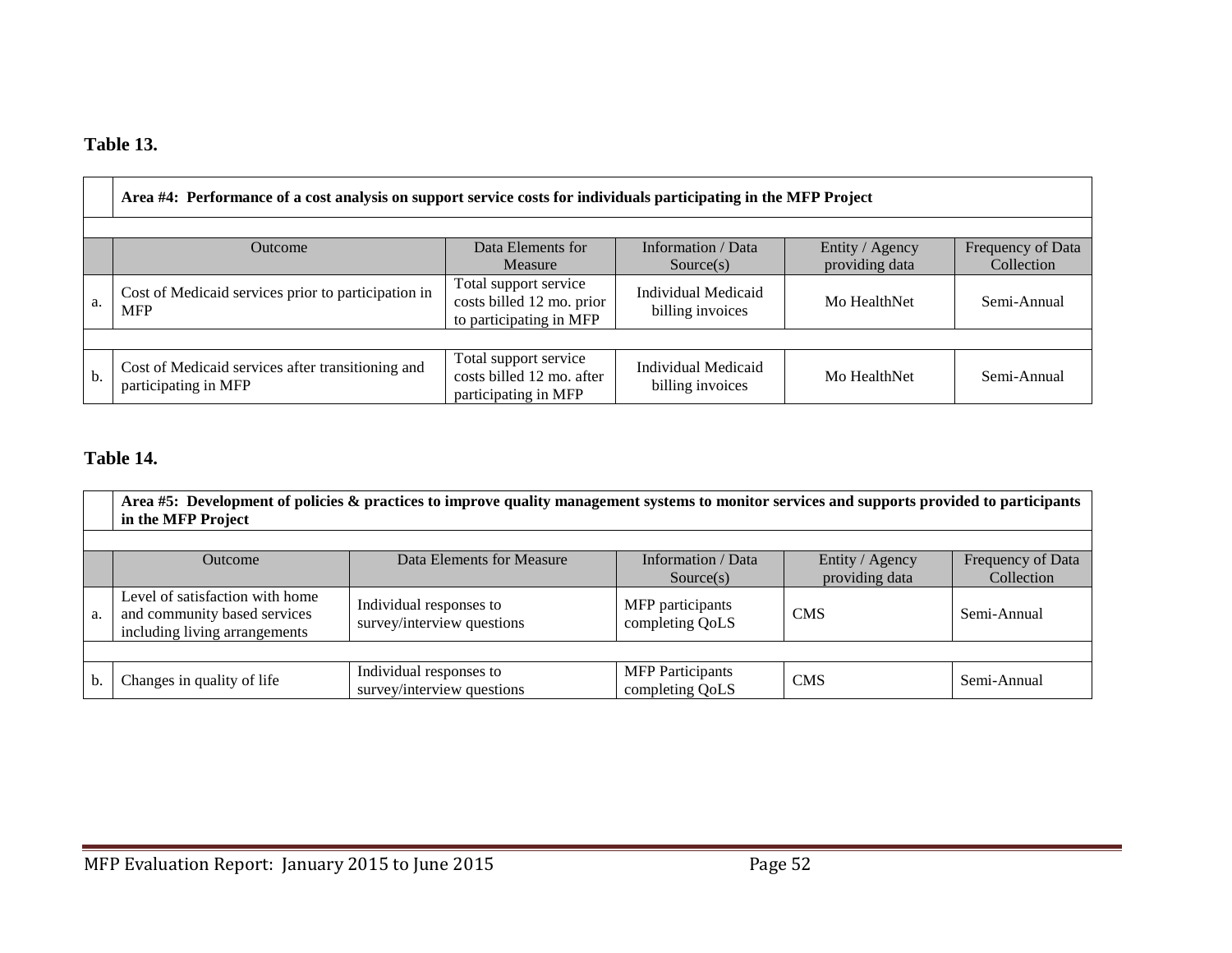**Table 13.**

| | Area #4: Performance of a cost analysis on support service costs for individuals participating in the MFP Project | | | | |
|---|---|---|---|---|---|
| | Outcome | Data Elements for Measure | Information / Data Source(s) | Entity / Agency providing data | Frequency of Data Collection |
| a. | Cost of Medicaid services prior to participation in MFP | Total support service costs billed 12 mo. prior to participating in MFP | Individual Medicaid billing invoices | Mo HealthNet | Semi-Annual |
| b. | Cost of Medicaid services after transitioning and participating in MFP | Total support service costs billed 12 mo. after participating in MFP | Individual Medicaid billing invoices | Mo HealthNet | Semi-Annual |

**Table 14.**

| | Area #5: Development of policies & practices to improve quality management systems to monitor services and supports provided to participants in the MFP Project | | | | |
|---|---|---|---|---|---|
| | Outcome | Data Elements for Measure | Information / Data Source(s) | Entity / Agency providing data | Frequency of Data Collection |
| a. | Level of satisfaction with home and community based services including living arrangements | Individual responses to survey/interview questions | MFP participants completing QoLS | CMS | Semi-Annual |
| b. | Changes in quality of life | Individual responses to survey/interview questions | MFP Participants completing QoLS | CMS | Semi-Annual |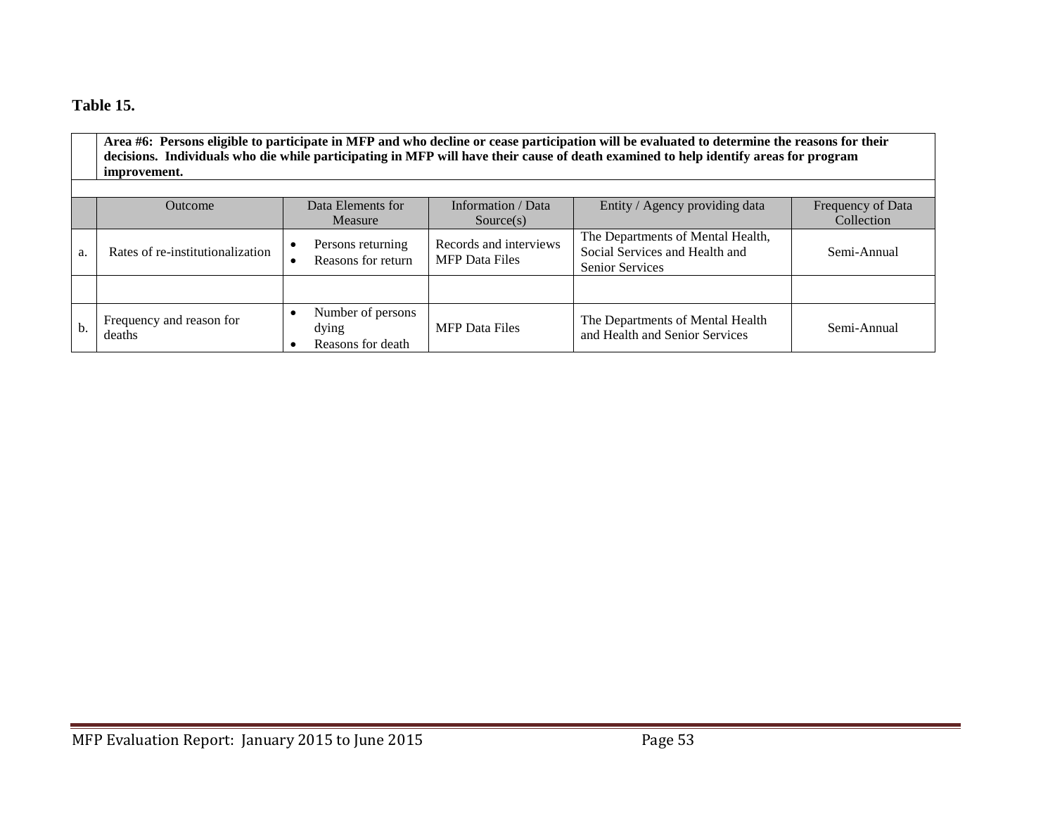**Table 15.**

| | Area #6: Persons eligible to participate in MFP and who decline or cease participation will be evaluated to determine the reasons for their decisions. Individuals who die while participating in MFP will have their cause of death examined to help identify areas for program improvement. | | | | |
|---|---|---|---|---|---|
| | | | | | |
| | Outcome | Data Elements for Measure | Information / Data Source(s) | Entity / Agency providing data | Frequency of Data Collection |
| a. | Rates of re-institutionalization | • Persons returning<br>• Reasons for return | Records and interviews MFP Data Files | The Departments of Mental Health, Social Services and Health and Senior Services | Semi-Annual |
| | | | | | |
| b. | Frequency and reason for deaths | • Number of persons dying<br>• Reasons for death | MFP Data Files | The Departments of Mental Health and Health and Senior Services | Semi-Annual |